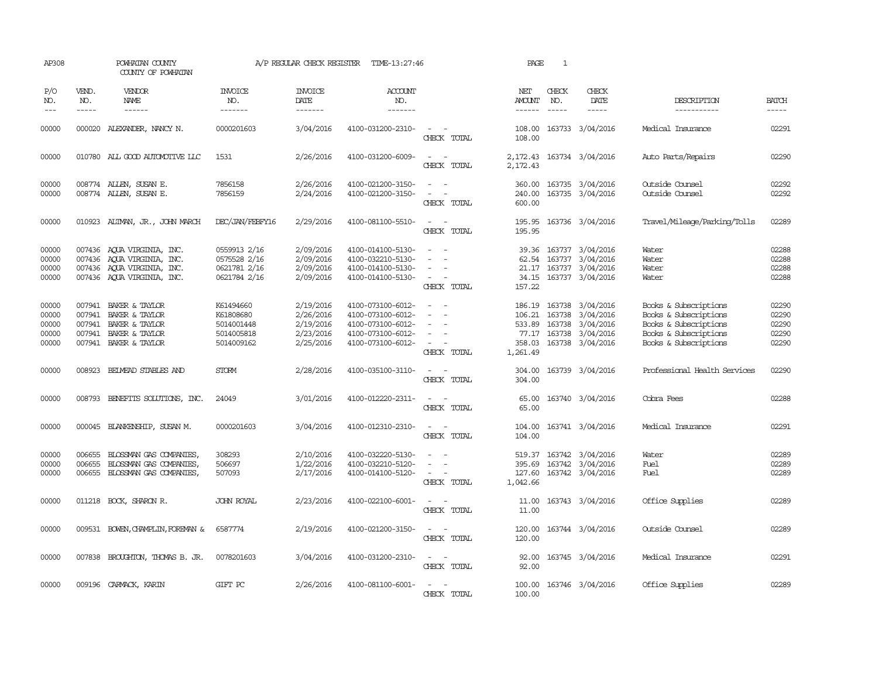AP308 POWHATAN COUNTY A/P REGULAR CHECK REGISTER TIME-13:27:46 PAGE 1

COUNTY OF POWHATAN

| P/O NO. | VEND. NO. | VENDOR NAME | INVOICE NO. | INVOICE DATE | ACCOUNT NO. | | NET AMOUNT | CHECK NO. | CHECK DATE | DESCRIPTION | BATCH |
|---|---|---|---|---|---|---|---|---|---|---|---|
| 00000 | 000020 | ALEXANDER, NANCY N. | 0000201603 | 3/04/2016 | 4100-031200-2310- | - - | 108.00 | 163733 | 3/04/2016 | Medical Insurance | 02291 |
| | | | | | | CHECK TOTAL | 108.00 | | | | |
| 00000 | 010780 | ALL GOOD AUTOMOTIVE LLC | 1531 | 2/26/2016 | 4100-031200-6009- | - - | 2,172.43 | 163734 | 3/04/2016 | Auto Parts/Repairs | 02290 |
| | | | | | | CHECK TOTAL | 2,172.43 | | | | |
| 00000 | 008774 | ALLEN, SUSAN E. | 7856158 | 2/26/2016 | 4100-021200-3150- | - - | 360.00 | 163735 | 3/04/2016 | Outside Counsel | 02292 |
| 00000 | 008774 | ALLEN, SUSAN E. | 7856159 | 2/24/2016 | 4100-021200-3150- | - - | 240.00 | 163735 | 3/04/2016 | Outside Counsel | 02292 |
| | | | | | | CHECK TOTAL | 600.00 | | | | |
| 00000 | 010923 | ALTMAN, JR., JOHN MARCH | DEC/JAN/FEBFY16 | 2/29/2016 | 4100-081100-5510- | - - | 195.95 | 163736 | 3/04/2016 | Travel/Mileage/Parking/Tolls | 02289 |
| | | | | | | CHECK TOTAL | 195.95 | | | | |
| 00000 | 007436 | AQUA VIRGINIA, INC. | 0559913 2/16 | 2/09/2016 | 4100-014100-5130- | - - | 39.36 | 163737 | 3/04/2016 | Water | 02288 |
| 00000 | 007436 | AQUA VIRGINIA, INC. | 0575528 2/16 | 2/09/2016 | 4100-032210-5130- | - - | 62.54 | 163737 | 3/04/2016 | Water | 02288 |
| 00000 | 007436 | AQUA VIRGINIA, INC. | 0621781 2/16 | 2/09/2016 | 4100-014100-5130- | - - | 21.17 | 163737 | 3/04/2016 | Water | 02288 |
| 00000 | 007436 | AQUA VIRGINIA, INC. | 0621784 2/16 | 2/09/2016 | 4100-014100-5130- | - - | 34.15 | 163737 | 3/04/2016 | Water | 02288 |
| | | | | | | CHECK TOTAL | 157.22 | | | | |
| 00000 | 007941 | BAKER & TAYLOR | K61494660 | 2/19/2016 | 4100-073100-6012- | - - | 186.19 | 163738 | 3/04/2016 | Books & Subscriptions | 02290 |
| 00000 | 007941 | BAKER & TAYLOR | K61808680 | 2/26/2016 | 4100-073100-6012- | - - | 106.21 | 163738 | 3/04/2016 | Books & Subscriptions | 02290 |
| 00000 | 007941 | BAKER & TAYLOR | 5014001448 | 2/19/2016 | 4100-073100-6012- | - - | 533.89 | 163738 | 3/04/2016 | Books & Subscriptions | 02290 |
| 00000 | 007941 | BAKER & TAYLOR | 5014005818 | 2/23/2016 | 4100-073100-6012- | - - | 77.17 | 163738 | 3/04/2016 | Books & Subscriptions | 02290 |
| 00000 | 007941 | BAKER & TAYLOR | 5014009162 | 2/25/2016 | 4100-073100-6012- | - - | 358.03 | 163738 | 3/04/2016 | Books & Subscriptions | 02290 |
| | | | | | | CHECK TOTAL | 1,261.49 | | | | |
| 00000 | 008923 | BELMEAD STABLES AND | STORM | 2/28/2016 | 4100-035100-3110- | - - | 304.00 | 163739 | 3/04/2016 | Professional Health Services | 02290 |
| | | | | | | CHECK TOTAL | 304.00 | | | | |
| 00000 | 008793 | BENEFITS SOLUTIONS, INC. | 24049 | 3/01/2016 | 4100-012220-2311- | - - | 65.00 | 163740 | 3/04/2016 | Cobra Fees | 02288 |
| | | | | | | CHECK TOTAL | 65.00 | | | | |
| 00000 | 000045 | BLANKENSHIP, SUSAN M. | 0000201603 | 3/04/2016 | 4100-012310-2310- | - - | 104.00 | 163741 | 3/04/2016 | Medical Insurance | 02291 |
| | | | | | | CHECK TOTAL | 104.00 | | | | |
| 00000 | 006655 | BLOSSMAN GAS COMPANIES, | 308293 | 2/10/2016 | 4100-032220-5130- | - - | 519.37 | 163742 | 3/04/2016 | Water | 02289 |
| 00000 | 006655 | BLOSSMAN GAS COMPANIES, | 506697 | 1/22/2016 | 4100-032210-5120- | - - | 395.69 | 163742 | 3/04/2016 | Fuel | 02289 |
| 00000 | 006655 | BLOSSMAN GAS COMPANIES, | 507093 | 2/17/2016 | 4100-014100-5120- | - - | 127.60 | 163742 | 3/04/2016 | Fuel | 02289 |
| | | | | | | CHECK TOTAL | 1,042.66 | | | | |
| 00000 | 011218 | BOCK, SHARON R. | JOHN ROYAL | 2/23/2016 | 4100-022100-6001- | - - | 11.00 | 163743 | 3/04/2016 | Office Supplies | 02289 |
| | | | | | | CHECK TOTAL | 11.00 | | | | |
| 00000 | 009531 | BOWEN,CHAMPLIN,FOREMAN & | 6587774 | 2/19/2016 | 4100-021200-3150- | - - | 120.00 | 163744 | 3/04/2016 | Outside Counsel | 02289 |
| | | | | | | CHECK TOTAL | 120.00 | | | | |
| 00000 | 007838 | BROUGHTON, THOMAS B. JR. | 0078201603 | 3/04/2016 | 4100-031200-2310- | - - | 92.00 | 163745 | 3/04/2016 | Medical Insurance | 02291 |
| | | | | | | CHECK TOTAL | 92.00 | | | | |
| 00000 | 009196 | CARMACK, KARIN | GIFT PC | 2/26/2016 | 4100-081100-6001- | - - | 100.00 | 163746 | 3/04/2016 | Office Supplies | 02289 |
| | | | | | | CHECK TOTAL | 100.00 | | | | |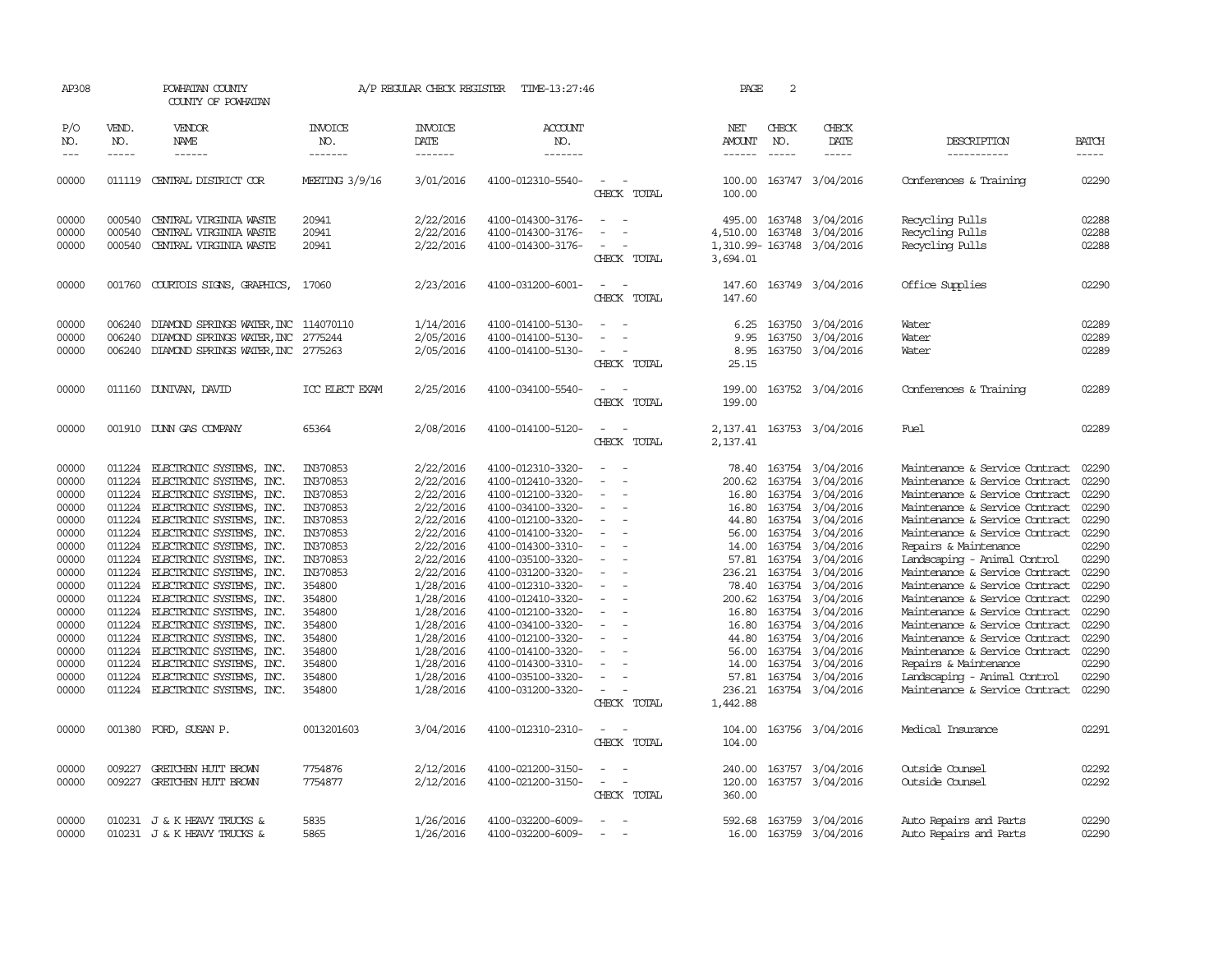AP308 POWHATAN COUNTY A/P REGULAR CHECK REGISTER TIME-13:27:46

COUNTY OF POWHATAN

| P/O NO. | VEND. NO. | VENDOR NAME | INVOICE NO. | INVOICE DATE | ACCOUNT NO. | | NET AMOUNT | CHECK NO. | CHECK DATE | DESCRIPTION | BATCH |
|---|---|---|---|---|---|---|---|---|---|---|---|
| 00000 | 011119 | CENTRAL DISTRICT COR | MEETING 3/9/16 | 3/01/2016 | 4100-012310-5540- | - - | 100.00 | 163747 | 3/04/2016 | Conferences & Training | 02290 |
| | | | | | | CHECK TOTAL | 100.00 | | | | |
| 00000 | 000540 | CENTRAL VIRGINIA WASTE | 20941 | 2/22/2016 | 4100-014300-3176- | - - | 495.00 | 163748 | 3/04/2016 | Recycling Pulls | 02288 |
| 00000 | 000540 | CENTRAL VIRGINIA WASTE | 20941 | 2/22/2016 | 4100-014300-3176- | - - | 4,510.00 | 163748 | 3/04/2016 | Recycling Pulls | 02288 |
| 00000 | 000540 | CENTRAL VIRGINIA WASTE | 20941 | 2/22/2016 | 4100-014300-3176- | - - | 1,310.99- | 163748 | 3/04/2016 | Recycling Pulls | 02288 |
| | | | | | | CHECK TOTAL | 3,694.01 | | | | |
| 00000 | 001760 | COURTOIS SIGNS, GRAPHICS, | 17060 | 2/23/2016 | 4100-031200-6001- | - - | 147.60 | 163749 | 3/04/2016 | Office Supplies | 02290 |
| | | | | | | CHECK TOTAL | 147.60 | | | | |
| 00000 | 006240 | DIAMOND SPRINGS WATER,INC | 114070110 | 1/14/2016 | 4100-014100-5130- | - - | 6.25 | 163750 | 3/04/2016 | Water | 02289 |
| 00000 | 006240 | DIAMOND SPRINGS WATER,INC | 2775244 | 2/05/2016 | 4100-014100-5130- | - - | 9.95 | 163750 | 3/04/2016 | Water | 02289 |
| 00000 | 006240 | DIAMOND SPRINGS WATER,INC | 2775263 | 2/05/2016 | 4100-014100-5130- | - - | 8.95 | 163750 | 3/04/2016 | Water | 02289 |
| | | | | | | CHECK TOTAL | 25.15 | | | | |
| 00000 | 011160 | DUNIVAN, DAVID | ICC ELECT EXAM | 2/25/2016 | 4100-034100-5540- | - - | 199.00 | 163752 | 3/04/2016 | Conferences & Training | 02289 |
| | | | | | | CHECK TOTAL | 199.00 | | | | |
| 00000 | 001910 | DUNN GAS COMPANY | 65364 | 2/08/2016 | 4100-014100-5120- | - - | 2,137.41 | 163753 | 3/04/2016 | Fuel | 02289 |
| | | | | | | CHECK TOTAL | 2,137.41 | | | | |
| 00000 | 011224 | ELECTRONIC SYSTEMS, INC. | IN370853 | 2/22/2016 | 4100-012310-3320- | - - | 78.40 | 163754 | 3/04/2016 | Maintenance & Service Contract | 02290 |
| 00000 | 011224 | ELECTRONIC SYSTEMS, INC. | IN370853 | 2/22/2016 | 4100-012410-3320- | - - | 200.62 | 163754 | 3/04/2016 | Maintenance & Service Contract | 02290 |
| 00000 | 011224 | ELECTRONIC SYSTEMS, INC. | IN370853 | 2/22/2016 | 4100-012100-3320- | - - | 16.80 | 163754 | 3/04/2016 | Maintenance & Service Contract | 02290 |
| 00000 | 011224 | ELECTRONIC SYSTEMS, INC. | IN370853 | 2/22/2016 | 4100-034100-3320- | - - | 16.80 | 163754 | 3/04/2016 | Maintenance & Service Contract | 02290 |
| 00000 | 011224 | ELECTRONIC SYSTEMS, INC. | IN370853 | 2/22/2016 | 4100-012100-3320- | - - | 44.80 | 163754 | 3/04/2016 | Maintenance & Service Contract | 02290 |
| 00000 | 011224 | ELECTRONIC SYSTEMS, INC. | IN370853 | 2/22/2016 | 4100-014100-3320- | - - | 56.00 | 163754 | 3/04/2016 | Maintenance & Service Contract | 02290 |
| 00000 | 011224 | ELECTRONIC SYSTEMS, INC. | IN370853 | 2/22/2016 | 4100-014300-3310- | - - | 14.00 | 163754 | 3/04/2016 | Repairs & Maintenance | 02290 |
| 00000 | 011224 | ELECTRONIC SYSTEMS, INC. | IN370853 | 2/22/2016 | 4100-035100-3320- | - - | 57.81 | 163754 | 3/04/2016 | Landscaping - Animal Control | 02290 |
| 00000 | 011224 | ELECTRONIC SYSTEMS, INC. | IN370853 | 2/22/2016 | 4100-031200-3320- | - - | 236.21 | 163754 | 3/04/2016 | Maintenance & Service Contract | 02290 |
| 00000 | 011224 | ELECTRONIC SYSTEMS, INC. | 354800 | 1/28/2016 | 4100-012310-3320- | - - | 78.40 | 163754 | 3/04/2016 | Maintenance & Service Contract | 02290 |
| 00000 | 011224 | ELECTRONIC SYSTEMS, INC. | 354800 | 1/28/2016 | 4100-012410-3320- | - - | 200.62 | 163754 | 3/04/2016 | Maintenance & Service Contract | 02290 |
| 00000 | 011224 | ELECTRONIC SYSTEMS, INC. | 354800 | 1/28/2016 | 4100-012100-3320- | - - | 16.80 | 163754 | 3/04/2016 | Maintenance & Service Contract | 02290 |
| 00000 | 011224 | ELECTRONIC SYSTEMS, INC. | 354800 | 1/28/2016 | 4100-034100-3320- | - - | 16.80 | 163754 | 3/04/2016 | Maintenance & Service Contract | 02290 |
| 00000 | 011224 | ELECTRONIC SYSTEMS, INC. | 354800 | 1/28/2016 | 4100-012100-3320- | - - | 44.80 | 163754 | 3/04/2016 | Maintenance & Service Contract | 02290 |
| 00000 | 011224 | ELECTRONIC SYSTEMS, INC. | 354800 | 1/28/2016 | 4100-014100-3320- | - - | 56.00 | 163754 | 3/04/2016 | Maintenance & Service Contract | 02290 |
| 00000 | 011224 | ELECTRONIC SYSTEMS, INC. | 354800 | 1/28/2016 | 4100-014300-3310- | - - | 14.00 | 163754 | 3/04/2016 | Repairs & Maintenance | 02290 |
| 00000 | 011224 | ELECTRONIC SYSTEMS, INC. | 354800 | 1/28/2016 | 4100-035100-3320- | - - | 57.81 | 163754 | 3/04/2016 | Landscaping - Animal Control | 02290 |
| 00000 | 011224 | ELECTRONIC SYSTEMS, INC. | 354800 | 1/28/2016 | 4100-031200-3320- | - - | 236.21 | 163754 | 3/04/2016 | Maintenance & Service Contract | 02290 |
| | | | | | | CHECK TOTAL | 1,442.88 | | | | |
| 00000 | 001380 | FORD, SUSAN P. | 0013201603 | 3/04/2016 | 4100-012310-2310- | - - | 104.00 | 163756 | 3/04/2016 | Medical Insurance | 02291 |
| | | | | | | CHECK TOTAL | 104.00 | | | | |
| 00000 | 009227 | GRETCHEN HUTT BROWN | 7754876 | 2/12/2016 | 4100-021200-3150- | - - | 240.00 | 163757 | 3/04/2016 | Outside Counsel | 02292 |
| 00000 | 009227 | GRETCHEN HUTT BROWN | 7754877 | 2/12/2016 | 4100-021200-3150- | - - | 120.00 | 163757 | 3/04/2016 | Outside Counsel | 02292 |
| | | | | | | CHECK TOTAL | 360.00 | | | | |
| 00000 | 010231 | J & K HEAVY TRUCKS & | 5835 | 1/26/2016 | 4100-032200-6009- | - - | 592.68 | 163759 | 3/04/2016 | Auto Repairs and Parts | 02290 |
| 00000 | 010231 | J & K HEAVY TRUCKS & | 5865 | 1/26/2016 | 4100-032200-6009- | - - | 16.00 | 163759 | 3/04/2016 | Auto Repairs and Parts | 02290 |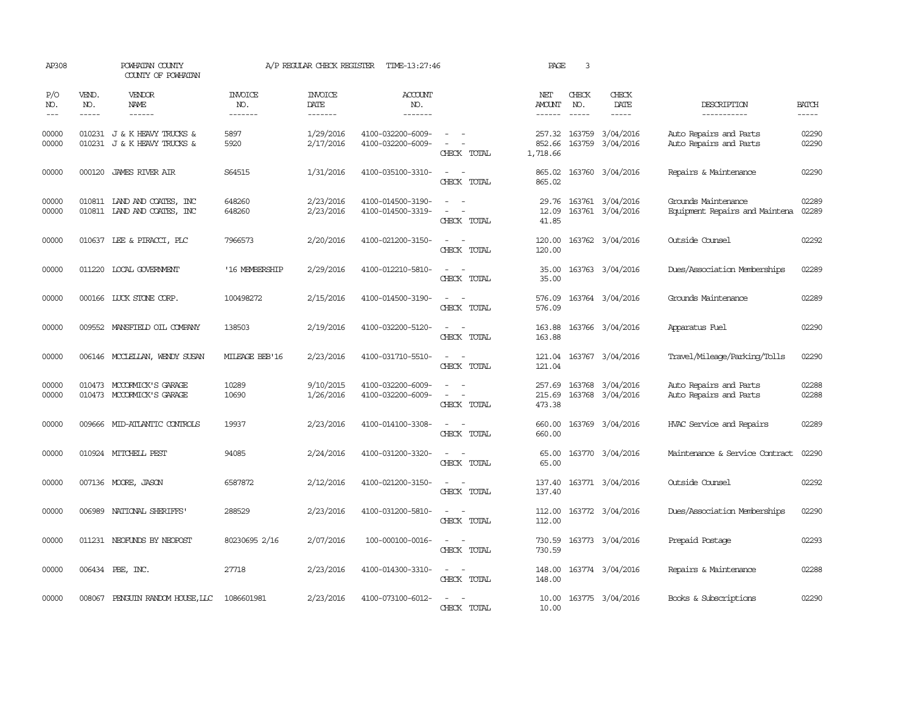AP308 POWHATAN COUNTY A/P REGULAR CHECK REGISTER TIME-13:27:46 PAGE 3

COUNTY OF POWHATAN

| P/O NO. | VEND. NO. | VENDOR NAME | INVOICE NO. | INVOICE DATE | ACCOUNT NO. | | NET AMOUNT | CHECK NO. | CHECK DATE | DESCRIPTION | BATCH |
|---|---|---|---|---|---|---|---|---|---|---|---|
| 00000 | 010231 | J & K HEAVY TRUCKS & | 5897 | 1/29/2016 | 4100-032200-6009- | - - | 257.32 | 163759 | 3/04/2016 | Auto Repairs and Parts | 02290 |
| 00000 | 010231 | J & K HEAVY TRUCKS & | 5920 | 2/17/2016 | 4100-032200-6009- | - - | 852.66 | 163759 | 3/04/2016 | Auto Repairs and Parts | 02290 |
| | | | | | | CHECK TOTAL | 1,718.66 | | | | |
| 00000 | 000120 | JAMES RIVER AIR | S64515 | 1/31/2016 | 4100-035100-3310- | - - | 865.02 | 163760 | 3/04/2016 | Repairs & Maintenance | 02290 |
| | | | | | | CHECK TOTAL | 865.02 | | | | |
| 00000 | 010811 | LAND AND COATES, INC | 648260 | 2/23/2016 | 4100-014500-3190- | - - | 29.76 | 163761 | 3/04/2016 | Grounds Maintenance | 02289 |
| 00000 | 010811 | LAND AND COATES, INC | 648260 | 2/23/2016 | 4100-014500-3319- | - - | 12.09 | 163761 | 3/04/2016 | Equipment Repairs and Maintena | 02289 |
| | | | | | | CHECK TOTAL | 41.85 | | | | |
| 00000 | 010637 | LEE & PIRACCI, PLC | 7966573 | 2/20/2016 | 4100-021200-3150- | - - | 120.00 | 163762 | 3/04/2016 | Outside Counsel | 02292 |
| | | | | | | CHECK TOTAL | 120.00 | | | | |
| 00000 | 011220 | LOCAL GOVERNMENT | '16 MEMBERSHIP | 2/29/2016 | 4100-012210-5810- | - - | 35.00 | 163763 | 3/04/2016 | Dues/Association Memberships | 02289 |
| | | | | | | CHECK TOTAL | 35.00 | | | | |
| 00000 | 000166 | LUCK STONE CORP. | 100498272 | 2/15/2016 | 4100-014500-3190- | - - | 576.09 | 163764 | 3/04/2016 | Grounds Maintenance | 02289 |
| | | | | | | CHECK TOTAL | 576.09 | | | | |
| 00000 | 009552 | MANSFIELD OIL COMPANY | 138503 | 2/19/2016 | 4100-032200-5120- | - - | 163.88 | 163766 | 3/04/2016 | Apparatus Fuel | 02290 |
| | | | | | | CHECK TOTAL | 163.88 | | | | |
| 00000 | 006146 | MCCLELLAN, WENDY SUSAN | MILEAGE BEB'16 | 2/23/2016 | 4100-031710-5510- | - - | 121.04 | 163767 | 3/04/2016 | Travel/Mileage/Parking/Tolls | 02290 |
| | | | | | | CHECK TOTAL | 121.04 | | | | |
| 00000 | 010473 | MCCORMICK'S GARAGE | 10289 | 9/10/2015 | 4100-032200-6009- | - - | 257.69 | 163768 | 3/04/2016 | Auto Repairs and Parts | 02288 |
| 00000 | 010473 | MCCORMICK'S GARAGE | 10690 | 1/26/2016 | 4100-032200-6009- | - - | 215.69 | 163768 | 3/04/2016 | Auto Repairs and Parts | 02288 |
| | | | | | | CHECK TOTAL | 473.38 | | | | |
| 00000 | 009666 | MID-ATLANTIC CONTROLS | 19937 | 2/23/2016 | 4100-014100-3308- | - - | 660.00 | 163769 | 3/04/2016 | HVAC Service and Repairs | 02289 |
| | | | | | | CHECK TOTAL | 660.00 | | | | |
| 00000 | 010924 | MITCHELL PEST | 94085 | 2/24/2016 | 4100-031200-3320- | - - | 65.00 | 163770 | 3/04/2016 | Maintenance & Service Contract | 02290 |
| | | | | | | CHECK TOTAL | 65.00 | | | | |
| 00000 | 007136 | MOORE, JASON | 6587872 | 2/12/2016 | 4100-021200-3150- | - - | 137.40 | 163771 | 3/04/2016 | Outside Counsel | 02292 |
| | | | | | | CHECK TOTAL | 137.40 | | | | |
| 00000 | 006989 | NATIONAL SHERIFFS' | 288529 | 2/23/2016 | 4100-031200-5810- | - - | 112.00 | 163772 | 3/04/2016 | Dues/Association Memberships | 02290 |
| | | | | | | CHECK TOTAL | 112.00 | | | | |
| 00000 | 011231 | NEOFUNDS BY NEOPOST | 80230695 2/16 | 2/07/2016 | 100-000100-0016- | - - | 730.59 | 163773 | 3/04/2016 | Prepaid Postage | 02293 |
| | | | | | | CHECK TOTAL | 730.59 | | | | |
| 00000 | 006434 | PBE, INC. | 27718 | 2/23/2016 | 4100-014300-3310- | - - | 148.00 | 163774 | 3/04/2016 | Repairs & Maintenance | 02288 |
| | | | | | | CHECK TOTAL | 148.00 | | | | |
| 00000 | 008067 | PENGUIN RANDOM HOUSE,LLC | 1086601981 | 2/23/2016 | 4100-073100-6012- | - - | 10.00 | 163775 | 3/04/2016 | Books & Subscriptions | 02290 |
| | | | | | | CHECK TOTAL | 10.00 | | | | |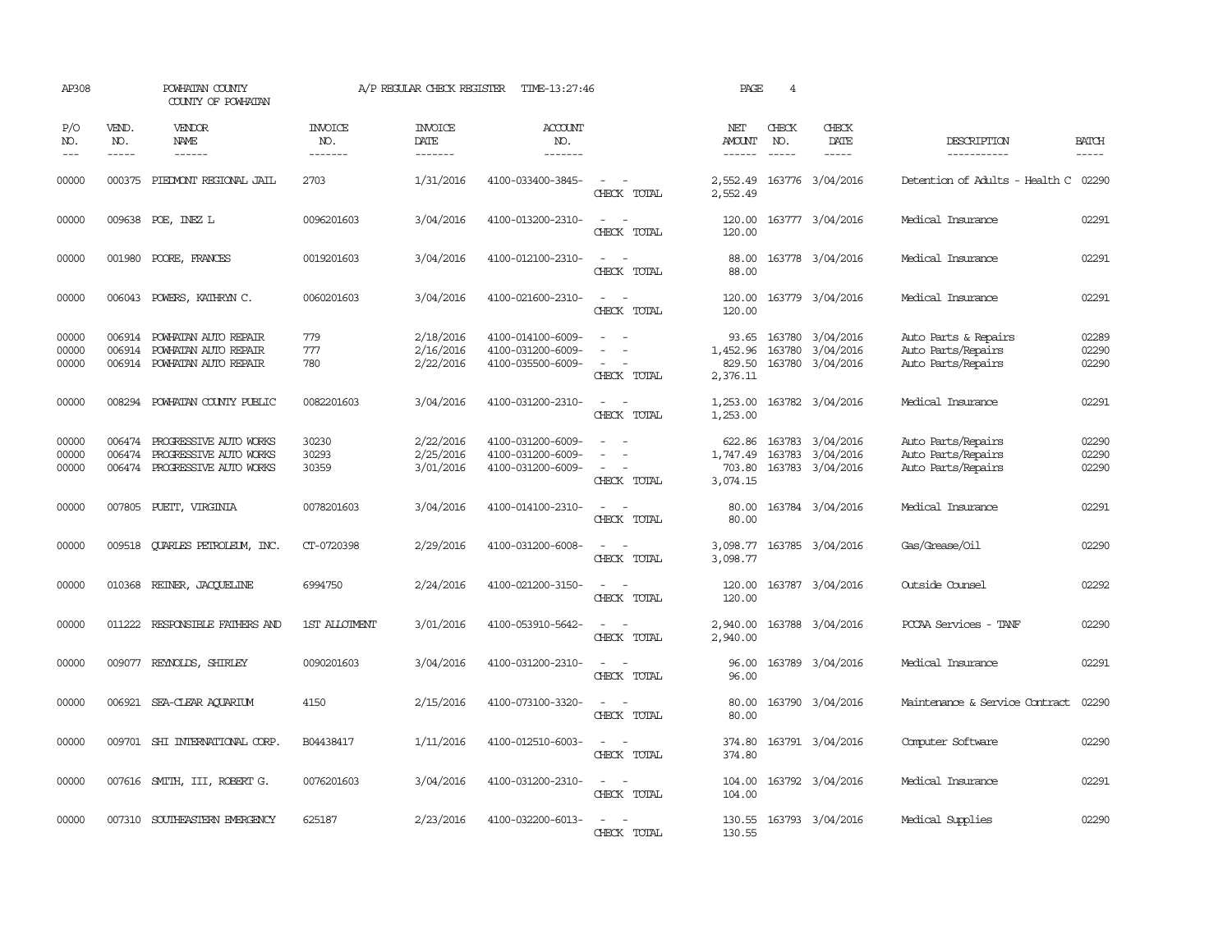AP308 POWHATAN COUNTY A/P REGULAR CHECK REGISTER TIME-13:27:46 PAGE 4

COUNTY OF POWHATAN

| P/O NO. | VEND. NO. | VENDOR NAME | INVOICE NO. | INVOICE DATE | ACCOUNT NO. | | NET AMOUNT | CHECK NO. | CHECK DATE | DESCRIPTION | BATCH |
|---|---|---|---|---|---|---|---|---|---|---|---|
| 00000 | 000375 | PIEDMONT REGIONAL JAIL | 2703 | 1/31/2016 | 4100-033400-3845- | - - | 2,552.49 | 163776 | 3/04/2016 | Detention of Adults - Health C | 02290 |
| | | | | | | CHECK TOTAL | 2,552.49 | | | | |
| 00000 | 009638 | POE, INEZ L | 0096201603 | 3/04/2016 | 4100-013200-2310- | - - | 120.00 | 163777 | 3/04/2016 | Medical Insurance | 02291 |
| | | | | | | CHECK TOTAL | 120.00 | | | | |
| 00000 | 001980 | POORE, FRANCES | 0019201603 | 3/04/2016 | 4100-012100-2310- | - - | 88.00 | 163778 | 3/04/2016 | Medical Insurance | 02291 |
| | | | | | | CHECK TOTAL | 88.00 | | | | |
| 00000 | 006043 | POWERS, KATHRYN C. | 0060201603 | 3/04/2016 | 4100-021600-2310- | - - | 120.00 | 163779 | 3/04/2016 | Medical Insurance | 02291 |
| | | | | | | CHECK TOTAL | 120.00 | | | | |
| 00000 | 006914 | POWHATAN AUTO REPAIR | 779 | 2/18/2016 | 4100-014100-6009- | - - | 93.65 | 163780 | 3/04/2016 | Auto Parts & Repairs | 02289 |
| 00000 | 006914 | POWHATAN AUTO REPAIR | 777 | 2/16/2016 | 4100-031200-6009- | - - | 1,452.96 | 163780 | 3/04/2016 | Auto Parts/Repairs | 02290 |
| 00000 | 006914 | POWHATAN AUTO REPAIR | 780 | 2/22/2016 | 4100-035500-6009- | - - | 829.50 | 163780 | 3/04/2016 | Auto Parts/Repairs | 02290 |
| | | | | | | CHECK TOTAL | 2,376.11 | | | | |
| 00000 | 008294 | POWHATAN COUNTY PUBLIC | 0082201603 | 3/04/2016 | 4100-031200-2310- | - - | 1,253.00 | 163782 | 3/04/2016 | Medical Insurance | 02291 |
| | | | | | | CHECK TOTAL | 1,253.00 | | | | |
| 00000 | 006474 | PROGRESSIVE AUTO WORKS | 30230 | 2/22/2016 | 4100-031200-6009- | - - | 622.86 | 163783 | 3/04/2016 | Auto Parts/Repairs | 02290 |
| 00000 | 006474 | PROGRESSIVE AUTO WORKS | 30293 | 2/25/2016 | 4100-031200-6009- | - - | 1,747.49 | 163783 | 3/04/2016 | Auto Parts/Repairs | 02290 |
| 00000 | 006474 | PROGRESSIVE AUTO WORKS | 30359 | 3/01/2016 | 4100-031200-6009- | - - | 703.80 | 163783 | 3/04/2016 | Auto Parts/Repairs | 02290 |
| | | | | | | CHECK TOTAL | 3,074.15 | | | | |
| 00000 | 007805 | PUETT, VIRGINIA | 0078201603 | 3/04/2016 | 4100-014100-2310- | - - | 80.00 | 163784 | 3/04/2016 | Medical Insurance | 02291 |
| | | | | | | CHECK TOTAL | 80.00 | | | | |
| 00000 | 009518 | QUARLES PETROLEUM, INC. | CT-0720398 | 2/29/2016 | 4100-031200-6008- | - - | 3,098.77 | 163785 | 3/04/2016 | Gas/Grease/Oil | 02290 |
| | | | | | | CHECK TOTAL | 3,098.77 | | | | |
| 00000 | 010368 | REINER, JACQUELINE | 6994750 | 2/24/2016 | 4100-021200-3150- | - - | 120.00 | 163787 | 3/04/2016 | Outside Counsel | 02292 |
| | | | | | | CHECK TOTAL | 120.00 | | | | |
| 00000 | 011222 | RESPONSIBLE FATHERS AND | 1ST ALLOTMENT | 3/01/2016 | 4100-053910-5642- | - - | 2,940.00 | 163788 | 3/04/2016 | PCCAA Services - TANF | 02290 |
| | | | | | | CHECK TOTAL | 2,940.00 | | | | |
| 00000 | 009077 | REYNOLDS, SHIRLEY | 0090201603 | 3/04/2016 | 4100-031200-2310- | - - | 96.00 | 163789 | 3/04/2016 | Medical Insurance | 02291 |
| | | | | | | CHECK TOTAL | 96.00 | | | | |
| 00000 | 006921 | SEA-CLEAR AQUARIUM | 4150 | 2/15/2016 | 4100-073100-3320- | - - | 80.00 | 163790 | 3/04/2016 | Maintenance & Service Contract | 02290 |
| | | | | | | CHECK TOTAL | 80.00 | | | | |
| 00000 | 009701 | SHI INTERNATIONAL CORP. | B04438417 | 1/11/2016 | 4100-012510-6003- | - - | 374.80 | 163791 | 3/04/2016 | Computer Software | 02290 |
| | | | | | | CHECK TOTAL | 374.80 | | | | |
| 00000 | 007616 | SMITH, III, ROBERT G. | 0076201603 | 3/04/2016 | 4100-031200-2310- | - - | 104.00 | 163792 | 3/04/2016 | Medical Insurance | 02291 |
| | | | | | | CHECK TOTAL | 104.00 | | | | |
| 00000 | 007310 | SOUTHEASTERN EMERGENCY | 625187 | 2/23/2016 | 4100-032200-6013- | - - | 130.55 | 163793 | 3/04/2016 | Medical Supplies | 02290 |
| | | | | | | CHECK TOTAL | 130.55 | | | | |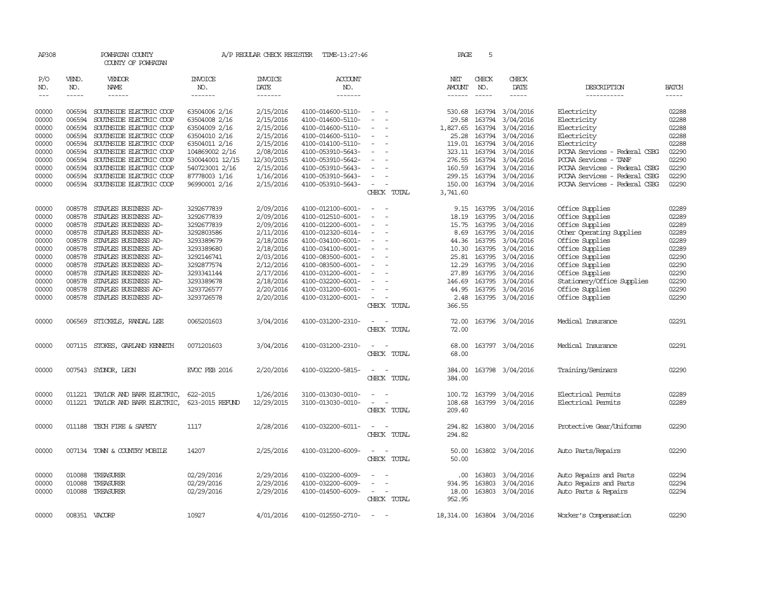AP308 POWHATAN COUNTY A/P REGULAR CHECK REGISTER TIME-13:27:46 PAGE 5

COUNTY OF POWHATAN

| P/O NO. | VEND. NO. | VENDOR NAME | INVOICE NO. | INVOICE DATE | ACCOUNT NO. | | NET AMOUNT | CHECK NO. | CHECK DATE | DESCRIPTION | BATCH |
|---|---|---|---|---|---|---|---|---|---|---|---|
| 00000 | 006594 | SOUTHSIDE ELECTRIC COOP | 63504006 2/16 | 2/15/2016 | 4100-014600-5110- | - - | 530.68 | 163794 | 3/04/2016 | Electricity | 02288 |
| 00000 | 006594 | SOUTHSIDE ELECTRIC COOP | 63504008 2/16 | 2/15/2016 | 4100-014600-5110- | - - | 29.58 | 163794 | 3/04/2016 | Electricity | 02288 |
| 00000 | 006594 | SOUTHSIDE ELECTRIC COOP | 63504009 2/16 | 2/15/2016 | 4100-014600-5110- | - - | 1,827.65 | 163794 | 3/04/2016 | Electricity | 02288 |
| 00000 | 006594 | SOUTHSIDE ELECTRIC COOP | 63504010 2/16 | 2/15/2016 | 4100-014600-5110- | - - | 25.28 | 163794 | 3/04/2016 | Electricity | 02288 |
| 00000 | 006594 | SOUTHSIDE ELECTRIC COOP | 63504011 2/16 | 2/15/2016 | 4100-014100-5110- | - - | 119.01 | 163794 | 3/04/2016 | Electricity | 02288 |
| 00000 | 006594 | SOUTHSIDE ELECTRIC COOP | 104869002 2/16 | 2/08/2016 | 4100-053910-5643- | - - | 323.11 | 163794 | 3/04/2016 | PCCAA Services - Federal CSBG | 02290 |
| 00000 | 006594 | SOUTHSIDE ELECTRIC COOP | 530044001 12/15 | 12/30/2015 | 4100-053910-5642- | - - | 276.55 | 163794 | 3/04/2016 | PCCAA Services - TANF | 02290 |
| 00000 | 006594 | SOUTHSIDE ELECTRIC COOP | 540723001 2/16 | 2/15/2016 | 4100-053910-5643- | - - | 160.59 | 163794 | 3/04/2016 | PCCAA Services - Federal CSBG | 02290 |
| 00000 | 006594 | SOUTHSIDE ELECTRIC COOP | 87778003 1/16 | 1/16/2016 | 4100-053910-5643- | - - | 299.15 | 163794 | 3/04/2016 | PCCAA Services - Federal CSBG | 02290 |
| 00000 | 006594 | SOUTHSIDE ELECTRIC COOP | 96990001 2/16 | 2/15/2016 | 4100-053910-5643- | - - | 150.00 | 163794 | 3/04/2016 | PCCAA Services - Federal CSBG | 02290 |
| | | | | | | CHECK TOTAL | 3,741.60 | | | | |
| 00000 | 008578 | STAPLES BUSINESS AD- | 3292677839 | 2/09/2016 | 4100-012100-6001- | - - | 9.15 | 163795 | 3/04/2016 | Office Supplies | 02289 |
| 00000 | 008578 | STAPLES BUSINESS AD- | 3292677839 | 2/09/2016 | 4100-012510-6001- | - - | 18.19 | 163795 | 3/04/2016 | Office Supplies | 02289 |
| 00000 | 008578 | STAPLES BUSINESS AD- | 3292677839 | 2/09/2016 | 4100-012200-6001- | - - | 15.75 | 163795 | 3/04/2016 | Office Supplies | 02289 |
| 00000 | 008578 | STAPLES BUSINESS AD- | 3292803586 | 2/11/2016 | 4100-012320-6014- | - - | 8.69 | 163795 | 3/04/2016 | Other Operating Supplies | 02289 |
| 00000 | 008578 | STAPLES BUSINESS AD- | 3293389679 | 2/18/2016 | 4100-034100-6001- | - - | 44.36 | 163795 | 3/04/2016 | Office Supplies | 02289 |
| 00000 | 008578 | STAPLES BUSINESS AD- | 3293389680 | 2/18/2016 | 4100-034100-6001- | - - | 10.30 | 163795 | 3/04/2016 | Office Supplies | 02289 |
| 00000 | 008578 | STAPLES BUSINESS AD- | 3292146741 | 2/03/2016 | 4100-083500-6001- | - - | 25.81 | 163795 | 3/04/2016 | Office Supplies | 02290 |
| 00000 | 008578 | STAPLES BUSINESS AD- | 3292877574 | 2/12/2016 | 4100-083500-6001- | - - | 12.29 | 163795 | 3/04/2016 | Office Supplies | 02290 |
| 00000 | 008578 | STAPLES BUSINESS AD- | 3293341144 | 2/17/2016 | 4100-031200-6001- | - - | 27.89 | 163795 | 3/04/2016 | Office Supplies | 02290 |
| 00000 | 008578 | STAPLES BUSINESS AD- | 3293389678 | 2/18/2016 | 4100-032200-6001- | - - | 146.69 | 163795 | 3/04/2016 | Stationery/Office Supplies | 02290 |
| 00000 | 008578 | STAPLES BUSINESS AD- | 3293726577 | 2/20/2016 | 4100-031200-6001- | - - | 44.95 | 163795 | 3/04/2016 | Office Supplies | 02290 |
| 00000 | 008578 | STAPLES BUSINESS AD- | 3293726578 | 2/20/2016 | 4100-031200-6001- | - - | 2.48 | 163795 | 3/04/2016 | Office Supplies | 02290 |
| | | | | | | CHECK TOTAL | 366.55 | | | | |
| 00000 | 006569 | STICKELS, RANDAL LEE | 0065201603 | 3/04/2016 | 4100-031200-2310- | - - | 72.00 | 163796 | 3/04/2016 | Medical Insurance | 02291 |
| | | | | | | CHECK TOTAL | 72.00 | | | | |
| 00000 | 007115 | STOKES, GARLAND KENNETH | 0071201603 | 3/04/2016 | 4100-031200-2310- | - - | 68.00 | 163797 | 3/04/2016 | Medical Insurance | 02291 |
| | | | | | | CHECK TOTAL | 68.00 | | | | |
| 00000 | 007543 | SYDNOR, LEON | EVOC FEB 2016 | 2/20/2016 | 4100-032200-5815- | - - | 384.00 | 163798 | 3/04/2016 | Training/Seminars | 02290 |
| | | | | | | CHECK TOTAL | 384.00 | | | | |
| 00000 | 011221 | TAYLOR AND BARR ELECTRIC, | 622-2015 | 1/26/2016 | 3100-013030-0010- | - - | 100.72 | 163799 | 3/04/2016 | Electrical Permits | 02289 |
| 00000 | 011221 | TAYLOR AND BARR ELECTRIC, | 623-2015 REFUND | 12/29/2015 | 3100-013030-0010- | - - | 108.68 | 163799 | 3/04/2016 | Electrical Permits | 02289 |
| | | | | | | CHECK TOTAL | 209.40 | | | | |
| 00000 | 011188 | TECH FIRE & SAFETY | 1117 | 2/28/2016 | 4100-032200-6011- | - - | 294.82 | 163800 | 3/04/2016 | Protective Gear/Uniforms | 02290 |
| | | | | | | CHECK TOTAL | 294.82 | | | | |
| 00000 | 007134 | TOWN & COUNTRY MOBILE | 14207 | 2/25/2016 | 4100-031200-6009- | - - | 50.00 | 163802 | 3/04/2016 | Auto Parts/Repairs | 02290 |
| | | | | | | CHECK TOTAL | 50.00 | | | | |
| 00000 | 010088 | TREASURER | 02/29/2016 | 2/29/2016 | 4100-032200-6009- | - - | .00 | 163803 | 3/04/2016 | Auto Repairs and Parts | 02294 |
| 00000 | 010088 | TREASURER | 02/29/2016 | 2/29/2016 | 4100-032200-6009- | - - | 934.95 | 163803 | 3/04/2016 | Auto Repairs and Parts | 02294 |
| 00000 | 010088 | TREASURER | 02/29/2016 | 2/29/2016 | 4100-014500-6009- | - - | 18.00 | 163803 | 3/04/2016 | Auto Parts & Repairs | 02294 |
| | | | | | | CHECK TOTAL | 952.95 | | | | |
| 00000 | 008351 | VACORP | 10927 | 4/01/2016 | 4100-012550-2710- | - - | 18,314.00 | 163804 | 3/04/2016 | Worker's Compensation | 02290 |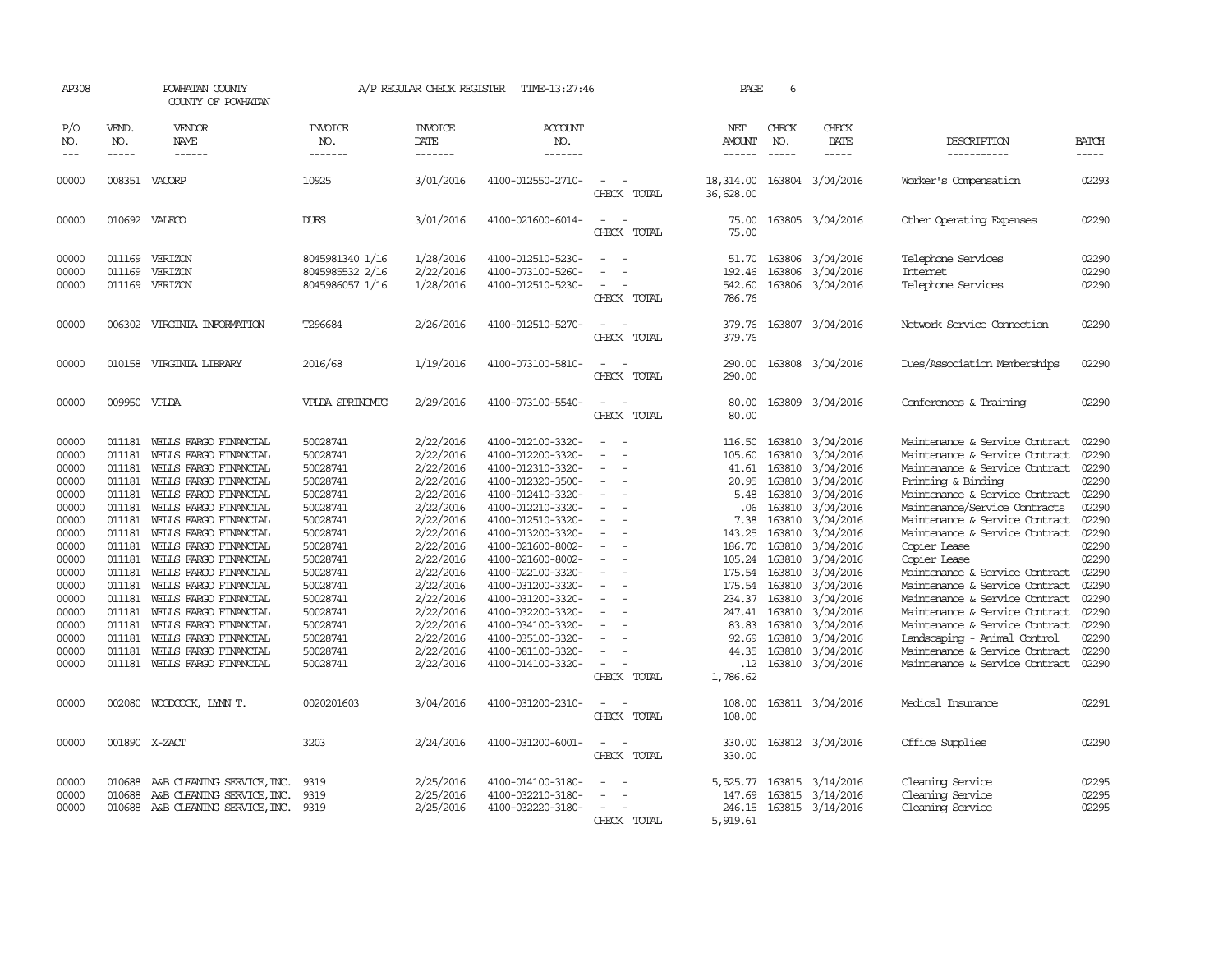AP308 POWHATAN COUNTY COUNTY OF POWHATAN A/P REGULAR CHECK REGISTER TIME-13:27:46 PAGE 6

| P/O NO. | VEND. NO. | VENDOR NAME | INVOICE NO. | INVOICE DATE | ACCOUNT NO. | | NET AMOUNT | CHECK NO. | CHECK DATE | DESCRIPTION | BATCH |
|---|---|---|---|---|---|---|---|---|---|---|---|
| 00000 | 008351 | VACORP | 10925 | 3/01/2016 | 4100-012550-2710- | - - | 18,314.00 | 163804 | 3/04/2016 | Worker's Compensation | 02293 |
| | | | | | | CHECK TOTAL | 36,628.00 | | | | |
| 00000 | 010692 | VALECO | DUES | 3/01/2016 | 4100-021600-6014- | - - | 75.00 | 163805 | 3/04/2016 | Other Operating Expenses | 02290 |
| | | | | | | CHECK TOTAL | 75.00 | | | | |
| 00000 | 011169 | VERIZON | 8045981340 1/16 | 1/28/2016 | 4100-012510-5230- | - - | 51.70 | 163806 | 3/04/2016 | Telephone Services | 02290 |
| 00000 | 011169 | VERIZON | 8045985532 2/16 | 2/22/2016 | 4100-073100-5260- | - - | 192.46 | 163806 | 3/04/2016 | Internet | 02290 |
| 00000 | 011169 | VERIZON | 8045986057 1/16 | 1/28/2016 | 4100-012510-5230- | - - | 542.60 | 163806 | 3/04/2016 | Telephone Services | 02290 |
| | | | | | | CHECK TOTAL | 786.76 | | | | |
| 00000 | 006302 | VIRGINIA INFORMATION | T296684 | 2/26/2016 | 4100-012510-5270- | - - | 379.76 | 163807 | 3/04/2016 | Network Service Connection | 02290 |
| | | | | | | CHECK TOTAL | 379.76 | | | | |
| 00000 | 010158 | VIRGINIA LIBRARY | 2016/68 | 1/19/2016 | 4100-073100-5810- | - - | 290.00 | 163808 | 3/04/2016 | Dues/Association Memberships | 02290 |
| | | | | | | CHECK TOTAL | 290.00 | | | | |
| 00000 | 009950 | VPLDA | VPLDA SPRINGMTG | 2/29/2016 | 4100-073100-5540- | - - | 80.00 | 163809 | 3/04/2016 | Conferences & Training | 02290 |
| | | | | | | CHECK TOTAL | 80.00 | | | | |
| 00000 | 011181 | WELLS FARGO FINANCIAL | 50028741 | 2/22/2016 | 4100-012100-3320- | - - | 116.50 | 163810 | 3/04/2016 | Maintenance & Service Contract | 02290 |
| 00000 | 011181 | WELLS FARGO FINANCIAL | 50028741 | 2/22/2016 | 4100-012200-3320- | - - | 105.60 | 163810 | 3/04/2016 | Maintenance & Service Contract | 02290 |
| 00000 | 011181 | WELLS FARGO FINANCIAL | 50028741 | 2/22/2016 | 4100-012310-3320- | - - | 41.61 | 163810 | 3/04/2016 | Maintenance & Service Contract | 02290 |
| 00000 | 011181 | WELLS FARGO FINANCIAL | 50028741 | 2/22/2016 | 4100-012320-3500- | - - | 20.95 | 163810 | 3/04/2016 | Printing & Binding | 02290 |
| 00000 | 011181 | WELLS FARGO FINANCIAL | 50028741 | 2/22/2016 | 4100-012410-3320- | - - | 5.48 | 163810 | 3/04/2016 | Maintenance & Service Contract | 02290 |
| 00000 | 011181 | WELLS FARGO FINANCIAL | 50028741 | 2/22/2016 | 4100-012210-3320- | - - | .06 | 163810 | 3/04/2016 | Maintenance/Service Contracts | 02290 |
| 00000 | 011181 | WELLS FARGO FINANCIAL | 50028741 | 2/22/2016 | 4100-012510-3320- | - - | 7.38 | 163810 | 3/04/2016 | Maintenance & Service Contract | 02290 |
| 00000 | 011181 | WELLS FARGO FINANCIAL | 50028741 | 2/22/2016 | 4100-013200-3320- | - - | 143.25 | 163810 | 3/04/2016 | Maintenance & Service Contract | 02290 |
| 00000 | 011181 | WELLS FARGO FINANCIAL | 50028741 | 2/22/2016 | 4100-021600-8002- | - - | 186.70 | 163810 | 3/04/2016 | Copier Lease | 02290 |
| 00000 | 011181 | WELLS FARGO FINANCIAL | 50028741 | 2/22/2016 | 4100-021600-8002- | - - | 105.24 | 163810 | 3/04/2016 | Copier Lease | 02290 |
| 00000 | 011181 | WELLS FARGO FINANCIAL | 50028741 | 2/22/2016 | 4100-022100-3320- | - - | 175.54 | 163810 | 3/04/2016 | Maintenance & Service Contract | 02290 |
| 00000 | 011181 | WELLS FARGO FINANCIAL | 50028741 | 2/22/2016 | 4100-031200-3320- | - - | 175.54 | 163810 | 3/04/2016 | Maintenance & Service Contract | 02290 |
| 00000 | 011181 | WELLS FARGO FINANCIAL | 50028741 | 2/22/2016 | 4100-031200-3320- | - - | 234.37 | 163810 | 3/04/2016 | Maintenance & Service Contract | 02290 |
| 00000 | 011181 | WELLS FARGO FINANCIAL | 50028741 | 2/22/2016 | 4100-032200-3320- | - - | 247.41 | 163810 | 3/04/2016 | Maintenance & Service Contract | 02290 |
| 00000 | 011181 | WELLS FARGO FINANCIAL | 50028741 | 2/22/2016 | 4100-034100-3320- | - - | 83.83 | 163810 | 3/04/2016 | Maintenance & Service Contract | 02290 |
| 00000 | 011181 | WELLS FARGO FINANCIAL | 50028741 | 2/22/2016 | 4100-035100-3320- | - - | 92.69 | 163810 | 3/04/2016 | Landscaping - Animal Control | 02290 |
| 00000 | 011181 | WELLS FARGO FINANCIAL | 50028741 | 2/22/2016 | 4100-081100-3320- | - - | 44.35 | 163810 | 3/04/2016 | Maintenance & Service Contract | 02290 |
| 00000 | 011181 | WELLS FARGO FINANCIAL | 50028741 | 2/22/2016 | 4100-014100-3320- | - - | .12 | 163810 | 3/04/2016 | Maintenance & Service Contract | 02290 |
| | | | | | | CHECK TOTAL | 1,786.62 | | | | |
| 00000 | 002080 | WOODCOCK, LYNN T. | 0020201603 | 3/04/2016 | 4100-031200-2310- | - - | 108.00 | 163811 | 3/04/2016 | Medical Insurance | 02291 |
| | | | | | | CHECK TOTAL | 108.00 | | | | |
| 00000 | 001890 | X-ZACT | 3203 | 2/24/2016 | 4100-031200-6001- | - - | 330.00 | 163812 | 3/04/2016 | Office Supplies | 02290 |
| | | | | | | CHECK TOTAL | 330.00 | | | | |
| 00000 | 010688 | A&B CLEANING SERVICE, INC. | 9319 | 2/25/2016 | 4100-014100-3180- | - - | 5,525.77 | 163815 | 3/14/2016 | Cleaning Service | 02295 |
| 00000 | 010688 | A&B CLEANING SERVICE, INC. | 9319 | 2/25/2016 | 4100-032210-3180- | - - | 147.69 | 163815 | 3/14/2016 | Cleaning Service | 02295 |
| 00000 | 010688 | A&B CLEANING SERVICE, INC. | 9319 | 2/25/2016 | 4100-032220-3180- | - - | 246.15 | 163815 | 3/14/2016 | Cleaning Service | 02295 |
| | | | | | | CHECK TOTAL | 5,919.61 | | | | |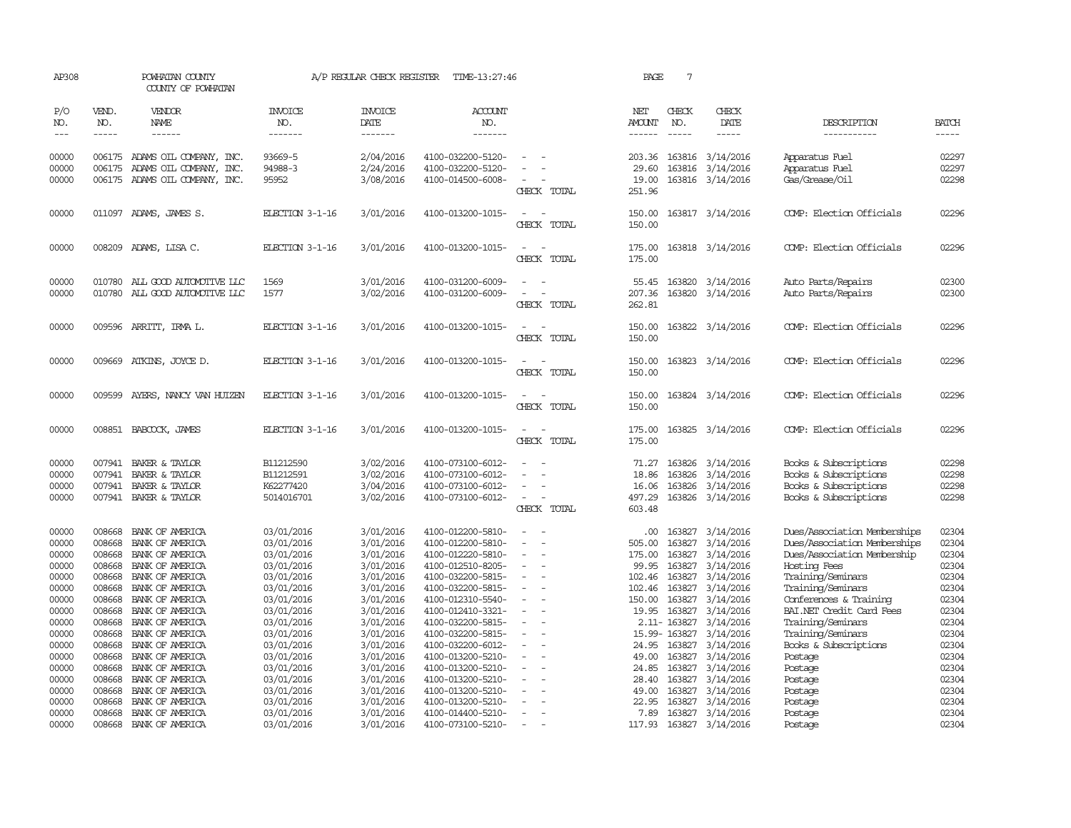AP308 POWHATAN COUNTY A/P REGULAR CHECK REGISTER TIME-13:27:46 PAGE 7

COUNTY OF POWHATAN

| P/O NO. | VEND. NO. | VENDOR NAME | INVOICE NO. | INVOICE DATE | ACCOUNT NO. | | NET AMOUNT | CHECK NO. | CHECK DATE | DESCRIPTION | BATCH |
|---|---|---|---|---|---|---|---|---|---|---|---|
| --- | ----- | ------ | ------- | ------- | ------- | | ------ | ----- | ----- | ----------- | ----- |
| 00000 | 006175 | ADAMS OIL COMPANY, INC. | 93669-5 | 2/04/2016 | 4100-032200-5120- | - - | 203.36 | 163816 | 3/14/2016 | Apparatus Fuel | 02297 |
| 00000 | 006175 | ADAMS OIL COMPANY, INC. | 94988-3 | 2/24/2016 | 4100-032200-5120- | - - | 29.60 | 163816 | 3/14/2016 | Apparatus Fuel | 02297 |
| 00000 | 006175 | ADAMS OIL COMPANY, INC. | 95952 | 3/08/2016 | 4100-014500-6008- | - - | 19.00 | 163816 | 3/14/2016 | Gas/Grease/Oil | 02298 |
| | | | | | | CHECK TOTAL | 251.96 | | | | |
| 00000 | 011097 | ADAMS, JAMES S. | ELECTION 3-1-16 | 3/01/2016 | 4100-013200-1015- | - - | 150.00 | 163817 | 3/14/2016 | COMP: Election Officials | 02296 |
| | | | | | | CHECK TOTAL | 150.00 | | | | |
| 00000 | 008209 | ADAMS, LISA C. | ELECTION 3-1-16 | 3/01/2016 | 4100-013200-1015- | - - | 175.00 | 163818 | 3/14/2016 | COMP: Election Officials | 02296 |
| | | | | | | CHECK TOTAL | 175.00 | | | | |
| 00000 | 010780 | ALL GOOD AUTOMOTIVE LLC | 1569 | 3/01/2016 | 4100-031200-6009- | - - | 55.45 | 163820 | 3/14/2016 | Auto Parts/Repairs | 02300 |
| 00000 | 010780 | ALL GOOD AUTOMOTIVE LLC | 1577 | 3/02/2016 | 4100-031200-6009- | - - | 207.36 | 163820 | 3/14/2016 | Auto Parts/Repairs | 02300 |
| | | | | | | CHECK TOTAL | 262.81 | | | | |
| 00000 | 009596 | ARRITT, IRMA L. | ELECTION 3-1-16 | 3/01/2016 | 4100-013200-1015- | - - | 150.00 | 163822 | 3/14/2016 | COMP: Election Officials | 02296 |
| | | | | | | CHECK TOTAL | 150.00 | | | | |
| 00000 | 009669 | ATKINS, JOYCE D. | ELECTION 3-1-16 | 3/01/2016 | 4100-013200-1015- | - - | 150.00 | 163823 | 3/14/2016 | COMP: Election Officials | 02296 |
| | | | | | | CHECK TOTAL | 150.00 | | | | |
| 00000 | 009599 | AYERS, NANCY VAN HUIZEN | ELECTION 3-1-16 | 3/01/2016 | 4100-013200-1015- | - - | 150.00 | 163824 | 3/14/2016 | COMP: Election Officials | 02296 |
| | | | | | | CHECK TOTAL | 150.00 | | | | |
| 00000 | 008851 | BABCOCK, JAMES | ELECTION 3-1-16 | 3/01/2016 | 4100-013200-1015- | - - | 175.00 | 163825 | 3/14/2016 | COMP: Election Officials | 02296 |
| | | | | | | CHECK TOTAL | 175.00 | | | | |
| 00000 | 007941 | BAKER & TAYLOR | B11212590 | 3/02/2016 | 4100-073100-6012- | - - | 71.27 | 163826 | 3/14/2016 | Books & Subscriptions | 02298 |
| 00000 | 007941 | BAKER & TAYLOR | B11212591 | 3/02/2016 | 4100-073100-6012- | - - | 18.86 | 163826 | 3/14/2016 | Books & Subscriptions | 02298 |
| 00000 | 007941 | BAKER & TAYLOR | K62277420 | 3/04/2016 | 4100-073100-6012- | - - | 16.06 | 163826 | 3/14/2016 | Books & Subscriptions | 02298 |
| 00000 | 007941 | BAKER & TAYLOR | 5014016701 | 3/02/2016 | 4100-073100-6012- | - - | 497.29 | 163826 | 3/14/2016 | Books & Subscriptions | 02298 |
| | | | | | | CHECK TOTAL | 603.48 | | | | |
| 00000 | 008668 | BANK OF AMERICA | 03/01/2016 | 3/01/2016 | 4100-012200-5810- | - - | .00 | 163827 | 3/14/2016 | Dues/Association Memberships | 02304 |
| 00000 | 008668 | BANK OF AMERICA | 03/01/2016 | 3/01/2016 | 4100-012200-5810- | - - | 505.00 | 163827 | 3/14/2016 | Dues/Association Memberships | 02304 |
| 00000 | 008668 | BANK OF AMERICA | 03/01/2016 | 3/01/2016 | 4100-012220-5810- | - - | 175.00 | 163827 | 3/14/2016 | Dues/Association Membership | 02304 |
| 00000 | 008668 | BANK OF AMERICA | 03/01/2016 | 3/01/2016 | 4100-012510-8205- | - - | 99.95 | 163827 | 3/14/2016 | Hosting Fees | 02304 |
| 00000 | 008668 | BANK OF AMERICA | 03/01/2016 | 3/01/2016 | 4100-032200-5815- | - - | 102.46 | 163827 | 3/14/2016 | Training/Seminars | 02304 |
| 00000 | 008668 | BANK OF AMERICA | 03/01/2016 | 3/01/2016 | 4100-032200-5815- | - - | 102.46 | 163827 | 3/14/2016 | Training/Seminars | 02304 |
| 00000 | 008668 | BANK OF AMERICA | 03/01/2016 | 3/01/2016 | 4100-012310-5540- | - - | 150.00 | 163827 | 3/14/2016 | Conferences & Training | 02304 |
| 00000 | 008668 | BANK OF AMERICA | 03/01/2016 | 3/01/2016 | 4100-012410-3321- | - - | 19.95 | 163827 | 3/14/2016 | BAI.NET Credit Card Fees | 02304 |
| 00000 | 008668 | BANK OF AMERICA | 03/01/2016 | 3/01/2016 | 4100-032200-5815- | - - | 2.11- | 163827 | 3/14/2016 | Training/Seminars | 02304 |
| 00000 | 008668 | BANK OF AMERICA | 03/01/2016 | 3/01/2016 | 4100-032200-5815- | - - | 15.99- | 163827 | 3/14/2016 | Training/Seminars | 02304 |
| 00000 | 008668 | BANK OF AMERICA | 03/01/2016 | 3/01/2016 | 4100-032200-6012- | - - | 24.95 | 163827 | 3/14/2016 | Books & Subscriptions | 02304 |
| 00000 | 008668 | BANK OF AMERICA | 03/01/2016 | 3/01/2016 | 4100-013200-5210- | - - | 49.00 | 163827 | 3/14/2016 | Postage | 02304 |
| 00000 | 008668 | BANK OF AMERICA | 03/01/2016 | 3/01/2016 | 4100-013200-5210- | - - | 24.85 | 163827 | 3/14/2016 | Postage | 02304 |
| 00000 | 008668 | BANK OF AMERICA | 03/01/2016 | 3/01/2016 | 4100-013200-5210- | - - | 28.40 | 163827 | 3/14/2016 | Postage | 02304 |
| 00000 | 008668 | BANK OF AMERICA | 03/01/2016 | 3/01/2016 | 4100-013200-5210- | - - | 49.00 | 163827 | 3/14/2016 | Postage | 02304 |
| 00000 | 008668 | BANK OF AMERICA | 03/01/2016 | 3/01/2016 | 4100-013200-5210- | - - | 22.95 | 163827 | 3/14/2016 | Postage | 02304 |
| 00000 | 008668 | BANK OF AMERICA | 03/01/2016 | 3/01/2016 | 4100-014400-5210- | - - | 7.89 | 163827 | 3/14/2016 | Postage | 02304 |
| 00000 | 008668 | BANK OF AMERICA | 03/01/2016 | 3/01/2016 | 4100-073100-5210- | - - | 117.93 | 163827 | 3/14/2016 | Postage | 02304 |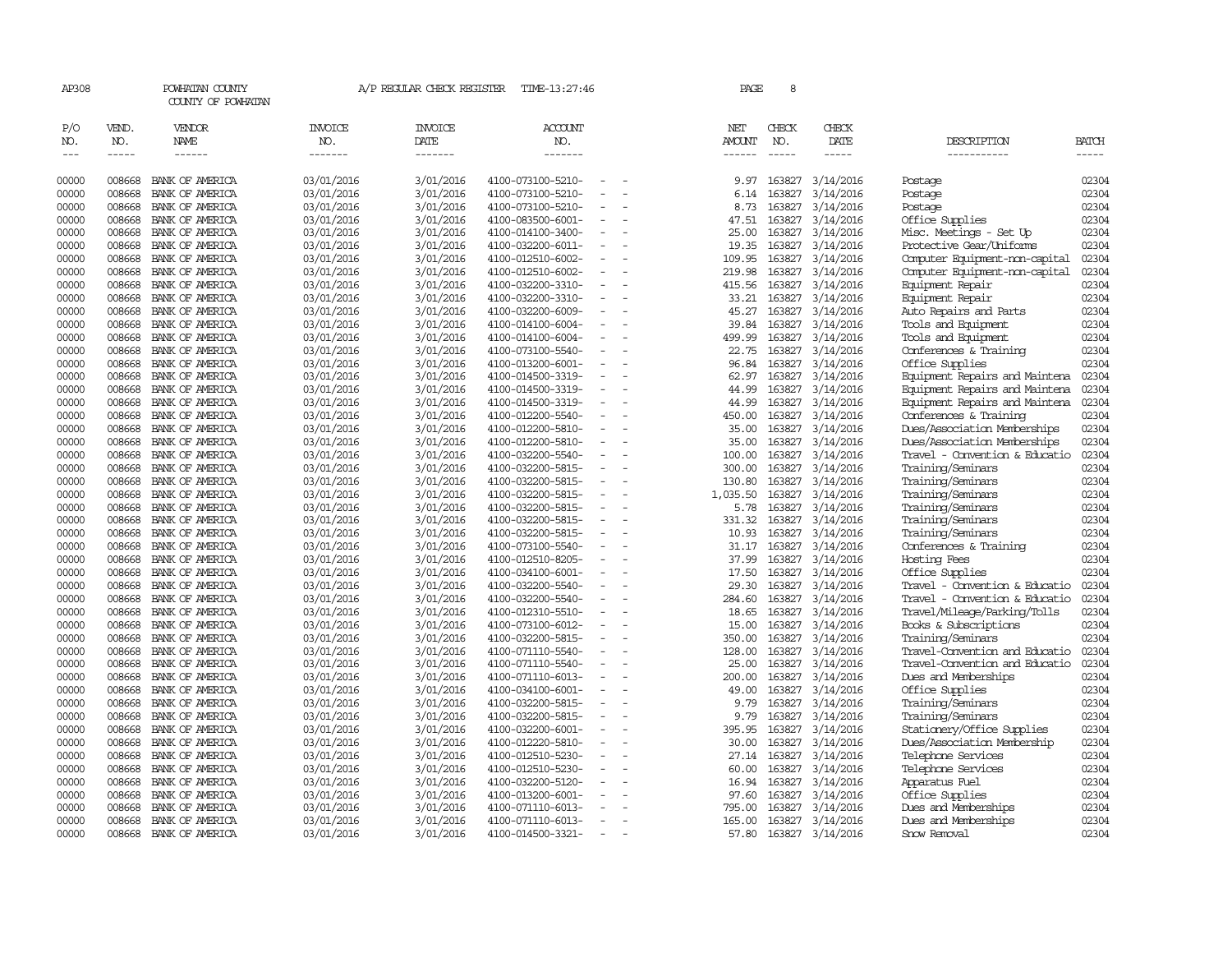AP308 POWHATAN COUNTY A/P REGULAR CHECK REGISTER TIME-13:27:46

COUNTY OF POWHATAN

| P/O NO. | VEND. NO. | VENDOR NAME | INVOICE NO. | INVOICE DATE | ACCOUNT NO. | | NET AMOUNT | CHECK NO. | CHECK DATE | DESCRIPTION | BATCH |
|---|---|---|---|---|---|---|---|---|---|---|---|
| 00000 | 008668 | BANK OF AMERICA | 03/01/2016 | 3/01/2016 | 4100-073100-5210- | - - | 9.97 | 163827 | 3/14/2016 | Postage | 02304 |
| 00000 | 008668 | BANK OF AMERICA | 03/01/2016 | 3/01/2016 | 4100-073100-5210- | - - | 6.14 | 163827 | 3/14/2016 | Postage | 02304 |
| 00000 | 008668 | BANK OF AMERICA | 03/01/2016 | 3/01/2016 | 4100-073100-5210- | - - | 8.73 | 163827 | 3/14/2016 | Postage | 02304 |
| 00000 | 008668 | BANK OF AMERICA | 03/01/2016 | 3/01/2016 | 4100-083500-6001- | - - | 47.51 | 163827 | 3/14/2016 | Office Supplies | 02304 |
| 00000 | 008668 | BANK OF AMERICA | 03/01/2016 | 3/01/2016 | 4100-014100-3400- | - - | 25.00 | 163827 | 3/14/2016 | Misc. Meetings - Set Up | 02304 |
| 00000 | 008668 | BANK OF AMERICA | 03/01/2016 | 3/01/2016 | 4100-032200-6011- | - - | 19.35 | 163827 | 3/14/2016 | Protective Gear/Uniforms | 02304 |
| 00000 | 008668 | BANK OF AMERICA | 03/01/2016 | 3/01/2016 | 4100-012510-6002- | - - | 109.95 | 163827 | 3/14/2016 | Computer Equipment-non-capital | 02304 |
| 00000 | 008668 | BANK OF AMERICA | 03/01/2016 | 3/01/2016 | 4100-012510-6002- | - - | 219.98 | 163827 | 3/14/2016 | Computer Equipment-non-capital | 02304 |
| 00000 | 008668 | BANK OF AMERICA | 03/01/2016 | 3/01/2016 | 4100-032200-3310- | - - | 415.56 | 163827 | 3/14/2016 | Equipment Repair | 02304 |
| 00000 | 008668 | BANK OF AMERICA | 03/01/2016 | 3/01/2016 | 4100-032200-3310- | - - | 33.21 | 163827 | 3/14/2016 | Equipment Repair | 02304 |
| 00000 | 008668 | BANK OF AMERICA | 03/01/2016 | 3/01/2016 | 4100-032200-6009- | - - | 45.27 | 163827 | 3/14/2016 | Auto Repairs and Parts | 02304 |
| 00000 | 008668 | BANK OF AMERICA | 03/01/2016 | 3/01/2016 | 4100-014100-6004- | - - | 39.84 | 163827 | 3/14/2016 | Tools and Equipment | 02304 |
| 00000 | 008668 | BANK OF AMERICA | 03/01/2016 | 3/01/2016 | 4100-014100-6004- | - - | 499.99 | 163827 | 3/14/2016 | Tools and Equipment | 02304 |
| 00000 | 008668 | BANK OF AMERICA | 03/01/2016 | 3/01/2016 | 4100-073100-5540- | - - | 22.75 | 163827 | 3/14/2016 | Conferences & Training | 02304 |
| 00000 | 008668 | BANK OF AMERICA | 03/01/2016 | 3/01/2016 | 4100-013200-6001- | - - | 96.84 | 163827 | 3/14/2016 | Office Supplies | 02304 |
| 00000 | 008668 | BANK OF AMERICA | 03/01/2016 | 3/01/2016 | 4100-014500-3319- | - - | 62.97 | 163827 | 3/14/2016 | Equipment Repairs and Maintena | 02304 |
| 00000 | 008668 | BANK OF AMERICA | 03/01/2016 | 3/01/2016 | 4100-014500-3319- | - - | 44.99 | 163827 | 3/14/2016 | Equipment Repairs and Maintena | 02304 |
| 00000 | 008668 | BANK OF AMERICA | 03/01/2016 | 3/01/2016 | 4100-014500-3319- | - - | 44.99 | 163827 | 3/14/2016 | Equipment Repairs and Maintena | 02304 |
| 00000 | 008668 | BANK OF AMERICA | 03/01/2016 | 3/01/2016 | 4100-012200-5540- | - - | 450.00 | 163827 | 3/14/2016 | Conferences & Training | 02304 |
| 00000 | 008668 | BANK OF AMERICA | 03/01/2016 | 3/01/2016 | 4100-012200-5810- | - - | 35.00 | 163827 | 3/14/2016 | Dues/Association Memberships | 02304 |
| 00000 | 008668 | BANK OF AMERICA | 03/01/2016 | 3/01/2016 | 4100-012200-5810- | - - | 35.00 | 163827 | 3/14/2016 | Dues/Association Memberships | 02304 |
| 00000 | 008668 | BANK OF AMERICA | 03/01/2016 | 3/01/2016 | 4100-032200-5540- | - - | 100.00 | 163827 | 3/14/2016 | Travel - Convention & Educatio | 02304 |
| 00000 | 008668 | BANK OF AMERICA | 03/01/2016 | 3/01/2016 | 4100-032200-5815- | - - | 300.00 | 163827 | 3/14/2016 | Training/Seminars | 02304 |
| 00000 | 008668 | BANK OF AMERICA | 03/01/2016 | 3/01/2016 | 4100-032200-5815- | - - | 130.80 | 163827 | 3/14/2016 | Training/Seminars | 02304 |
| 00000 | 008668 | BANK OF AMERICA | 03/01/2016 | 3/01/2016 | 4100-032200-5815- | - - | 1,035.50 | 163827 | 3/14/2016 | Training/Seminars | 02304 |
| 00000 | 008668 | BANK OF AMERICA | 03/01/2016 | 3/01/2016 | 4100-032200-5815- | - - | 5.78 | 163827 | 3/14/2016 | Training/Seminars | 02304 |
| 00000 | 008668 | BANK OF AMERICA | 03/01/2016 | 3/01/2016 | 4100-032200-5815- | - - | 331.32 | 163827 | 3/14/2016 | Training/Seminars | 02304 |
| 00000 | 008668 | BANK OF AMERICA | 03/01/2016 | 3/01/2016 | 4100-032200-5815- | - - | 10.93 | 163827 | 3/14/2016 | Training/Seminars | 02304 |
| 00000 | 008668 | BANK OF AMERICA | 03/01/2016 | 3/01/2016 | 4100-073100-5540- | - - | 31.17 | 163827 | 3/14/2016 | Conferences & Training | 02304 |
| 00000 | 008668 | BANK OF AMERICA | 03/01/2016 | 3/01/2016 | 4100-012510-8205- | - - | 37.99 | 163827 | 3/14/2016 | Hosting Fees | 02304 |
| 00000 | 008668 | BANK OF AMERICA | 03/01/2016 | 3/01/2016 | 4100-034100-6001- | - - | 17.50 | 163827 | 3/14/2016 | Office Supplies | 02304 |
| 00000 | 008668 | BANK OF AMERICA | 03/01/2016 | 3/01/2016 | 4100-032200-5540- | - - | 29.30 | 163827 | 3/14/2016 | Travel - Convention & Educatio | 02304 |
| 00000 | 008668 | BANK OF AMERICA | 03/01/2016 | 3/01/2016 | 4100-032200-5540- | - - | 284.60 | 163827 | 3/14/2016 | Travel - Convention & Educatio | 02304 |
| 00000 | 008668 | BANK OF AMERICA | 03/01/2016 | 3/01/2016 | 4100-012310-5510- | - - | 18.65 | 163827 | 3/14/2016 | Travel/Mileage/Parking/Tolls | 02304 |
| 00000 | 008668 | BANK OF AMERICA | 03/01/2016 | 3/01/2016 | 4100-073100-6012- | - - | 15.00 | 163827 | 3/14/2016 | Books & Subscriptions | 02304 |
| 00000 | 008668 | BANK OF AMERICA | 03/01/2016 | 3/01/2016 | 4100-032200-5815- | - - | 350.00 | 163827 | 3/14/2016 | Training/Seminars | 02304 |
| 00000 | 008668 | BANK OF AMERICA | 03/01/2016 | 3/01/2016 | 4100-071110-5540- | - - | 128.00 | 163827 | 3/14/2016 | Travel-Convention and Educatio | 02304 |
| 00000 | 008668 | BANK OF AMERICA | 03/01/2016 | 3/01/2016 | 4100-071110-5540- | - - | 25.00 | 163827 | 3/14/2016 | Travel-Convention and Educatio | 02304 |
| 00000 | 008668 | BANK OF AMERICA | 03/01/2016 | 3/01/2016 | 4100-071110-6013- | - - | 200.00 | 163827 | 3/14/2016 | Dues and Memberships | 02304 |
| 00000 | 008668 | BANK OF AMERICA | 03/01/2016 | 3/01/2016 | 4100-034100-6001- | - - | 49.00 | 163827 | 3/14/2016 | Office Supplies | 02304 |
| 00000 | 008668 | BANK OF AMERICA | 03/01/2016 | 3/01/2016 | 4100-032200-5815- | - - | 9.79 | 163827 | 3/14/2016 | Training/Seminars | 02304 |
| 00000 | 008668 | BANK OF AMERICA | 03/01/2016 | 3/01/2016 | 4100-032200-5815- | - - | 9.79 | 163827 | 3/14/2016 | Training/Seminars | 02304 |
| 00000 | 008668 | BANK OF AMERICA | 03/01/2016 | 3/01/2016 | 4100-032200-6001- | - - | 395.95 | 163827 | 3/14/2016 | Stationery/Office Supplies | 02304 |
| 00000 | 008668 | BANK OF AMERICA | 03/01/2016 | 3/01/2016 | 4100-012220-5810- | - - | 30.00 | 163827 | 3/14/2016 | Dues/Association Membership | 02304 |
| 00000 | 008668 | BANK OF AMERICA | 03/01/2016 | 3/01/2016 | 4100-012510-5230- | - - | 27.14 | 163827 | 3/14/2016 | Telephone Services | 02304 |
| 00000 | 008668 | BANK OF AMERICA | 03/01/2016 | 3/01/2016 | 4100-012510-5230- | - - | 60.00 | 163827 | 3/14/2016 | Telephone Services | 02304 |
| 00000 | 008668 | BANK OF AMERICA | 03/01/2016 | 3/01/2016 | 4100-032200-5120- | - - | 16.94 | 163827 | 3/14/2016 | Apparatus Fuel | 02304 |
| 00000 | 008668 | BANK OF AMERICA | 03/01/2016 | 3/01/2016 | 4100-013200-6001- | - - | 97.60 | 163827 | 3/14/2016 | Office Supplies | 02304 |
| 00000 | 008668 | BANK OF AMERICA | 03/01/2016 | 3/01/2016 | 4100-071110-6013- | - - | 795.00 | 163827 | 3/14/2016 | Dues and Memberships | 02304 |
| 00000 | 008668 | BANK OF AMERICA | 03/01/2016 | 3/01/2016 | 4100-071110-6013- | - - | 165.00 | 163827 | 3/14/2016 | Dues and Memberships | 02304 |
| 00000 | 008668 | BANK OF AMERICA | 03/01/2016 | 3/01/2016 | 4100-014500-3321- | - - | 57.80 | 163827 | 3/14/2016 | Snow Removal | 02304 |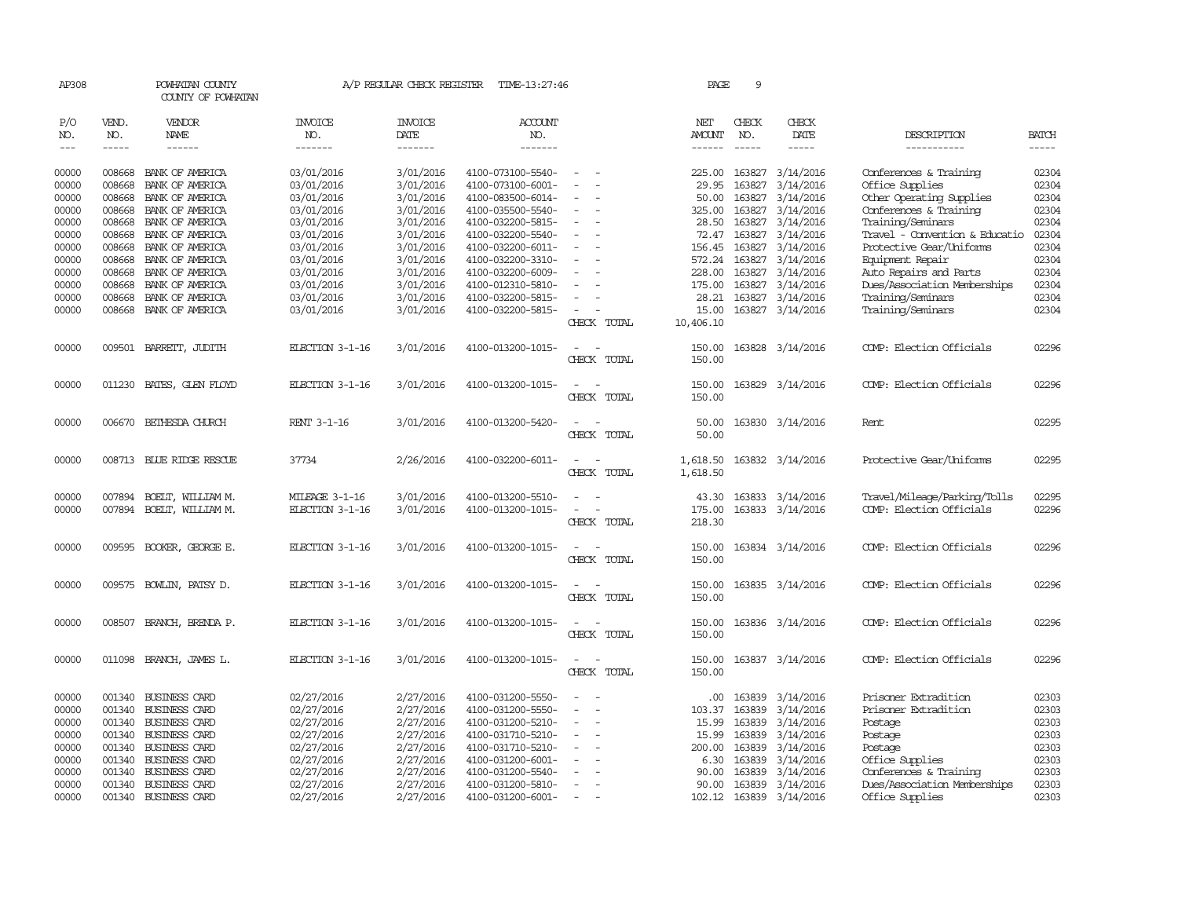AP308 POWHATAN COUNTY A/P REGULAR CHECK REGISTER TIME-13:27:46 PAGE 9

COUNTY OF POWHATAN

| P/O NO. | VEND. NO. | VENDOR NAME | INVOICE NO. | INVOICE DATE | ACCOUNT NO. | | NET AMOUNT | CHECK NO. | CHECK DATE | DESCRIPTION | BATCH |
|---|---|---|---|---|---|---|---|---|---|---|---|
| 00000 | 008668 | BANK OF AMERICA | 03/01/2016 | 3/01/2016 | 4100-073100-5540- | - - | 225.00 | 163827 | 3/14/2016 | Conferences & Training | 02304 |
| 00000 | 008668 | BANK OF AMERICA | 03/01/2016 | 3/01/2016 | 4100-073100-6001- | - - | 29.95 | 163827 | 3/14/2016 | Office Supplies | 02304 |
| 00000 | 008668 | BANK OF AMERICA | 03/01/2016 | 3/01/2016 | 4100-083500-6014- | - - | 50.00 | 163827 | 3/14/2016 | Other Operating Supplies | 02304 |
| 00000 | 008668 | BANK OF AMERICA | 03/01/2016 | 3/01/2016 | 4100-035500-5540- | - - | 325.00 | 163827 | 3/14/2016 | Conferences & Training | 02304 |
| 00000 | 008668 | BANK OF AMERICA | 03/01/2016 | 3/01/2016 | 4100-032200-5815- | - - | 28.50 | 163827 | 3/14/2016 | Training/Seminars | 02304 |
| 00000 | 008668 | BANK OF AMERICA | 03/01/2016 | 3/01/2016 | 4100-032200-5540- | - - | 72.47 | 163827 | 3/14/2016 | Travel - Convention & Educatio | 02304 |
| 00000 | 008668 | BANK OF AMERICA | 03/01/2016 | 3/01/2016 | 4100-032200-6011- | - - | 156.45 | 163827 | 3/14/2016 | Protective Gear/Uniforms | 02304 |
| 00000 | 008668 | BANK OF AMERICA | 03/01/2016 | 3/01/2016 | 4100-032200-3310- | - - | 572.24 | 163827 | 3/14/2016 | Equipment Repair | 02304 |
| 00000 | 008668 | BANK OF AMERICA | 03/01/2016 | 3/01/2016 | 4100-032200-6009- | - - | 228.00 | 163827 | 3/14/2016 | Auto Repairs and Parts | 02304 |
| 00000 | 008668 | BANK OF AMERICA | 03/01/2016 | 3/01/2016 | 4100-012310-5810- | - - | 175.00 | 163827 | 3/14/2016 | Dues/Association Memberships | 02304 |
| 00000 | 008668 | BANK OF AMERICA | 03/01/2016 | 3/01/2016 | 4100-032200-5815- | - - | 28.21 | 163827 | 3/14/2016 | Training/Seminars | 02304 |
| 00000 | 008668 | BANK OF AMERICA | 03/01/2016 | 3/01/2016 | 4100-032200-5815- | - - | 15.00 | 163827 | 3/14/2016 | Training/Seminars | 02304 |
| | | | | | | CHECK TOTAL | 10,406.10 | | | | |
| 00000 | 009501 | BARRETT, JUDITH | ELECTION 3-1-16 | 3/01/2016 | 4100-013200-1015- | - - | 150.00 | 163828 | 3/14/2016 | COMP: Election Officials | 02296 |
| | | | | | | CHECK TOTAL | 150.00 | | | | |
| 00000 | 011230 | BATES, GLEN FLOYD | ELECTION 3-1-16 | 3/01/2016 | 4100-013200-1015- | - - | 150.00 | 163829 | 3/14/2016 | COMP: Election Officials | 02296 |
| | | | | | | CHECK TOTAL | 150.00 | | | | |
| 00000 | 006670 | BETHESDA CHURCH | RENT 3-1-16 | 3/01/2016 | 4100-013200-5420- | - - | 50.00 | 163830 | 3/14/2016 | Rent | 02295 |
| | | | | | | CHECK TOTAL | 50.00 | | | | |
| 00000 | 008713 | BLUE RIDGE RESCUE | 37734 | 2/26/2016 | 4100-032200-6011- | - - | 1,618.50 | 163832 | 3/14/2016 | Protective Gear/Uniforms | 02295 |
| | | | | | | CHECK TOTAL | 1,618.50 | | | | |
| 00000 | 007894 | BOELT, WILLIAM M. | MILEAGE 3-1-16 | 3/01/2016 | 4100-013200-5510- | - - | 43.30 | 163833 | 3/14/2016 | Travel/Mileage/Parking/Tolls | 02295 |
| 00000 | 007894 | BOELT, WILLIAM M. | ELECTION 3-1-16 | 3/01/2016 | 4100-013200-1015- | - - | 175.00 | 163833 | 3/14/2016 | COMP: Election Officials | 02296 |
| | | | | | | CHECK TOTAL | 218.30 | | | | |
| 00000 | 009595 | BOOKER, GEORGE E. | ELECTION 3-1-16 | 3/01/2016 | 4100-013200-1015- | - - | 150.00 | 163834 | 3/14/2016 | COMP: Election Officials | 02296 |
| | | | | | | CHECK TOTAL | 150.00 | | | | |
| 00000 | 009575 | BOWLIN, PATSY D. | ELECTION 3-1-16 | 3/01/2016 | 4100-013200-1015- | - - | 150.00 | 163835 | 3/14/2016 | COMP: Election Officials | 02296 |
| | | | | | | CHECK TOTAL | 150.00 | | | | |
| 00000 | 008507 | BRANCH, BRENDA P. | ELECTION 3-1-16 | 3/01/2016 | 4100-013200-1015- | - - | 150.00 | 163836 | 3/14/2016 | COMP: Election Officials | 02296 |
| | | | | | | CHECK TOTAL | 150.00 | | | | |
| 00000 | 011098 | BRANCH, JAMES L. | ELECTION 3-1-16 | 3/01/2016 | 4100-013200-1015- | - - | 150.00 | 163837 | 3/14/2016 | COMP: Election Officials | 02296 |
| | | | | | | CHECK TOTAL | 150.00 | | | | |
| 00000 | 001340 | BUSINESS CARD | 02/27/2016 | 2/27/2016 | 4100-031200-5550- | - - | .00 | 163839 | 3/14/2016 | Prisoner Extradition | 02303 |
| 00000 | 001340 | BUSINESS CARD | 02/27/2016 | 2/27/2016 | 4100-031200-5550- | - - | 103.37 | 163839 | 3/14/2016 | Prisoner Extradition | 02303 |
| 00000 | 001340 | BUSINESS CARD | 02/27/2016 | 2/27/2016 | 4100-031200-5210- | - - | 15.99 | 163839 | 3/14/2016 | Postage | 02303 |
| 00000 | 001340 | BUSINESS CARD | 02/27/2016 | 2/27/2016 | 4100-031710-5210- | - - | 15.99 | 163839 | 3/14/2016 | Postage | 02303 |
| 00000 | 001340 | BUSINESS CARD | 02/27/2016 | 2/27/2016 | 4100-031710-5210- | - - | 200.00 | 163839 | 3/14/2016 | Postage | 02303 |
| 00000 | 001340 | BUSINESS CARD | 02/27/2016 | 2/27/2016 | 4100-031200-6001- | - - | 6.30 | 163839 | 3/14/2016 | Office Supplies | 02303 |
| 00000 | 001340 | BUSINESS CARD | 02/27/2016 | 2/27/2016 | 4100-031200-5540- | - - | 90.00 | 163839 | 3/14/2016 | Conferences & Training | 02303 |
| 00000 | 001340 | BUSINESS CARD | 02/27/2016 | 2/27/2016 | 4100-031200-5810- | - - | 90.00 | 163839 | 3/14/2016 | Dues/Association Memberships | 02303 |
| 00000 | 001340 | BUSINESS CARD | 02/27/2016 | 2/27/2016 | 4100-031200-6001- | - - | 102.12 | 163839 | 3/14/2016 | Office Supplies | 02303 |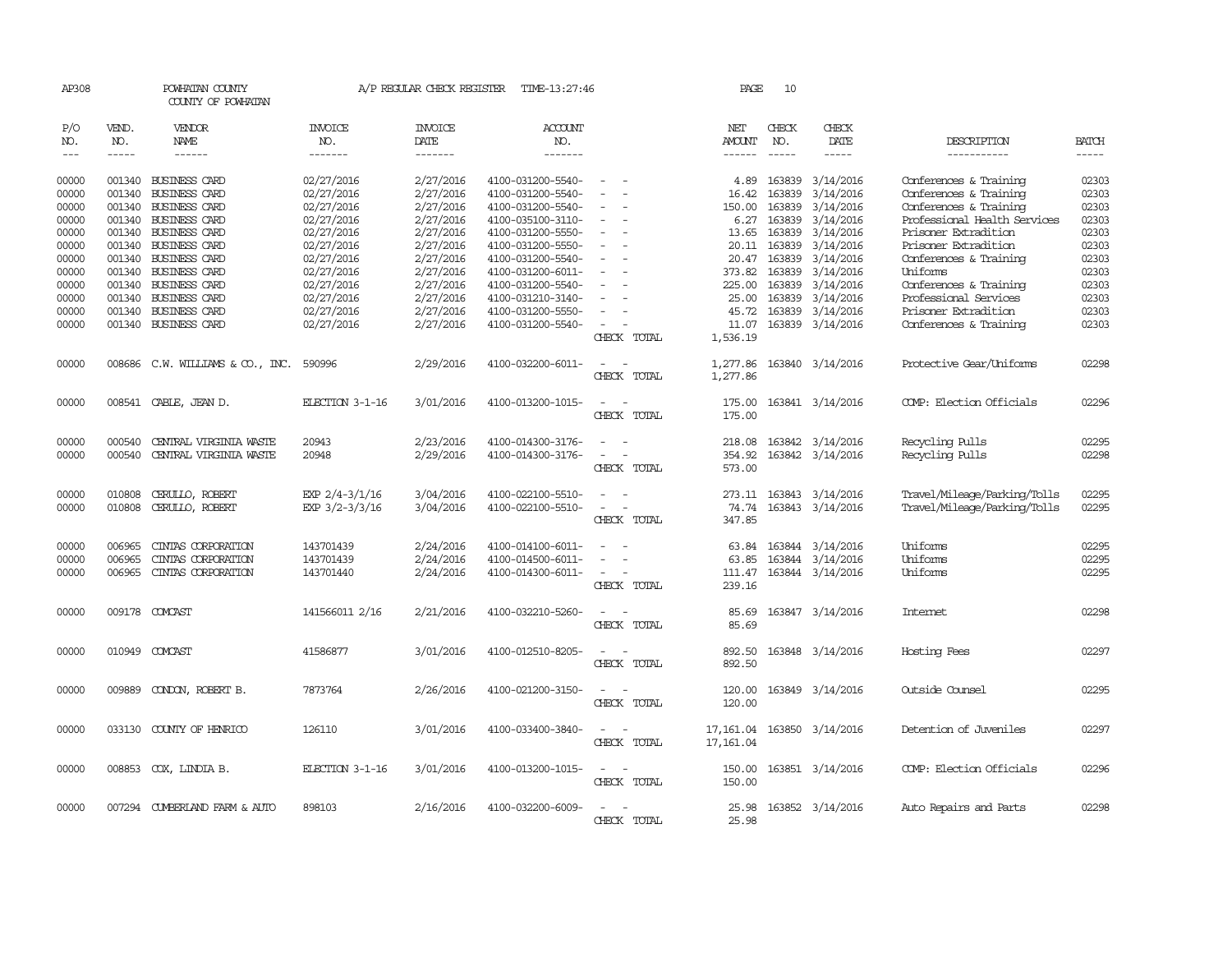AP308 POWHATAN COUNTY A/P REGULAR CHECK REGISTER TIME-13:27:46 PAGE 10

COUNTY OF POWHATAN

| P/O NO. | VEND. NO. | VENDOR NAME | INVOICE NO. | INVOICE DATE | ACCOUNT NO. | | NET AMOUNT | CHECK NO. | CHECK DATE | DESCRIPTION | BATCH |
|---|---|---|---|---|---|---|---|---|---|---|---|
| 00000 | 001340 | BUSINESS CARD | 02/27/2016 | 2/27/2016 | 4100-031200-5540- | - - | 4.89 | 163839 | 3/14/2016 | Conferences & Training | 02303 |
| 00000 | 001340 | BUSINESS CARD | 02/27/2016 | 2/27/2016 | 4100-031200-5540- | - - | 16.42 | 163839 | 3/14/2016 | Conferences & Training | 02303 |
| 00000 | 001340 | BUSINESS CARD | 02/27/2016 | 2/27/2016 | 4100-031200-5540- | - - | 150.00 | 163839 | 3/14/2016 | Conferences & Training | 02303 |
| 00000 | 001340 | BUSINESS CARD | 02/27/2016 | 2/27/2016 | 4100-035100-3110- | - - | 6.27 | 163839 | 3/14/2016 | Professional Health Services | 02303 |
| 00000 | 001340 | BUSINESS CARD | 02/27/2016 | 2/27/2016 | 4100-031200-5550- | - - | 13.65 | 163839 | 3/14/2016 | Prisoner Extradition | 02303 |
| 00000 | 001340 | BUSINESS CARD | 02/27/2016 | 2/27/2016 | 4100-031200-5550- | - - | 20.11 | 163839 | 3/14/2016 | Prisoner Extradition | 02303 |
| 00000 | 001340 | BUSINESS CARD | 02/27/2016 | 2/27/2016 | 4100-031200-5540- | - - | 20.47 | 163839 | 3/14/2016 | Conferences & Training | 02303 |
| 00000 | 001340 | BUSINESS CARD | 02/27/2016 | 2/27/2016 | 4100-031200-6011- | - - | 373.82 | 163839 | 3/14/2016 | Uniforms | 02303 |
| 00000 | 001340 | BUSINESS CARD | 02/27/2016 | 2/27/2016 | 4100-031200-5540- | - - | 225.00 | 163839 | 3/14/2016 | Conferences & Training | 02303 |
| 00000 | 001340 | BUSINESS CARD | 02/27/2016 | 2/27/2016 | 4100-031210-3140- | - - | 25.00 | 163839 | 3/14/2016 | Professional Services | 02303 |
| 00000 | 001340 | BUSINESS CARD | 02/27/2016 | 2/27/2016 | 4100-031200-5550- | - - | 45.72 | 163839 | 3/14/2016 | Prisoner Extradition | 02303 |
| 00000 | 001340 | BUSINESS CARD | 02/27/2016 | 2/27/2016 | 4100-031200-5540- | - - | 11.07 | 163839 | 3/14/2016 | Conferences & Training | 02303 |
| | | | | | | CHECK TOTAL | 1,536.19 | | | | |
| 00000 | 008686 | C.W. WILLIAMS & CO., INC. | 590996 | 2/29/2016 | 4100-032200-6011- | - - | 1,277.86 | 163840 | 3/14/2016 | Protective Gear/Uniforms | 02298 |
| | | | | | | CHECK TOTAL | 1,277.86 | | | | |
| 00000 | 008541 | CABLE, JEAN D. | ELECTION 3-1-16 | 3/01/2016 | 4100-013200-1015- | - - | 175.00 | 163841 | 3/14/2016 | COMP: Election Officials | 02296 |
| | | | | | | CHECK TOTAL | 175.00 | | | | |
| 00000 | 000540 | CENTRAL VIRGINIA WASTE | 20943 | 2/23/2016 | 4100-014300-3176- | - - | 218.08 | 163842 | 3/14/2016 | Recycling Pulls | 02295 |
| 00000 | 000540 | CENTRAL VIRGINIA WASTE | 20948 | 2/29/2016 | 4100-014300-3176- | - - | 354.92 | 163842 | 3/14/2016 | Recycling Pulls | 02298 |
| | | | | | | CHECK TOTAL | 573.00 | | | | |
| 00000 | 010808 | CERULLO, ROBERT | EXP 2/4-3/1/16 | 3/04/2016 | 4100-022100-5510- | - - | 273.11 | 163843 | 3/14/2016 | Travel/Mileage/Parking/Tolls | 02295 |
| 00000 | 010808 | CERULLO, ROBERT | EXP 3/2-3/3/16 | 3/04/2016 | 4100-022100-5510- | - - | 74.74 | 163843 | 3/14/2016 | Travel/Mileage/Parking/Tolls | 02295 |
| | | | | | | CHECK TOTAL | 347.85 | | | | |
| 00000 | 006965 | CINTAS CORPORATION | 143701439 | 2/24/2016 | 4100-014100-6011- | - - | 63.84 | 163844 | 3/14/2016 | Uniforms | 02295 |
| 00000 | 006965 | CINTAS CORPORATION | 143701439 | 2/24/2016 | 4100-014500-6011- | - - | 63.85 | 163844 | 3/14/2016 | Uniforms | 02295 |
| 00000 | 006965 | CINTAS CORPORATION | 143701440 | 2/24/2016 | 4100-014300-6011- | - - | 111.47 | 163844 | 3/14/2016 | Uniforms | 02295 |
| | | | | | | CHECK TOTAL | 239.16 | | | | |
| 00000 | 009178 | COMCAST | 141566011 2/16 | 2/21/2016 | 4100-032210-5260- | - - | 85.69 | 163847 | 3/14/2016 | Internet | 02298 |
| | | | | | | CHECK TOTAL | 85.69 | | | | |
| 00000 | 010949 | COMCAST | 41586877 | 3/01/2016 | 4100-012510-8205- | - - | 892.50 | 163848 | 3/14/2016 | Hosting Fees | 02297 |
| | | | | | | CHECK TOTAL | 892.50 | | | | |
| 00000 | 009889 | CONDON, ROBERT B. | 7873764 | 2/26/2016 | 4100-021200-3150- | - - | 120.00 | 163849 | 3/14/2016 | Outside Counsel | 02295 |
| | | | | | | CHECK TOTAL | 120.00 | | | | |
| 00000 | 033130 | COUNTY OF HENRICO | 126110 | 3/01/2016 | 4100-033400-3840- | - - | 17,161.04 | 163850 | 3/14/2016 | Detention of Juveniles | 02297 |
| | | | | | | CHECK TOTAL | 17,161.04 | | | | |
| 00000 | 008853 | COX, LINDIA B. | ELECTION 3-1-16 | 3/01/2016 | 4100-013200-1015- | - - | 150.00 | 163851 | 3/14/2016 | COMP: Election Officials | 02296 |
| | | | | | | CHECK TOTAL | 150.00 | | | | |
| 00000 | 007294 | CUMBERLAND FARM & AUTO | 898103 | 2/16/2016 | 4100-032200-6009- | - - | 25.98 | 163852 | 3/14/2016 | Auto Repairs and Parts | 02298 |
| | | | | | | CHECK TOTAL | 25.98 | | | | |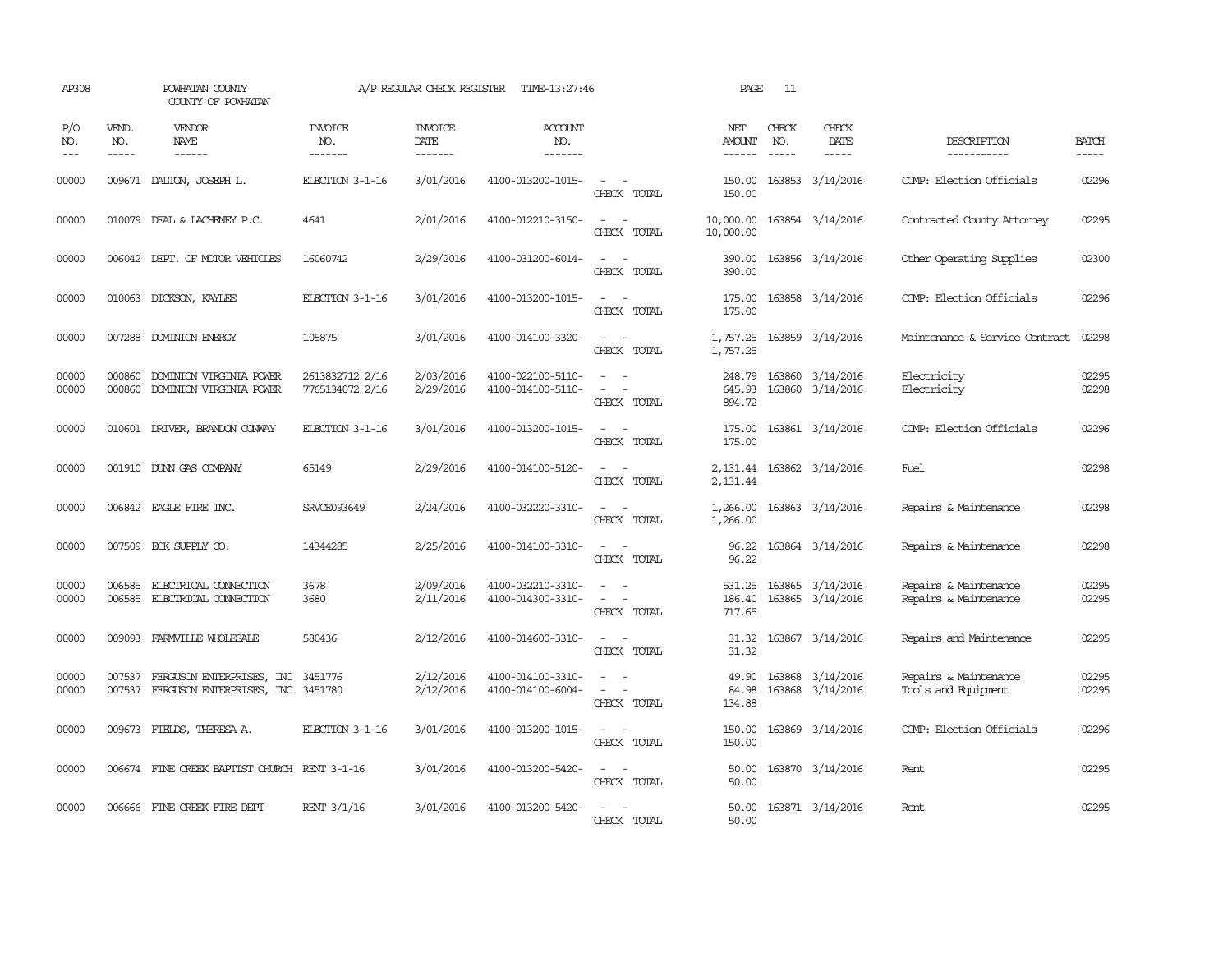AP308 POWHATAN COUNTY A/P REGULAR CHECK REGISTER TIME-13:27:46

COUNTY OF POWHATAN

| P/O NO. | VEND. NO. | VENDOR NAME | INVOICE NO. | INVOICE DATE | ACCOUNT NO. | | NET AMOUNT | CHECK NO. | CHECK DATE | DESCRIPTION | BATCH |
|---|---|---|---|---|---|---|---|---|---|---|---|
| 00000 | 009671 | DALTON, JOSEPH L. | ELECTION 3-1-16 | 3/01/2016 | 4100-013200-1015- | - - | 150.00 | 163853 | 3/14/2016 | COMP: Election Officials | 02296 |
| | | | | | | CHECK TOTAL | 150.00 | | | | |
| 00000 | 010079 | DEAL & LACHENEY P.C. | 4641 | 2/01/2016 | 4100-012210-3150- | - - | 10,000.00 | 163854 | 3/14/2016 | Contracted County Attorney | 02295 |
| | | | | | | CHECK TOTAL | 10,000.00 | | | | |
| 00000 | 006042 | DEPT. OF MOTOR VEHICLES | 16060742 | 2/29/2016 | 4100-031200-6014- | - - | 390.00 | 163856 | 3/14/2016 | Other Operating Supplies | 02300 |
| | | | | | | CHECK TOTAL | 390.00 | | | | |
| 00000 | 010063 | DICKSON, KAYLEE | ELECTION 3-1-16 | 3/01/2016 | 4100-013200-1015- | - - | 175.00 | 163858 | 3/14/2016 | COMP: Election Officials | 02296 |
| | | | | | | CHECK TOTAL | 175.00 | | | | |
| 00000 | 007288 | DOMINION ENERGY | 105875 | 3/01/2016 | 4100-014100-3320- | - - | 1,757.25 | 163859 | 3/14/2016 | Maintenance & Service Contract | 02298 |
| | | | | | | CHECK TOTAL | 1,757.25 | | | | |
| 00000 | 000860 | DOMINION VIRGINIA POWER | 2613832712 2/16 | 2/03/2016 | 4100-022100-5110- | - - | 248.79 | 163860 | 3/14/2016 | Electricity | 02295 |
| 00000 | 000860 | DOMINION VIRGINIA POWER | 7765134072 2/16 | 2/29/2016 | 4100-014100-5110- | - - | 645.93 | 163860 | 3/14/2016 | Electricity | 02298 |
| | | | | | | CHECK TOTAL | 894.72 | | | | |
| 00000 | 010601 | DRIVER, BRANDON CONWAY | ELECTION 3-1-16 | 3/01/2016 | 4100-013200-1015- | - - | 175.00 | 163861 | 3/14/2016 | COMP: Election Officials | 02296 |
| | | | | | | CHECK TOTAL | 175.00 | | | | |
| 00000 | 001910 | DUNN GAS COMPANY | 65149 | 2/29/2016 | 4100-014100-5120- | - - | 2,131.44 | 163862 | 3/14/2016 | Fuel | 02298 |
| | | | | | | CHECK TOTAL | 2,131.44 | | | | |
| 00000 | 006842 | EAGLE FIRE INC. | SRVCE093649 | 2/24/2016 | 4100-032220-3310- | - - | 1,266.00 | 163863 | 3/14/2016 | Repairs & Maintenance | 02298 |
| | | | | | | CHECK TOTAL | 1,266.00 | | | | |
| 00000 | 007509 | ECK SUPPLY CO. | 14344285 | 2/25/2016 | 4100-014100-3310- | - - | 96.22 | 163864 | 3/14/2016 | Repairs & Maintenance | 02298 |
| | | | | | | CHECK TOTAL | 96.22 | | | | |
| 00000 | 006585 | ELECTRICAL CONNECTION | 3678 | 2/09/2016 | 4100-032210-3310- | - - | 531.25 | 163865 | 3/14/2016 | Repairs & Maintenance | 02295 |
| 00000 | 006585 | ELECTRICAL CONNECTION | 3680 | 2/11/2016 | 4100-014300-3310- | - - | 186.40 | 163865 | 3/14/2016 | Repairs & Maintenance | 02295 |
| | | | | | | CHECK TOTAL | 717.65 | | | | |
| 00000 | 009093 | FARMVILLE WHOLESALE | 580436 | 2/12/2016 | 4100-014600-3310- | - - | 31.32 | 163867 | 3/14/2016 | Repairs and Maintenance | 02295 |
| | | | | | | CHECK TOTAL | 31.32 | | | | |
| 00000 | 007537 | FERGUSON ENTERPRISES, INC | 3451776 | 2/12/2016 | 4100-014100-3310- | - - | 49.90 | 163868 | 3/14/2016 | Repairs & Maintenance | 02295 |
| 00000 | 007537 | FERGUSON ENTERPRISES, INC | 3451780 | 2/12/2016 | 4100-014100-6004- | - - | 84.98 | 163868 | 3/14/2016 | Tools and Equipment | 02295 |
| | | | | | | CHECK TOTAL | 134.88 | | | | |
| 00000 | 009673 | FIELDS, THERESA A. | ELECTION 3-1-16 | 3/01/2016 | 4100-013200-1015- | - - | 150.00 | 163869 | 3/14/2016 | COMP: Election Officials | 02296 |
| | | | | | | CHECK TOTAL | 150.00 | | | | |
| 00000 | 006674 | FINE CREEK BAPTIST CHURCH | RENT 3-1-16 | 3/01/2016 | 4100-013200-5420- | - - | 50.00 | 163870 | 3/14/2016 | Rent | 02295 |
| | | | | | | CHECK TOTAL | 50.00 | | | | |
| 00000 | 006666 | FINE CREEK FIRE DEPT | RENT 3/1/16 | 3/01/2016 | 4100-013200-5420- | - - | 50.00 | 163871 | 3/14/2016 | Rent | 02295 |
| | | | | | | CHECK TOTAL | 50.00 | | | | |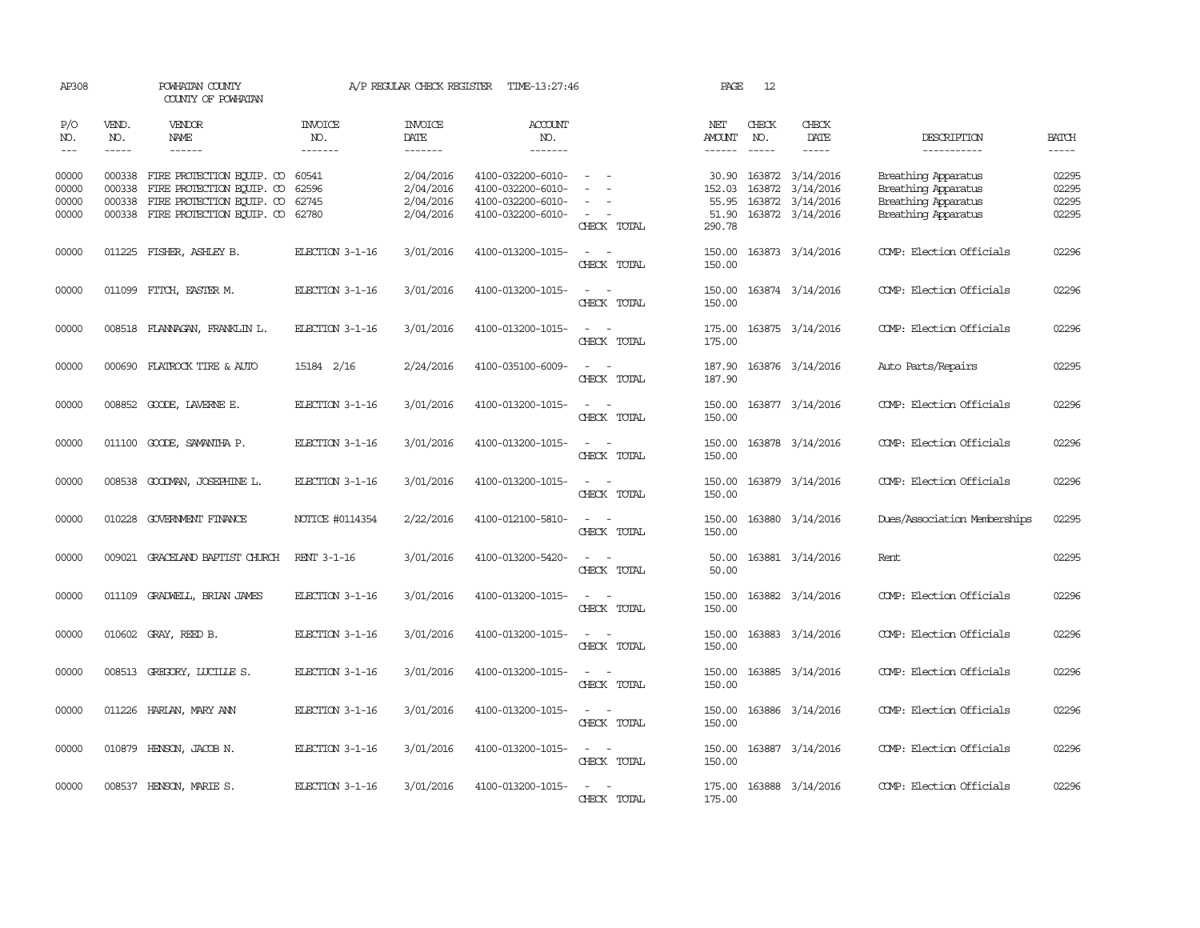AP308 POWHATAN COUNTY A/P REGULAR CHECK REGISTER TIME-13:27:46 PAGE 12

COUNTY OF POWHATAN

| P/O NO. | VEND. NO. | VENDOR NAME | INVOICE NO. | INVOICE DATE | ACCOUNT NO. | | NET AMOUNT | CHECK NO. | CHECK DATE | DESCRIPTION | BATCH |
|---|---|---|---|---|---|---|---|---|---|---|---|
| 00000 | 000338 | FIRE PROTECTION EQUIP. CO | 60541 | 2/04/2016 | 4100-032200-6010- | - - | 30.90 | 163872 | 3/14/2016 | Breathing Apparatus | 02295 |
| 00000 | 000338 | FIRE PROTECTION EQUIP. CO | 62596 | 2/04/2016 | 4100-032200-6010- | - - | 152.03 | 163872 | 3/14/2016 | Breathing Apparatus | 02295 |
| 00000 | 000338 | FIRE PROTECTION EQUIP. CO | 62745 | 2/04/2016 | 4100-032200-6010- | - - | 55.95 | 163872 | 3/14/2016 | Breathing Apparatus | 02295 |
| 00000 | 000338 | FIRE PROTECTION EQUIP. CO | 62780 | 2/04/2016 | 4100-032200-6010- | - - | 51.90 | 163872 | 3/14/2016 | Breathing Apparatus | 02295 |
| | | | | | | CHECK TOTAL | 290.78 | | | | |
| 00000 | 011225 | FISHER, ASHLEY B. | ELECTION 3-1-16 | 3/01/2016 | 4100-013200-1015- | - - | 150.00 | 163873 | 3/14/2016 | COMP: Election Officials | 02296 |
| | | | | | | CHECK TOTAL | 150.00 | | | | |
| 00000 | 011099 | FITCH, EASTER M. | ELECTION 3-1-16 | 3/01/2016 | 4100-013200-1015- | - - | 150.00 | 163874 | 3/14/2016 | COMP: Election Officials | 02296 |
| | | | | | | CHECK TOTAL | 150.00 | | | | |
| 00000 | 008518 | FLANNAGAN, FRANKLIN L. | ELECTION 3-1-16 | 3/01/2016 | 4100-013200-1015- | - - | 175.00 | 163875 | 3/14/2016 | COMP: Election Officials | 02296 |
| | | | | | | CHECK TOTAL | 175.00 | | | | |
| 00000 | 000690 | FLATROCK TIRE & AUTO | 15184 2/16 | 2/24/2016 | 4100-035100-6009- | - - | 187.90 | 163876 | 3/14/2016 | Auto Parts/Repairs | 02295 |
| | | | | | | CHECK TOTAL | 187.90 | | | | |
| 00000 | 008852 | GOODE, LAVERNE E. | ELECTION 3-1-16 | 3/01/2016 | 4100-013200-1015- | - - | 150.00 | 163877 | 3/14/2016 | COMP: Election Officials | 02296 |
| | | | | | | CHECK TOTAL | 150.00 | | | | |
| 00000 | 011100 | GOODE, SAMANTHA P. | ELECTION 3-1-16 | 3/01/2016 | 4100-013200-1015- | - - | 150.00 | 163878 | 3/14/2016 | COMP: Election Officials | 02296 |
| | | | | | | CHECK TOTAL | 150.00 | | | | |
| 00000 | 008538 | GOODMAN, JOSEPHINE L. | ELECTION 3-1-16 | 3/01/2016 | 4100-013200-1015- | - - | 150.00 | 163879 | 3/14/2016 | COMP: Election Officials | 02296 |
| | | | | | | CHECK TOTAL | 150.00 | | | | |
| 00000 | 010228 | GOVERNMENT FINANCE | NOTICE #0114354 | 2/22/2016 | 4100-012100-5810- | - - | 150.00 | 163880 | 3/14/2016 | Dues/Association Memberships | 02295 |
| | | | | | | CHECK TOTAL | 150.00 | | | | |
| 00000 | 009021 | GRACELAND BAPTIST CHURCH | RENT 3-1-16 | 3/01/2016 | 4100-013200-5420- | - - | 50.00 | 163881 | 3/14/2016 | Rent | 02295 |
| | | | | | | CHECK TOTAL | 50.00 | | | | |
| 00000 | 011109 | GRADWELL, BRIAN JAMES | ELECTION 3-1-16 | 3/01/2016 | 4100-013200-1015- | - - | 150.00 | 163882 | 3/14/2016 | COMP: Election Officials | 02296 |
| | | | | | | CHECK TOTAL | 150.00 | | | | |
| 00000 | 010602 | GRAY, REED B. | ELECTION 3-1-16 | 3/01/2016 | 4100-013200-1015- | - - | 150.00 | 163883 | 3/14/2016 | COMP: Election Officials | 02296 |
| | | | | | | CHECK TOTAL | 150.00 | | | | |
| 00000 | 008513 | GREGORY, LUCILLE S. | ELECTION 3-1-16 | 3/01/2016 | 4100-013200-1015- | - - | 150.00 | 163885 | 3/14/2016 | COMP: Election Officials | 02296 |
| | | | | | | CHECK TOTAL | 150.00 | | | | |
| 00000 | 011226 | HARLAN, MARY ANN | ELECTION 3-1-16 | 3/01/2016 | 4100-013200-1015- | - - | 150.00 | 163886 | 3/14/2016 | COMP: Election Officials | 02296 |
| | | | | | | CHECK TOTAL | 150.00 | | | | |
| 00000 | 010879 | HENSON, JACOB N. | ELECTION 3-1-16 | 3/01/2016 | 4100-013200-1015- | - - | 150.00 | 163887 | 3/14/2016 | COMP: Election Officials | 02296 |
| | | | | | | CHECK TOTAL | 150.00 | | | | |
| 00000 | 008537 | HENSON, MARIE S. | ELECTION 3-1-16 | 3/01/2016 | 4100-013200-1015- | - - | 175.00 | 163888 | 3/14/2016 | COMP: Election Officials | 02296 |
| | | | | | | CHECK TOTAL | 175.00 | | | | |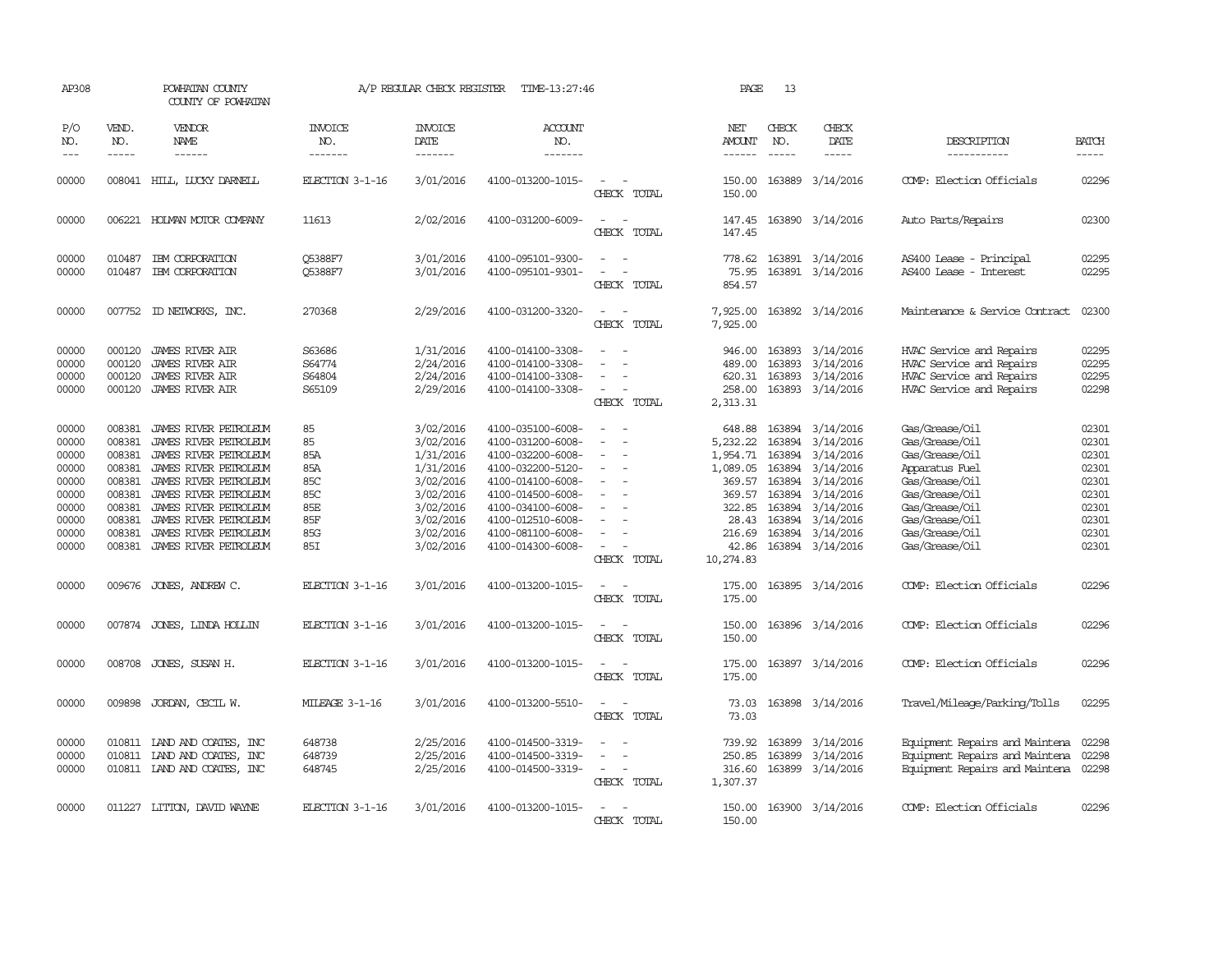AP308 POWHATAN COUNTY A/P REGULAR CHECK REGISTER TIME-13:27:46 PAGE 13
COUNTY OF POWHATAN

| P/O NO. | VEND. NO. | VENDOR NAME | INVOICE NO. | INVOICE DATE | ACCOUNT NO. | | NET AMOUNT | CHECK NO. | CHECK DATE | DESCRIPTION | BATCH |
|---|---|---|---|---|---|---|---|---|---|---|---|
| 00000 | 008041 | HILL, LUCKY DARNELL | ELECTION 3-1-16 | 3/01/2016 | 4100-013200-1015- | - - | 150.00 | 163889 | 3/14/2016 | COMP: Election Officials | 02296 |
| | | | | | | CHECK TOTAL | 150.00 | | | | |
| 00000 | 006221 | HOLMAN MOTOR COMPANY | 11613 | 2/02/2016 | 4100-031200-6009- | - - | 147.45 | 163890 | 3/14/2016 | Auto Parts/Repairs | 02300 |
| | | | | | | CHECK TOTAL | 147.45 | | | | |
| 00000 | 010487 | IBM CORPORATION | Q5388F7 | 3/01/2016 | 4100-095101-9300- | - - | 778.62 | 163891 | 3/14/2016 | AS400 Lease - Principal | 02295 |
| 00000 | 010487 | IBM CORPORATION | Q5388F7 | 3/01/2016 | 4100-095101-9301- | - - | 75.95 | 163891 | 3/14/2016 | AS400 Lease - Interest | 02295 |
| | | | | | | CHECK TOTAL | 854.57 | | | | |
| 00000 | 007752 | ID NETWORKS, INC. | 270368 | 2/29/2016 | 4100-031200-3320- | - - | 7,925.00 | 163892 | 3/14/2016 | Maintenance & Service Contract | 02300 |
| | | | | | | CHECK TOTAL | 7,925.00 | | | | |
| 00000 | 000120 | JAMES RIVER AIR | S63686 | 1/31/2016 | 4100-014100-3308- | - - | 946.00 | 163893 | 3/14/2016 | HVAC Service and Repairs | 02295 |
| 00000 | 000120 | JAMES RIVER AIR | S64774 | 2/24/2016 | 4100-014100-3308- | - - | 489.00 | 163893 | 3/14/2016 | HVAC Service and Repairs | 02295 |
| 00000 | 000120 | JAMES RIVER AIR | S64804 | 2/24/2016 | 4100-014100-3308- | - - | 620.31 | 163893 | 3/14/2016 | HVAC Service and Repairs | 02295 |
| 00000 | 000120 | JAMES RIVER AIR | S65109 | 2/29/2016 | 4100-014100-3308- | - - | 258.00 | 163893 | 3/14/2016 | HVAC Service and Repairs | 02298 |
| | | | | | | CHECK TOTAL | 2,313.31 | | | | |
| 00000 | 008381 | JAMES RIVER PETROLEUM | 85 | 3/02/2016 | 4100-035100-6008- | - - | 648.88 | 163894 | 3/14/2016 | Gas/Grease/Oil | 02301 |
| 00000 | 008381 | JAMES RIVER PETROLEUM | 85 | 3/02/2016 | 4100-031200-6008- | - - | 5,232.22 | 163894 | 3/14/2016 | Gas/Grease/Oil | 02301 |
| 00000 | 008381 | JAMES RIVER PETROLEUM | 85A | 1/31/2016 | 4100-032200-6008- | - - | 1,954.71 | 163894 | 3/14/2016 | Gas/Grease/Oil | 02301 |
| 00000 | 008381 | JAMES RIVER PETROLEUM | 85A | 1/31/2016 | 4100-032200-5120- | - - | 1,089.05 | 163894 | 3/14/2016 | Apparatus Fuel | 02301 |
| 00000 | 008381 | JAMES RIVER PETROLEUM | 85C | 3/02/2016 | 4100-014100-6008- | - - | 369.57 | 163894 | 3/14/2016 | Gas/Grease/Oil | 02301 |
| 00000 | 008381 | JAMES RIVER PETROLEUM | 85C | 3/02/2016 | 4100-014500-6008- | - - | 369.57 | 163894 | 3/14/2016 | Gas/Grease/Oil | 02301 |
| 00000 | 008381 | JAMES RIVER PETROLEUM | 85E | 3/02/2016 | 4100-034100-6008- | - - | 322.85 | 163894 | 3/14/2016 | Gas/Grease/Oil | 02301 |
| 00000 | 008381 | JAMES RIVER PETROLEUM | 85F | 3/02/2016 | 4100-012510-6008- | - - | 28.43 | 163894 | 3/14/2016 | Gas/Grease/Oil | 02301 |
| 00000 | 008381 | JAMES RIVER PETROLEUM | 85G | 3/02/2016 | 4100-081100-6008- | - - | 216.69 | 163894 | 3/14/2016 | Gas/Grease/Oil | 02301 |
| 00000 | 008381 | JAMES RIVER PETROLEUM | 85I | 3/02/2016 | 4100-014300-6008- | - - | 42.86 | 163894 | 3/14/2016 | Gas/Grease/Oil | 02301 |
| | | | | | | CHECK TOTAL | 10,274.83 | | | | |
| 00000 | 009676 | JONES, ANDREW C. | ELECTION 3-1-16 | 3/01/2016 | 4100-013200-1015- | - - | 175.00 | 163895 | 3/14/2016 | COMP: Election Officials | 02296 |
| | | | | | | CHECK TOTAL | 175.00 | | | | |
| 00000 | 007874 | JONES, LINDA HOLLIN | ELECTION 3-1-16 | 3/01/2016 | 4100-013200-1015- | - - | 150.00 | 163896 | 3/14/2016 | COMP: Election Officials | 02296 |
| | | | | | | CHECK TOTAL | 150.00 | | | | |
| 00000 | 008708 | JONES, SUSAN H. | ELECTION 3-1-16 | 3/01/2016 | 4100-013200-1015- | - - | 175.00 | 163897 | 3/14/2016 | COMP: Election Officials | 02296 |
| | | | | | | CHECK TOTAL | 175.00 | | | | |
| 00000 | 009898 | JORDAN, CECIL W. | MILEAGE 3-1-16 | 3/01/2016 | 4100-013200-5510- | - - | 73.03 | 163898 | 3/14/2016 | Travel/Mileage/Parking/Tolls | 02295 |
| | | | | | | CHECK TOTAL | 73.03 | | | | |
| 00000 | 010811 | LAND AND COATES, INC | 648738 | 2/25/2016 | 4100-014500-3319- | - - | 739.92 | 163899 | 3/14/2016 | Equipment Repairs and Maintena | 02298 |
| 00000 | 010811 | LAND AND COATES, INC | 648739 | 2/25/2016 | 4100-014500-3319- | - - | 250.85 | 163899 | 3/14/2016 | Equipment Repairs and Maintena | 02298 |
| 00000 | 010811 | LAND AND COATES, INC | 648745 | 2/25/2016 | 4100-014500-3319- | - - | 316.60 | 163899 | 3/14/2016 | Equipment Repairs and Maintena | 02298 |
| | | | | | | CHECK TOTAL | 1,307.37 | | | | |
| 00000 | 011227 | LITTON, DAVID WAYNE | ELECTION 3-1-16 | 3/01/2016 | 4100-013200-1015- | - - | 150.00 | 163900 | 3/14/2016 | COMP: Election Officials | 02296 |
| | | | | | | CHECK TOTAL | 150.00 | | | | |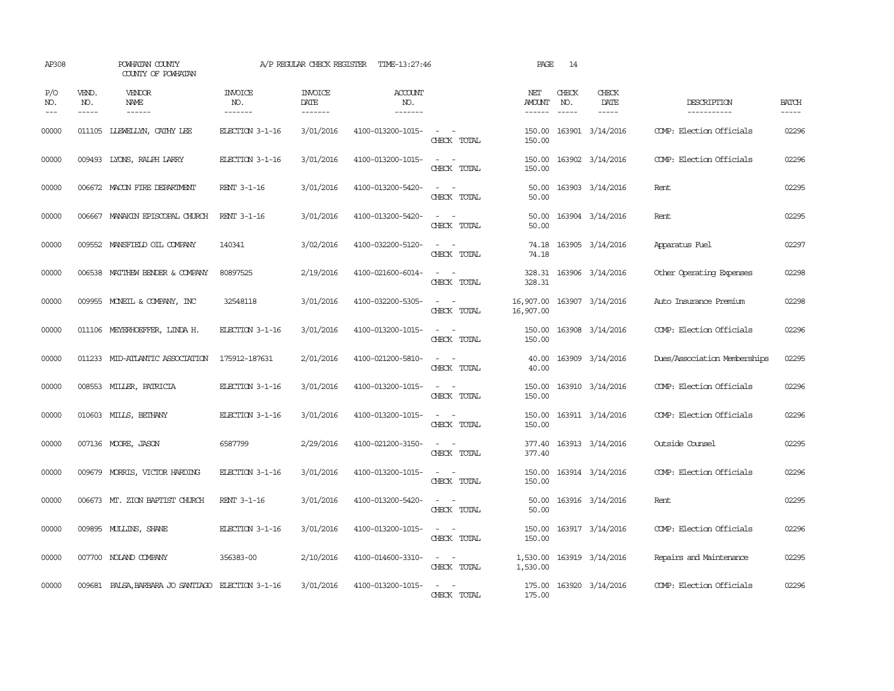AP308 POWHATAN COUNTY A/P REGULAR CHECK REGISTER TIME-13:27:46 PAGE 14

COUNTY OF POWHATAN

| P/O NO. | VEND. NO. | VENDOR NAME | INVOICE NO. | INVOICE DATE | ACCOUNT NO. | | NET AMOUNT | CHECK NO. | CHECK DATE | DESCRIPTION | BATCH |
|---|---|---|---|---|---|---|---|---|---|---|---|
| 00000 | 011105 | LLEWELLYN, CATHY LEE | ELECTION 3-1-16 | 3/01/2016 | 4100-013200-1015- | - - | 150.00 | 163901 | 3/14/2016 | COMP: Election Officials | 02296 |
| | | | | | | CHECK TOTAL | 150.00 | | | | |
| 00000 | 009493 | LYONS, RALPH LARRY | ELECTION 3-1-16 | 3/01/2016 | 4100-013200-1015- | - - | 150.00 | 163902 | 3/14/2016 | COMP: Election Officials | 02296 |
| | | | | | | CHECK TOTAL | 150.00 | | | | |
| 00000 | 006672 | MACON FIRE DEPARTMENT | RENT 3-1-16 | 3/01/2016 | 4100-013200-5420- | - - | 50.00 | 163903 | 3/14/2016 | Rent | 02295 |
| | | | | | | CHECK TOTAL | 50.00 | | | | |
| 00000 | 006667 | MANAKIN EPISCOPAL CHURCH | RENT 3-1-16 | 3/01/2016 | 4100-013200-5420- | - - | 50.00 | 163904 | 3/14/2016 | Rent | 02295 |
| | | | | | | CHECK TOTAL | 50.00 | | | | |
| 00000 | 009552 | MANSFIELD OIL COMPANY | 140341 | 3/02/2016 | 4100-032200-5120- | - - | 74.18 | 163905 | 3/14/2016 | Apparatus Fuel | 02297 |
| | | | | | | CHECK TOTAL | 74.18 | | | | |
| 00000 | 006538 | MATTHEW BENDER & COMPANY | 80897525 | 2/19/2016 | 4100-021600-6014- | - - | 328.31 | 163906 | 3/14/2016 | Other Operating Expenses | 02298 |
| | | | | | | CHECK TOTAL | 328.31 | | | | |
| 00000 | 009955 | MCNEIL & COMPANY, INC | 32548118 | 3/01/2016 | 4100-032200-5305- | - - | 16,907.00 | 163907 | 3/14/2016 | Auto Insurance Premium | 02298 |
| | | | | | | CHECK TOTAL | 16,907.00 | | | | |
| 00000 | 011106 | MEYERHOEFFER, LINDA H. | ELECTION 3-1-16 | 3/01/2016 | 4100-013200-1015- | - - | 150.00 | 163908 | 3/14/2016 | COMP: Election Officials | 02296 |
| | | | | | | CHECK TOTAL | 150.00 | | | | |
| 00000 | 011233 | MID-ATLANTIC ASSOCIATION | 175912-187631 | 2/01/2016 | 4100-021200-5810- | - - | 40.00 | 163909 | 3/14/2016 | Dues/Association Memberships | 02295 |
| | | | | | | CHECK TOTAL | 40.00 | | | | |
| 00000 | 008553 | MILLER, PATRICIA | ELECTION 3-1-16 | 3/01/2016 | 4100-013200-1015- | - - | 150.00 | 163910 | 3/14/2016 | COMP: Election Officials | 02296 |
| | | | | | | CHECK TOTAL | 150.00 | | | | |
| 00000 | 010603 | MILLS, BETHANY | ELECTION 3-1-16 | 3/01/2016 | 4100-013200-1015- | - - | 150.00 | 163911 | 3/14/2016 | COMP: Election Officials | 02296 |
| | | | | | | CHECK TOTAL | 150.00 | | | | |
| 00000 | 007136 | MOORE, JASON | 6587799 | 2/29/2016 | 4100-021200-3150- | - - | 377.40 | 163913 | 3/14/2016 | Outside Counsel | 02295 |
| | | | | | | CHECK TOTAL | 377.40 | | | | |
| 00000 | 009679 | MORRIS, VICTOR HARDING | ELECTION 3-1-16 | 3/01/2016 | 4100-013200-1015- | - - | 150.00 | 163914 | 3/14/2016 | COMP: Election Officials | 02296 |
| | | | | | | CHECK TOTAL | 150.00 | | | | |
| 00000 | 006673 | MT. ZION BAPTIST CHURCH | RENT 3-1-16 | 3/01/2016 | 4100-013200-5420- | - - | 50.00 | 163916 | 3/14/2016 | Rent | 02295 |
| | | | | | | CHECK TOTAL | 50.00 | | | | |
| 00000 | 009895 | MULLINS, SHANE | ELECTION 3-1-16 | 3/01/2016 | 4100-013200-1015- | - - | 150.00 | 163917 | 3/14/2016 | COMP: Election Officials | 02296 |
| | | | | | | CHECK TOTAL | 150.00 | | | | |
| 00000 | 007700 | NOLAND COMPANY | 356383-00 | 2/10/2016 | 4100-014600-3310- | - - | 1,530.00 | 163919 | 3/14/2016 | Repairs and Maintenance | 02295 |
| | | | | | | CHECK TOTAL | 1,530.00 | | | | |
| 00000 | 009681 | PALSA,BARBARA JO SANTIAGO | ELECTION 3-1-16 | 3/01/2016 | 4100-013200-1015- | - - | 175.00 | 163920 | 3/14/2016 | COMP: Election Officials | 02296 |
| | | | | | | CHECK TOTAL | 175.00 | | | | |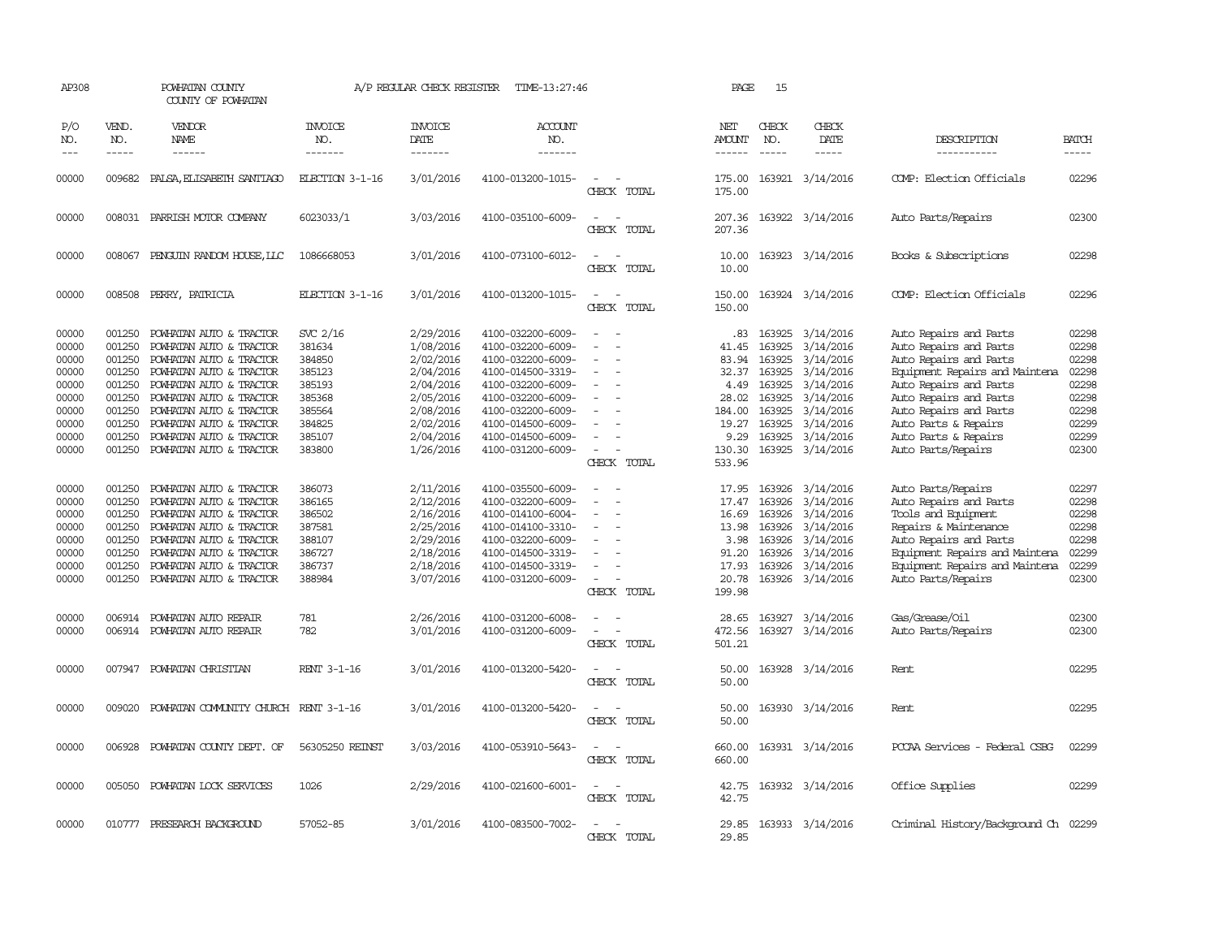AP308 POWHATAN COUNTY A/P REGULAR CHECK REGISTER TIME-13:27:46 PAGE 15
COUNTY OF POWHATAN

| P/O NO. | VEND. NO. | VENDOR NAME | INVOICE NO. | INVOICE DATE | ACCOUNT NO. | | NET AMOUNT | CHECK NO. | CHECK DATE | DESCRIPTION | BATCH |
|---|---|---|---|---|---|---|---|---|---|---|---|
| 00000 | 009682 | PALSA,ELISABETH SANTIAGO | ELECTION 3-1-16 | 3/01/2016 | 4100-013200-1015- | - - | 175.00 | 163921 | 3/14/2016 | COMP: Election Officials | 02296 |
| | | | | | | CHECK TOTAL | 175.00 | | | | |
| 00000 | 008031 | PARRISH MOTOR COMPANY | 6023033/1 | 3/03/2016 | 4100-035100-6009- | - - | 207.36 | 163922 | 3/14/2016 | Auto Parts/Repairs | 02300 |
| | | | | | | CHECK TOTAL | 207.36 | | | | |
| 00000 | 008067 | PENGUIN RANDOM HOUSE,LLC | 1086668053 | 3/01/2016 | 4100-073100-6012- | - - | 10.00 | 163923 | 3/14/2016 | Books & Subscriptions | 02298 |
| | | | | | | CHECK TOTAL | 10.00 | | | | |
| 00000 | 008508 | PERRY, PATRICIA | ELECTION 3-1-16 | 3/01/2016 | 4100-013200-1015- | - - | 150.00 | 163924 | 3/14/2016 | COMP: Election Officials | 02296 |
| | | | | | | CHECK TOTAL | 150.00 | | | | |
| 00000 | 001250 | POWHATAN AUTO & TRACTOR | SVC 2/16 | 2/29/2016 | 4100-032200-6009- | - - | .83 | 163925 | 3/14/2016 | Auto Repairs and Parts | 02298 |
| 00000 | 001250 | POWHATAN AUTO & TRACTOR | 381634 | 1/08/2016 | 4100-032200-6009- | - - | 41.45 | 163925 | 3/14/2016 | Auto Repairs and Parts | 02298 |
| 00000 | 001250 | POWHATAN AUTO & TRACTOR | 384850 | 2/02/2016 | 4100-032200-6009- | - - | 83.94 | 163925 | 3/14/2016 | Auto Repairs and Parts | 02298 |
| 00000 | 001250 | POWHATAN AUTO & TRACTOR | 385123 | 2/04/2016 | 4100-014500-3319- | - - | 32.37 | 163925 | 3/14/2016 | Equipment Repairs and Maintena | 02298 |
| 00000 | 001250 | POWHATAN AUTO & TRACTOR | 385193 | 2/04/2016 | 4100-032200-6009- | - - | 4.49 | 163925 | 3/14/2016 | Auto Repairs and Parts | 02298 |
| 00000 | 001250 | POWHATAN AUTO & TRACTOR | 385368 | 2/05/2016 | 4100-032200-6009- | - - | 28.02 | 163925 | 3/14/2016 | Auto Repairs and Parts | 02298 |
| 00000 | 001250 | POWHATAN AUTO & TRACTOR | 385564 | 2/08/2016 | 4100-032200-6009- | - - | 184.00 | 163925 | 3/14/2016 | Auto Repairs and Parts | 02298 |
| 00000 | 001250 | POWHATAN AUTO & TRACTOR | 384825 | 2/02/2016 | 4100-014500-6009- | - - | 19.27 | 163925 | 3/14/2016 | Auto Parts & Repairs | 02299 |
| 00000 | 001250 | POWHATAN AUTO & TRACTOR | 385107 | 2/04/2016 | 4100-014500-6009- | - - | 9.29 | 163925 | 3/14/2016 | Auto Parts & Repairs | 02299 |
| 00000 | 001250 | POWHATAN AUTO & TRACTOR | 383800 | 1/26/2016 | 4100-031200-6009- | - - | 130.30 | 163925 | 3/14/2016 | Auto Parts/Repairs | 02300 |
| | | | | | | CHECK TOTAL | 533.96 | | | | |
| 00000 | 001250 | POWHATAN AUTO & TRACTOR | 386073 | 2/11/2016 | 4100-035500-6009- | - - | 17.95 | 163926 | 3/14/2016 | Auto Parts/Repairs | 02297 |
| 00000 | 001250 | POWHATAN AUTO & TRACTOR | 386165 | 2/12/2016 | 4100-032200-6009- | - - | 17.47 | 163926 | 3/14/2016 | Auto Repairs and Parts | 02298 |
| 00000 | 001250 | POWHATAN AUTO & TRACTOR | 386502 | 2/16/2016 | 4100-014100-6004- | - - | 16.69 | 163926 | 3/14/2016 | Tools and Equipment | 02298 |
| 00000 | 001250 | POWHATAN AUTO & TRACTOR | 387581 | 2/25/2016 | 4100-014100-3310- | - - | 13.98 | 163926 | 3/14/2016 | Repairs & Maintenance | 02298 |
| 00000 | 001250 | POWHATAN AUTO & TRACTOR | 388107 | 2/29/2016 | 4100-032200-6009- | - - | 3.98 | 163926 | 3/14/2016 | Auto Repairs and Parts | 02298 |
| 00000 | 001250 | POWHATAN AUTO & TRACTOR | 386727 | 2/18/2016 | 4100-014500-3319- | - - | 91.20 | 163926 | 3/14/2016 | Equipment Repairs and Maintena | 02299 |
| 00000 | 001250 | POWHATAN AUTO & TRACTOR | 386737 | 2/18/2016 | 4100-014500-3319- | - - | 17.93 | 163926 | 3/14/2016 | Equipment Repairs and Maintena | 02299 |
| 00000 | 001250 | POWHATAN AUTO & TRACTOR | 388984 | 3/07/2016 | 4100-031200-6009- | - - | 20.78 | 163926 | 3/14/2016 | Auto Parts/Repairs | 02300 |
| | | | | | | CHECK TOTAL | 199.98 | | | | |
| 00000 | 006914 | POWHATAN AUTO REPAIR | 781 | 2/26/2016 | 4100-031200-6008- | - - | 28.65 | 163927 | 3/14/2016 | Gas/Grease/Oil | 02300 |
| 00000 | 006914 | POWHATAN AUTO REPAIR | 782 | 3/01/2016 | 4100-031200-6009- | - - | 472.56 | 163927 | 3/14/2016 | Auto Parts/Repairs | 02300 |
| | | | | | | CHECK TOTAL | 501.21 | | | | |
| 00000 | 007947 | POWHATAN CHRISTIAN | RENT 3-1-16 | 3/01/2016 | 4100-013200-5420- | - - | 50.00 | 163928 | 3/14/2016 | Rent | 02295 |
| | | | | | | CHECK TOTAL | 50.00 | | | | |
| 00000 | 009020 | POWHATAN COMMUNITY CHURCH | RENT 3-1-16 | 3/01/2016 | 4100-013200-5420- | - - | 50.00 | 163930 | 3/14/2016 | Rent | 02295 |
| | | | | | | CHECK TOTAL | 50.00 | | | | |
| 00000 | 006928 | POWHATAN COUNTY DEPT. OF | 56305250 REINST | 3/03/2016 | 4100-053910-5643- | - - | 660.00 | 163931 | 3/14/2016 | PCCAA Services - Federal CSBG | 02299 |
| | | | | | | CHECK TOTAL | 660.00 | | | | |
| 00000 | 005050 | POWHATAN LOCK SERVICES | 1026 | 2/29/2016 | 4100-021600-6001- | - - | 42.75 | 163932 | 3/14/2016 | Office Supplies | 02299 |
| | | | | | | CHECK TOTAL | 42.75 | | | | |
| 00000 | 010777 | PRESEARCH BACKGROUND | 57052-85 | 3/01/2016 | 4100-083500-7002- | - - | 29.85 | 163933 | 3/14/2016 | Criminal History/Background Ch | 02299 |
| | | | | | | CHECK TOTAL | 29.85 | | | | |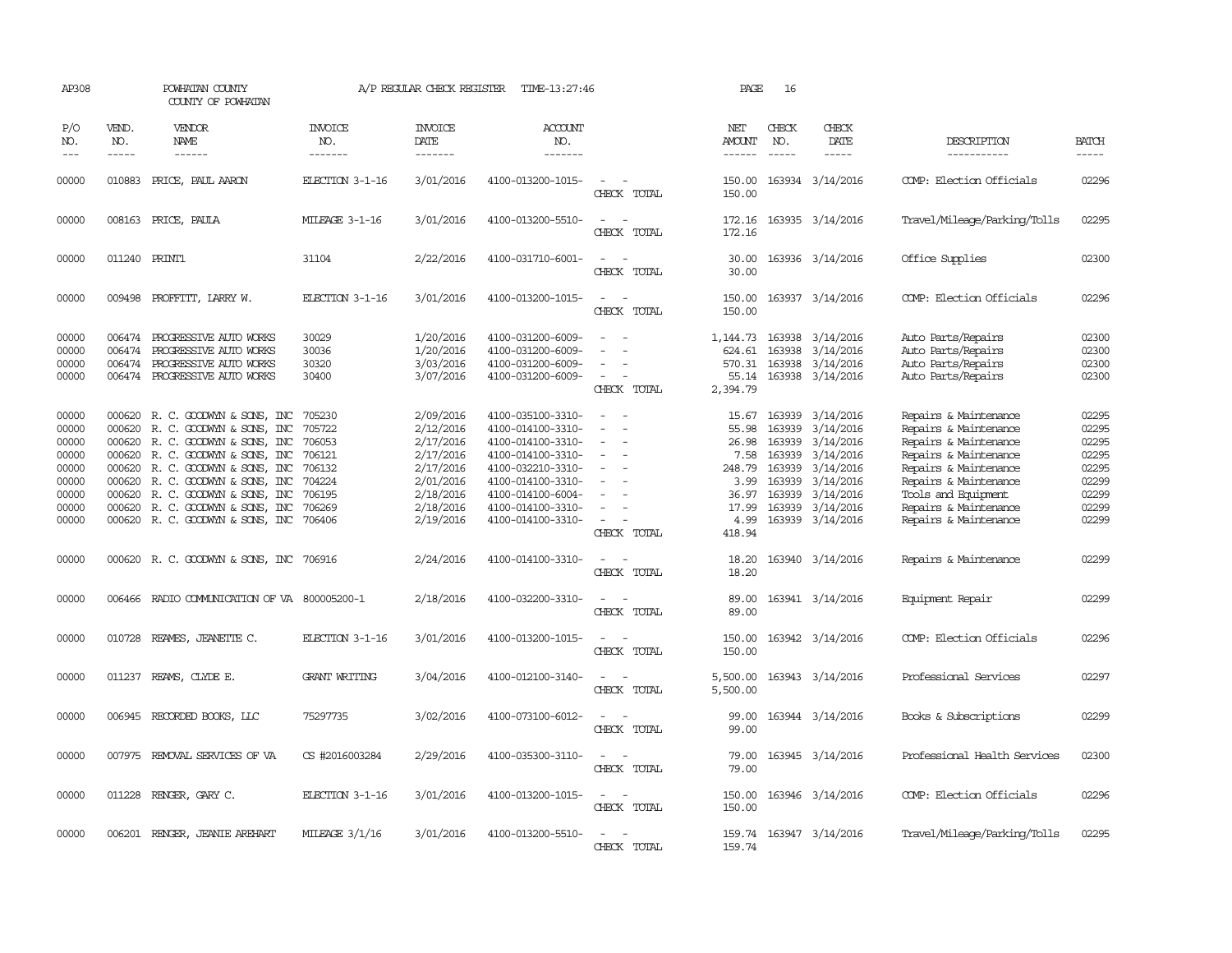AP308 POWHATAN COUNTY A/P REGULAR CHECK REGISTER TIME-13:27:46 PAGE 16
COUNTY OF POWHATAN

| P/O NO. | VEND. NO. | VENDOR NAME | INVOICE NO. | INVOICE DATE | ACCOUNT NO. | | NET AMOUNT | CHECK NO. | CHECK DATE | DESCRIPTION | BATCH |
|---|---|---|---|---|---|---|---|---|---|---|---|
| 00000 | 010883 | PRICE, PAUL AARON | ELECTION 3-1-16 | 3/01/2016 | 4100-013200-1015- | - - | 150.00 | 163934 | 3/14/2016 | COMP: Election Officials | 02296 |
| | | | | | | CHECK TOTAL | 150.00 | | | | |
| 00000 | 008163 | PRICE, PAULA | MILEAGE 3-1-16 | 3/01/2016 | 4100-013200-5510- | - - | 172.16 | 163935 | 3/14/2016 | Travel/Mileage/Parking/Tolls | 02295 |
| | | | | | | CHECK TOTAL | 172.16 | | | | |
| 00000 | 011240 | PRINT1 | 31104 | 2/22/2016 | 4100-031710-6001- | - - | 30.00 | 163936 | 3/14/2016 | Office Supplies | 02300 |
| | | | | | | CHECK TOTAL | 30.00 | | | | |
| 00000 | 009498 | PROFFITT, LARRY W. | ELECTION 3-1-16 | 3/01/2016 | 4100-013200-1015- | - - | 150.00 | 163937 | 3/14/2016 | COMP: Election Officials | 02296 |
| | | | | | | CHECK TOTAL | 150.00 | | | | |
| 00000 | 006474 | PROGRESSIVE AUTO WORKS | 30029 | 1/20/2016 | 4100-031200-6009- | - - | 1,144.73 | 163938 | 3/14/2016 | Auto Parts/Repairs | 02300 |
| 00000 | 006474 | PROGRESSIVE AUTO WORKS | 30036 | 1/20/2016 | 4100-031200-6009- | - - | 624.61 | 163938 | 3/14/2016 | Auto Parts/Repairs | 02300 |
| 00000 | 006474 | PROGRESSIVE AUTO WORKS | 30320 | 3/03/2016 | 4100-031200-6009- | - - | 570.31 | 163938 | 3/14/2016 | Auto Parts/Repairs | 02300 |
| 00000 | 006474 | PROGRESSIVE AUTO WORKS | 30400 | 3/07/2016 | 4100-031200-6009- | - - | 55.14 | 163938 | 3/14/2016 | Auto Parts/Repairs | 02300 |
| | | | | | | CHECK TOTAL | 2,394.79 | | | | |
| 00000 | 000620 | R. C. GOODWYN & SONS, INC | 705230 | 2/09/2016 | 4100-035100-3310- | - - | 15.67 | 163939 | 3/14/2016 | Repairs & Maintenance | 02295 |
| 00000 | 000620 | R. C. GOODWYN & SONS, INC | 705722 | 2/12/2016 | 4100-014100-3310- | - - | 55.98 | 163939 | 3/14/2016 | Repairs & Maintenance | 02295 |
| 00000 | 000620 | R. C. GOODWYN & SONS, INC | 706053 | 2/17/2016 | 4100-014100-3310- | - - | 26.98 | 163939 | 3/14/2016 | Repairs & Maintenance | 02295 |
| 00000 | 000620 | R. C. GOODWYN & SONS, INC | 706121 | 2/17/2016 | 4100-014100-3310- | - - | 7.58 | 163939 | 3/14/2016 | Repairs & Maintenance | 02295 |
| 00000 | 000620 | R. C. GOODWYN & SONS, INC | 706132 | 2/17/2016 | 4100-032210-3310- | - - | 248.79 | 163939 | 3/14/2016 | Repairs & Maintenance | 02295 |
| 00000 | 000620 | R. C. GOODWYN & SONS, INC | 704224 | 2/01/2016 | 4100-014100-3310- | - - | 3.99 | 163939 | 3/14/2016 | Repairs & Maintenance | 02299 |
| 00000 | 000620 | R. C. GOODWYN & SONS, INC | 706195 | 2/18/2016 | 4100-014100-6004- | - - | 36.97 | 163939 | 3/14/2016 | Tools and Equipment | 02299 |
| 00000 | 000620 | R. C. GOODWYN & SONS, INC | 706269 | 2/18/2016 | 4100-014100-3310- | - - | 17.99 | 163939 | 3/14/2016 | Repairs & Maintenance | 02299 |
| 00000 | 000620 | R. C. GOODWYN & SONS, INC | 706406 | 2/19/2016 | 4100-014100-3310- | - - | 4.99 | 163939 | 3/14/2016 | Repairs & Maintenance | 02299 |
| | | | | | | CHECK TOTAL | 418.94 | | | | |
| 00000 | 000620 | R. C. GOODWYN & SONS, INC | 706916 | 2/24/2016 | 4100-014100-3310- | - - | 18.20 | 163940 | 3/14/2016 | Repairs & Maintenance | 02299 |
| | | | | | | CHECK TOTAL | 18.20 | | | | |
| 00000 | 006466 | RADIO COMMUNICATION OF VA | 800005200-1 | 2/18/2016 | 4100-032200-3310- | - - | 89.00 | 163941 | 3/14/2016 | Equipment Repair | 02299 |
| | | | | | | CHECK TOTAL | 89.00 | | | | |
| 00000 | 010728 | REAMES, JEANETTE C. | ELECTION 3-1-16 | 3/01/2016 | 4100-013200-1015- | - - | 150.00 | 163942 | 3/14/2016 | COMP: Election Officials | 02296 |
| | | | | | | CHECK TOTAL | 150.00 | | | | |
| 00000 | 011237 | REAMS, CLYDE E. | GRANT WRITING | 3/04/2016 | 4100-012100-3140- | - - | 5,500.00 | 163943 | 3/14/2016 | Professional Services | 02297 |
| | | | | | | CHECK TOTAL | 5,500.00 | | | | |
| 00000 | 006945 | RECORDED BOOKS, LLC | 75297735 | 3/02/2016 | 4100-073100-6012- | - - | 99.00 | 163944 | 3/14/2016 | Books & Subscriptions | 02299 |
| | | | | | | CHECK TOTAL | 99.00 | | | | |
| 00000 | 007975 | REMOVAL SERVICES OF VA | CS #2016003284 | 2/29/2016 | 4100-035300-3110- | - - | 79.00 | 163945 | 3/14/2016 | Professional Health Services | 02300 |
| | | | | | | CHECK TOTAL | 79.00 | | | | |
| 00000 | 011228 | RENGER, GARY C. | ELECTION 3-1-16 | 3/01/2016 | 4100-013200-1015- | - - | 150.00 | 163946 | 3/14/2016 | COMP: Election Officials | 02296 |
| | | | | | | CHECK TOTAL | 150.00 | | | | |
| 00000 | 006201 | RENGER, JEANIE AREHART | MILEAGE 3/1/16 | 3/01/2016 | 4100-013200-5510- | - - | 159.74 | 163947 | 3/14/2016 | Travel/Mileage/Parking/Tolls | 02295 |
| | | | | | | CHECK TOTAL | 159.74 | | | | |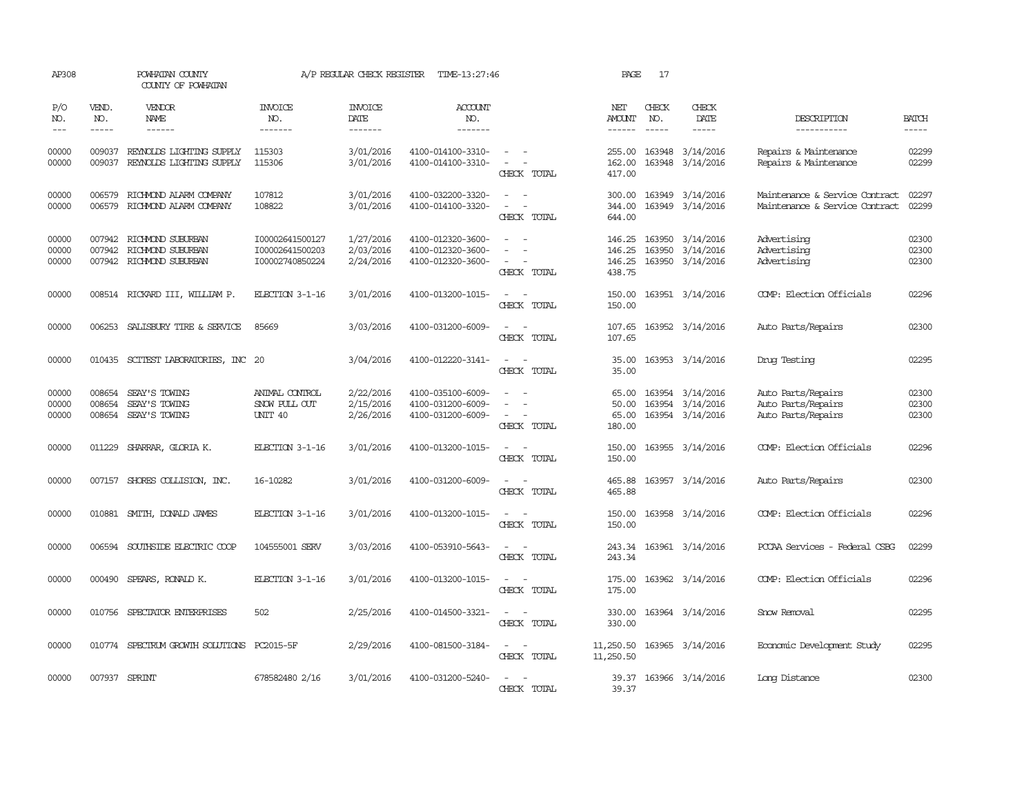AP308 POWHATAN COUNTY A/P REGULAR CHECK REGISTER TIME-13:27:46 PAGE 17

COUNTY OF POWHATAN

| P/O NO. | VEND. NO. | VENDOR NAME | INVOICE NO. | INVOICE DATE | ACCOUNT NO. | | NET AMOUNT | CHECK NO. | CHECK DATE | DESCRIPTION | BATCH |
|---|---|---|---|---|---|---|---|---|---|---|---|
| 00000 | 009037 | REYNOLDS LIGHTING SUPPLY | 115303 | 3/01/2016 | 4100-014100-3310- | - - | 255.00 | 163948 | 3/14/2016 | Repairs & Maintenance | 02299 |
| 00000 | 009037 | REYNOLDS LIGHTING SUPPLY | 115306 | 3/01/2016 | 4100-014100-3310- | - - | 162.00 | 163948 | 3/14/2016 | Repairs & Maintenance | 02299 |
| | | | | | | CHECK TOTAL | 417.00 | | | | |
| 00000 | 006579 | RICHMOND ALARM COMPANY | 107812 | 3/01/2016 | 4100-032200-3320- | - - | 300.00 | 163949 | 3/14/2016 | Maintenance & Service Contract | 02297 |
| 00000 | 006579 | RICHMOND ALARM COMPANY | 108822 | 3/01/2016 | 4100-014100-3320- | - - | 344.00 | 163949 | 3/14/2016 | Maintenance & Service Contract | 02299 |
| | | | | | | CHECK TOTAL | 644.00 | | | | |
| 00000 | 007942 | RICHMOND SUBURBAN | I00002641500127 | 1/27/2016 | 4100-012320-3600- | - - | 146.25 | 163950 | 3/14/2016 | Advertising | 02300 |
| 00000 | 007942 | RICHMOND SUBURBAN | I00002641500203 | 2/03/2016 | 4100-012320-3600- | - - | 146.25 | 163950 | 3/14/2016 | Advertising | 02300 |
| 00000 | 007942 | RICHMOND SUBURBAN | I00002740850224 | 2/24/2016 | 4100-012320-3600- | - - | 146.25 | 163950 | 3/14/2016 | Advertising | 02300 |
| | | | | | | CHECK TOTAL | 438.75 | | | | |
| 00000 | 008514 | RICKARD III, WILLIAM P. | ELECTION 3-1-16 | 3/01/2016 | 4100-013200-1015- | - - | 150.00 | 163951 | 3/14/2016 | COMP: Election Officials | 02296 |
| | | | | | | CHECK TOTAL | 150.00 | | | | |
| 00000 | 006253 | SALISBURY TIRE & SERVICE | 85669 | 3/03/2016 | 4100-031200-6009- | - - | 107.65 | 163952 | 3/14/2016 | Auto Parts/Repairs | 02300 |
| | | | | | | CHECK TOTAL | 107.65 | | | | |
| 00000 | 010435 | SCITEST LABORATORIES, INC | 20 | 3/04/2016 | 4100-012220-3141- | - - | 35.00 | 163953 | 3/14/2016 | Drug Testing | 02295 |
| | | | | | | CHECK TOTAL | 35.00 | | | | |
| 00000 | 008654 | SEAY'S TOWING | ANIMAL CONTROL | 2/22/2016 | 4100-035100-6009- | - - | 65.00 | 163954 | 3/14/2016 | Auto Parts/Repairs | 02300 |
| 00000 | 008654 | SEAY'S TOWING | SNOW PULL OUT | 2/15/2016 | 4100-031200-6009- | - - | 50.00 | 163954 | 3/14/2016 | Auto Parts/Repairs | 02300 |
| 00000 | 008654 | SEAY'S TOWING | UNIT 40 | 2/26/2016 | 4100-031200-6009- | - - | 65.00 | 163954 | 3/14/2016 | Auto Parts/Repairs | 02300 |
| | | | | | | CHECK TOTAL | 180.00 | | | | |
| 00000 | 011229 | SHARRAR, GLORIA K. | ELECTION 3-1-16 | 3/01/2016 | 4100-013200-1015- | - - | 150.00 | 163955 | 3/14/2016 | COMP: Election Officials | 02296 |
| | | | | | | CHECK TOTAL | 150.00 | | | | |
| 00000 | 007157 | SHORES COLLISION, INC. | 16-10282 | 3/01/2016 | 4100-031200-6009- | - - | 465.88 | 163957 | 3/14/2016 | Auto Parts/Repairs | 02300 |
| | | | | | | CHECK TOTAL | 465.88 | | | | |
| 00000 | 010881 | SMITH, DONALD JAMES | ELECTION 3-1-16 | 3/01/2016 | 4100-013200-1015- | - - | 150.00 | 163958 | 3/14/2016 | COMP: Election Officials | 02296 |
| | | | | | | CHECK TOTAL | 150.00 | | | | |
| 00000 | 006594 | SOUTHSIDE ELECTRIC COOP | 104555001 SERV | 3/03/2016 | 4100-053910-5643- | - - | 243.34 | 163961 | 3/14/2016 | PCCAA Services - Federal CSBG | 02299 |
| | | | | | | CHECK TOTAL | 243.34 | | | | |
| 00000 | 000490 | SPEARS, RONALD K. | ELECTION 3-1-16 | 3/01/2016 | 4100-013200-1015- | - - | 175.00 | 163962 | 3/14/2016 | COMP: Election Officials | 02296 |
| | | | | | | CHECK TOTAL | 175.00 | | | | |
| 00000 | 010756 | SPECTATOR ENTERPRISES | 502 | 2/25/2016 | 4100-014500-3321- | - - | 330.00 | 163964 | 3/14/2016 | Snow Removal | 02295 |
| | | | | | | CHECK TOTAL | 330.00 | | | | |
| 00000 | 010774 | SPECTRUM GROWTH SOLUTIONS | PC2015-5F | 2/29/2016 | 4100-081500-3184- | - - | 11,250.50 | 163965 | 3/14/2016 | Economic Development Study | 02295 |
| | | | | | | CHECK TOTAL | 11,250.50 | | | | |
| 00000 | 007937 | SPRINT | 678582480 2/16 | 3/01/2016 | 4100-031200-5240- | - - | 39.37 | 163966 | 3/14/2016 | Long Distance | 02300 |
| | | | | | | CHECK TOTAL | 39.37 | | | | |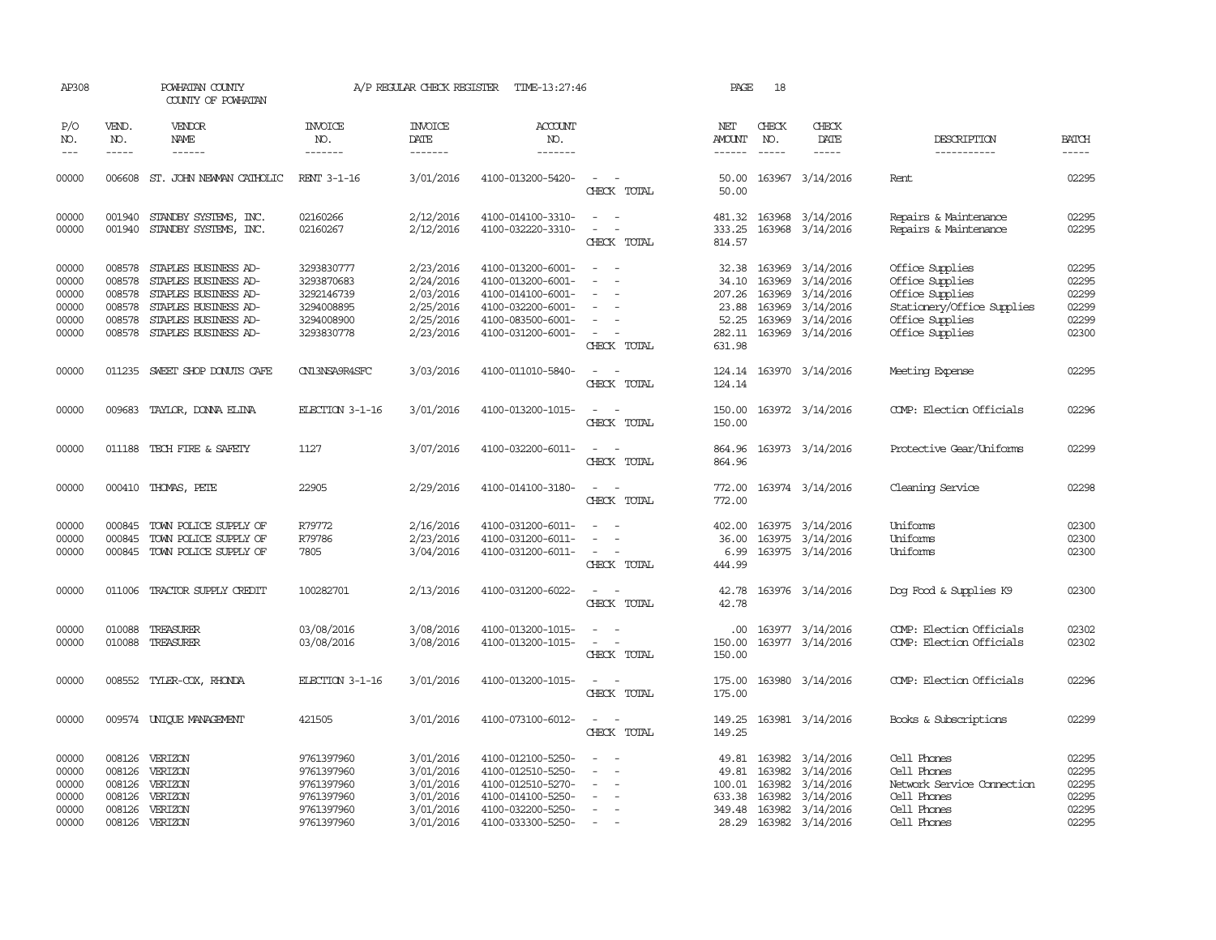AP308 POWHATAN COUNTY A/P REGULAR CHECK REGISTER TIME-13:27:46 PAGE 18

COUNTY OF POWHATAN

| P/O NO. | VEND. NO. | VENDOR NAME | INVOICE NO. | INVOICE DATE | ACCOUNT NO. | | NET AMOUNT | CHECK NO. | CHECK DATE | DESCRIPTION | BATCH |
|---|---|---|---|---|---|---|---|---|---|---|---|
| 00000 | 006608 | ST. JOHN NEWMAN CATHOLIC | RENT 3-1-16 | 3/01/2016 | 4100-013200-5420- | - - | 50.00 | 163967 | 3/14/2016 | Rent | 02295 |
| | | | | | | CHECK TOTAL | 50.00 | | | | |
| 00000 | 001940 | STANDBY SYSTEMS, INC. | 02160266 | 2/12/2016 | 4100-014100-3310- | - - | 481.32 | 163968 | 3/14/2016 | Repairs & Maintenance | 02295 |
| 00000 | 001940 | STANDBY SYSTEMS, INC. | 02160267 | 2/12/2016 | 4100-032220-3310- | - - | 333.25 | 163968 | 3/14/2016 | Repairs & Maintenance | 02295 |
| | | | | | | CHECK TOTAL | 814.57 | | | | |
| 00000 | 008578 | STAPLES BUSINESS AD- | 3293830777 | 2/23/2016 | 4100-013200-6001- | - - | 32.38 | 163969 | 3/14/2016 | Office Supplies | 02295 |
| 00000 | 008578 | STAPLES BUSINESS AD- | 3293870683 | 2/24/2016 | 4100-013200-6001- | - - | 34.10 | 163969 | 3/14/2016 | Office Supplies | 02295 |
| 00000 | 008578 | STAPLES BUSINESS AD- | 3292146739 | 2/03/2016 | 4100-014100-6001- | - - | 207.26 | 163969 | 3/14/2016 | Office Supplies | 02299 |
| 00000 | 008578 | STAPLES BUSINESS AD- | 3294008895 | 2/25/2016 | 4100-032200-6001- | - - | 23.88 | 163969 | 3/14/2016 | Stationery/Office Supplies | 02299 |
| 00000 | 008578 | STAPLES BUSINESS AD- | 3294008900 | 2/25/2016 | 4100-083500-6001- | - - | 52.25 | 163969 | 3/14/2016 | Office Supplies | 02299 |
| 00000 | 008578 | STAPLES BUSINESS AD- | 3293830778 | 2/23/2016 | 4100-031200-6001- | - - | 282.11 | 163969 | 3/14/2016 | Office Supplies | 02300 |
| | | | | | | CHECK TOTAL | 631.98 | | | | |
| 00000 | 011235 | SWEET SHOP DONUTS CAFE | CN13NSA9R4SFC | 3/03/2016 | 4100-011010-5840- | - - | 124.14 | 163970 | 3/14/2016 | Meeting Expense | 02295 |
| | | | | | | CHECK TOTAL | 124.14 | | | | |
| 00000 | 009683 | TAYLOR, DONNA ELINA | ELECTION 3-1-16 | 3/01/2016 | 4100-013200-1015- | - - | 150.00 | 163972 | 3/14/2016 | COMP: Election Officials | 02296 |
| | | | | | | CHECK TOTAL | 150.00 | | | | |
| 00000 | 011188 | TECH FIRE & SAFETY | 1127 | 3/07/2016 | 4100-032200-6011- | - - | 864.96 | 163973 | 3/14/2016 | Protective Gear/Uniforms | 02299 |
| | | | | | | CHECK TOTAL | 864.96 | | | | |
| 00000 | 000410 | THOMAS, PETE | 22905 | 2/29/2016 | 4100-014100-3180- | - - | 772.00 | 163974 | 3/14/2016 | Cleaning Service | 02298 |
| | | | | | | CHECK TOTAL | 772.00 | | | | |
| 00000 | 000845 | TOWN POLICE SUPPLY OF | R79772 | 2/16/2016 | 4100-031200-6011- | - - | 402.00 | 163975 | 3/14/2016 | Uniforms | 02300 |
| 00000 | 000845 | TOWN POLICE SUPPLY OF | R79786 | 2/23/2016 | 4100-031200-6011- | - - | 36.00 | 163975 | 3/14/2016 | Uniforms | 02300 |
| 00000 | 000845 | TOWN POLICE SUPPLY OF | 7805 | 3/04/2016 | 4100-031200-6011- | - - | 6.99 | 163975 | 3/14/2016 | Uniforms | 02300 |
| | | | | | | CHECK TOTAL | 444.99 | | | | |
| 00000 | 011006 | TRACTOR SUPPLY CREDIT | 100282701 | 2/13/2016 | 4100-031200-6022- | - - | 42.78 | 163976 | 3/14/2016 | Dog Food & Supplies K9 | 02300 |
| | | | | | | CHECK TOTAL | 42.78 | | | | |
| 00000 | 010088 | TREASURER | 03/08/2016 | 3/08/2016 | 4100-013200-1015- | - - | .00 | 163977 | 3/14/2016 | COMP: Election Officials | 02302 |
| 00000 | 010088 | TREASURER | 03/08/2016 | 3/08/2016 | 4100-013200-1015- | - - | 150.00 | 163977 | 3/14/2016 | COMP: Election Officials | 02302 |
| | | | | | | CHECK TOTAL | 150.00 | | | | |
| 00000 | 008552 | TYLER-COX, RHONDA | ELECTION 3-1-16 | 3/01/2016 | 4100-013200-1015- | - - | 175.00 | 163980 | 3/14/2016 | COMP: Election Officials | 02296 |
| | | | | | | CHECK TOTAL | 175.00 | | | | |
| 00000 | 009574 | UNIQUE MANAGEMENT | 421505 | 3/01/2016 | 4100-073100-6012- | - - | 149.25 | 163981 | 3/14/2016 | Books & Subscriptions | 02299 |
| | | | | | | CHECK TOTAL | 149.25 | | | | |
| 00000 | 008126 | VERIZON | 9761397960 | 3/01/2016 | 4100-012100-5250- | - - | 49.81 | 163982 | 3/14/2016 | Cell Phones | 02295 |
| 00000 | 008126 | VERIZON | 9761397960 | 3/01/2016 | 4100-012510-5250- | - - | 49.81 | 163982 | 3/14/2016 | Cell Phones | 02295 |
| 00000 | 008126 | VERIZON | 9761397960 | 3/01/2016 | 4100-012510-5270- | - - | 100.01 | 163982 | 3/14/2016 | Network Service Connection | 02295 |
| 00000 | 008126 | VERIZON | 9761397960 | 3/01/2016 | 4100-014100-5250- | - - | 633.38 | 163982 | 3/14/2016 | Cell Phones | 02295 |
| 00000 | 008126 | VERIZON | 9761397960 | 3/01/2016 | 4100-032200-5250- | - - | 349.48 | 163982 | 3/14/2016 | Cell Phones | 02295 |
| 00000 | 008126 | VERIZON | 9761397960 | 3/01/2016 | 4100-033300-5250- | - - | 28.29 | 163982 | 3/14/2016 | Cell Phones | 02295 |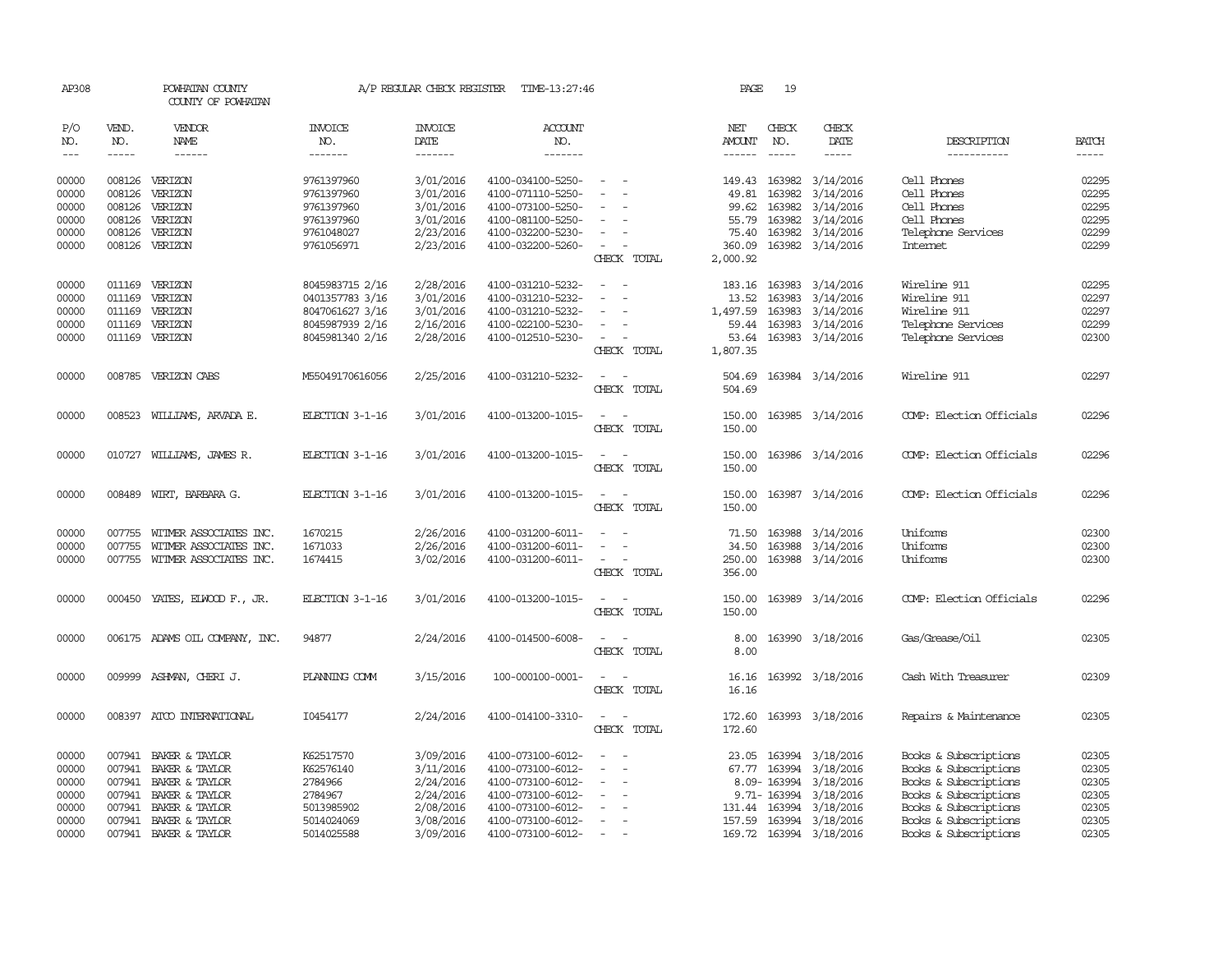AP308 POWHATAN COUNTY A/P REGULAR CHECK REGISTER TIME-13:27:46 PAGE 19

COUNTY OF POWHATAN

| P/O NO. | VEND. NO. | VENDOR NAME | INVOICE NO. | INVOICE DATE | ACCOUNT NO. | | NET AMOUNT | CHECK NO. | CHECK DATE | DESCRIPTION | BATCH |
|---|---|---|---|---|---|---|---|---|---|---|---|
| --- | ----- | ------ | ------- | ------- | ------- | | ------ | ----- | ----- | ----------- | ----- |
| 00000 | 008126 | VERIZON | 9761397960 | 3/01/2016 | 4100-034100-5250- | - - | 149.43 | 163982 | 3/14/2016 | Cell Phones | 02295 |
| 00000 | 008126 | VERIZON | 9761397960 | 3/01/2016 | 4100-071110-5250- | - - | 49.81 | 163982 | 3/14/2016 | Cell Phones | 02295 |
| 00000 | 008126 | VERIZON | 9761397960 | 3/01/2016 | 4100-073100-5250- | - - | 99.62 | 163982 | 3/14/2016 | Cell Phones | 02295 |
| 00000 | 008126 | VERIZON | 9761397960 | 3/01/2016 | 4100-081100-5250- | - - | 55.79 | 163982 | 3/14/2016 | Cell Phones | 02295 |
| 00000 | 008126 | VERIZON | 9761048027 | 2/23/2016 | 4100-032200-5230- | - - | 75.40 | 163982 | 3/14/2016 | Telephone Services | 02299 |
| 00000 | 008126 | VERIZON | 9761056971 | 2/23/2016 | 4100-032200-5260- | - - | 360.09 | 163982 | 3/14/2016 | Internet | 02299 |
| | | | | | | CHECK TOTAL | 2,000.92 | | | | |
| 00000 | 011169 | VERIZON | 8045983715 2/16 | 2/28/2016 | 4100-031210-5232- | - - | 183.16 | 163983 | 3/14/2016 | Wireline 911 | 02295 |
| 00000 | 011169 | VERIZON | 0401357783 3/16 | 3/01/2016 | 4100-031210-5232- | - - | 13.52 | 163983 | 3/14/2016 | Wireline 911 | 02297 |
| 00000 | 011169 | VERIZON | 8047061627 3/16 | 3/01/2016 | 4100-031210-5232- | - - | 1,497.59 | 163983 | 3/14/2016 | Wireline 911 | 02297 |
| 00000 | 011169 | VERIZON | 8045987939 2/16 | 2/16/2016 | 4100-022100-5230- | - - | 59.44 | 163983 | 3/14/2016 | Telephone Services | 02299 |
| 00000 | 011169 | VERIZON | 8045981340 2/16 | 2/28/2016 | 4100-012510-5230- | - - | 53.64 | 163983 | 3/14/2016 | Telephone Services | 02300 |
| | | | | | | CHECK TOTAL | 1,807.35 | | | | |
| 00000 | 008785 | VERIZON CABS | M55049170616056 | 2/25/2016 | 4100-031210-5232- | - - | 504.69 | 163984 | 3/14/2016 | Wireline 911 | 02297 |
| | | | | | | CHECK TOTAL | 504.69 | | | | |
| 00000 | 008523 | WILLIAMS, ARVADA E. | ELECTION 3-1-16 | 3/01/2016 | 4100-013200-1015- | - - | 150.00 | 163985 | 3/14/2016 | COMP: Election Officials | 02296 |
| | | | | | | CHECK TOTAL | 150.00 | | | | |
| 00000 | 010727 | WILLIAMS, JAMES R. | ELECTION 3-1-16 | 3/01/2016 | 4100-013200-1015- | - - | 150.00 | 163986 | 3/14/2016 | COMP: Election Officials | 02296 |
| | | | | | | CHECK TOTAL | 150.00 | | | | |
| 00000 | 008489 | WIRT, BARBARA G. | ELECTION 3-1-16 | 3/01/2016 | 4100-013200-1015- | - - | 150.00 | 163987 | 3/14/2016 | COMP: Election Officials | 02296 |
| | | | | | | CHECK TOTAL | 150.00 | | | | |
| 00000 | 007755 | WITMER ASSOCIATES INC. | 1670215 | 2/26/2016 | 4100-031200-6011- | - - | 71.50 | 163988 | 3/14/2016 | Uniforms | 02300 |
| 00000 | 007755 | WITMER ASSOCIATES INC. | 1671033 | 2/26/2016 | 4100-031200-6011- | - - | 34.50 | 163988 | 3/14/2016 | Uniforms | 02300 |
| 00000 | 007755 | WITMER ASSOCIATES INC. | 1674415 | 3/02/2016 | 4100-031200-6011- | - - | 250.00 | 163988 | 3/14/2016 | Uniforms | 02300 |
| | | | | | | CHECK TOTAL | 356.00 | | | | |
| 00000 | 000450 | YATES, ELWOOD F., JR. | ELECTION 3-1-16 | 3/01/2016 | 4100-013200-1015- | - - | 150.00 | 163989 | 3/14/2016 | COMP: Election Officials | 02296 |
| | | | | | | CHECK TOTAL | 150.00 | | | | |
| 00000 | 006175 | ADAMS OIL COMPANY, INC. | 94877 | 2/24/2016 | 4100-014500-6008- | - - | 8.00 | 163990 | 3/18/2016 | Gas/Grease/Oil | 02305 |
| | | | | | | CHECK TOTAL | 8.00 | | | | |
| 00000 | 009999 | ASHMAN, CHERI J. | PLANNING COMM | 3/15/2016 | 100-000100-0001- | - - | 16.16 | 163992 | 3/18/2016 | Cash With Treasurer | 02309 |
| | | | | | | CHECK TOTAL | 16.16 | | | | |
| 00000 | 008397 | ATCO INTERNATIONAL | I0454177 | 2/24/2016 | 4100-014100-3310- | - - | 172.60 | 163993 | 3/18/2016 | Repairs & Maintenance | 02305 |
| | | | | | | CHECK TOTAL | 172.60 | | | | |
| 00000 | 007941 | BAKER & TAYLOR | K62517570 | 3/09/2016 | 4100-073100-6012- | - - | 23.05 | 163994 | 3/18/2016 | Books & Subscriptions | 02305 |
| 00000 | 007941 | BAKER & TAYLOR | K62576140 | 3/11/2016 | 4100-073100-6012- | - - | 67.77 | 163994 | 3/18/2016 | Books & Subscriptions | 02305 |
| 00000 | 007941 | BAKER & TAYLOR | 2784966 | 2/24/2016 | 4100-073100-6012- | - - | 8.09- | 163994 | 3/18/2016 | Books & Subscriptions | 02305 |
| 00000 | 007941 | BAKER & TAYLOR | 2784967 | 2/24/2016 | 4100-073100-6012- | - - | 9.71- | 163994 | 3/18/2016 | Books & Subscriptions | 02305 |
| 00000 | 007941 | BAKER & TAYLOR | 5013985902 | 2/08/2016 | 4100-073100-6012- | - - | 131.44 | 163994 | 3/18/2016 | Books & Subscriptions | 02305 |
| 00000 | 007941 | BAKER & TAYLOR | 5014024069 | 3/08/2016 | 4100-073100-6012- | - - | 157.59 | 163994 | 3/18/2016 | Books & Subscriptions | 02305 |
| 00000 | 007941 | BAKER & TAYLOR | 5014025588 | 3/09/2016 | 4100-073100-6012- | - - | 169.72 | 163994 | 3/18/2016 | Books & Subscriptions | 02305 |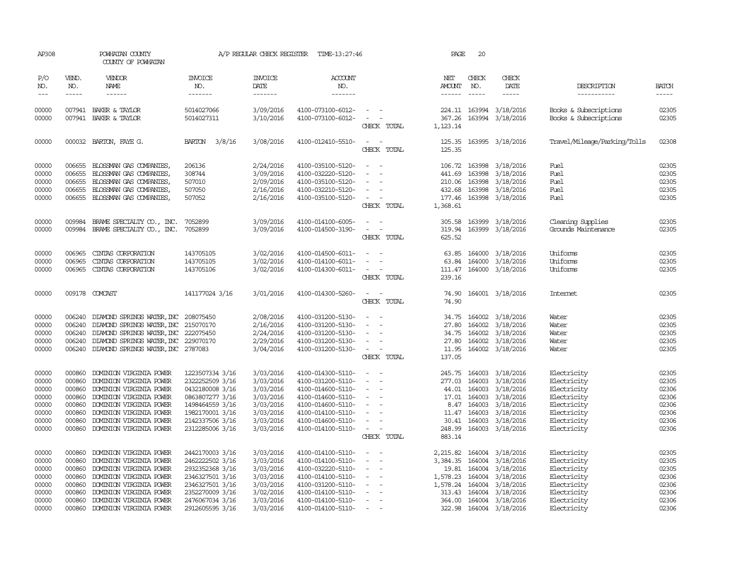AP308 POWHATAN COUNTY A/P REGULAR CHECK REGISTER TIME-13:27:46

COUNTY OF POWHATAN

| P/O NO. | VEND. NO. | VENDOR NAME | INVOICE NO. | INVOICE DATE | ACCOUNT NO. | | NET AMOUNT | CHECK NO. | CHECK DATE | DESCRIPTION | BATCH |
|---|---|---|---|---|---|---|---|---|---|---|---|
| --- | ----- | ------ | ------- | ------- | ------- | | ------ | ----- | ----- | ----------- | ----- |
| 00000 | 007941 | BAKER & TAYLOR | 5014027066 | 3/09/2016 | 4100-073100-6012- | - - | 224.11 | 163994 | 3/18/2016 | Books & Subscriptions | 02305 |
| 00000 | 007941 | BAKER & TAYLOR | 5014027311 | 3/10/2016 | 4100-073100-6012- | - - | 367.26 | 163994 | 3/18/2016 | Books & Subscriptions | 02305 |
| | | | | | | CHECK TOTAL | 1,123.14 | | | | |
| 00000 | 000032 | BARTON, FAYE G. | BARTON 3/8/16 | 3/08/2016 | 4100-012410-5510- | - - | 125.35 | 163995 | 3/18/2016 | Travel/Mileage/Parking/Tolls | 02308 |
| | | | | | | CHECK TOTAL | 125.35 | | | | |
| 00000 | 006655 | BLOSSMAN GAS COMPANIES, | 206136 | 2/24/2016 | 4100-035100-5120- | - - | 106.72 | 163998 | 3/18/2016 | Fuel | 02305 |
| 00000 | 006655 | BLOSSMAN GAS COMPANIES, | 308744 | 3/09/2016 | 4100-032220-5120- | - - | 441.69 | 163998 | 3/18/2016 | Fuel | 02305 |
| 00000 | 006655 | BLOSSMAN GAS COMPANIES, | 507010 | 2/09/2016 | 4100-035100-5120- | - - | 210.06 | 163998 | 3/18/2016 | Fuel | 02305 |
| 00000 | 006655 | BLOSSMAN GAS COMPANIES, | 507050 | 2/16/2016 | 4100-032210-5120- | - - | 432.68 | 163998 | 3/18/2016 | Fuel | 02305 |
| 00000 | 006655 | BLOSSMAN GAS COMPANIES, | 507052 | 2/16/2016 | 4100-035100-5120- | - - | 177.46 | 163998 | 3/18/2016 | Fuel | 02305 |
| | | | | | | CHECK TOTAL | 1,368.61 | | | | |
| 00000 | 009984 | BRAME SPECIALTY CO., INC. | 7052899 | 3/09/2016 | 4100-014100-6005- | - - | 305.58 | 163999 | 3/18/2016 | Cleaning Supplies | 02305 |
| 00000 | 009984 | BRAME SPECIALTY CO., INC. | 7052899 | 3/09/2016 | 4100-014500-3190- | - - | 319.94 | 163999 | 3/18/2016 | Grounds Maintenance | 02305 |
| | | | | | | CHECK TOTAL | 625.52 | | | | |
| 00000 | 006965 | CINTAS CORPORATION | 143705105 | 3/02/2016 | 4100-014500-6011- | - - | 63.85 | 164000 | 3/18/2016 | Uniforms | 02305 |
| 00000 | 006965 | CINTAS CORPORATION | 143705105 | 3/02/2016 | 4100-014100-6011- | - - | 63.84 | 164000 | 3/18/2016 | Uniforms | 02305 |
| 00000 | 006965 | CINTAS CORPORATION | 143705106 | 3/02/2016 | 4100-014300-6011- | - - | 111.47 | 164000 | 3/18/2016 | Uniforms | 02305 |
| | | | | | | CHECK TOTAL | 239.16 | | | | |
| 00000 | 009178 | COMCAST | 141177024 3/16 | 3/01/2016 | 4100-014300-5260- | - - | 74.90 | 164001 | 3/18/2016 | Internet | 02305 |
| | | | | | | CHECK TOTAL | 74.90 | | | | |
| 00000 | 006240 | DIAMOND SPRINGS WATER,INC | 208075450 | 2/08/2016 | 4100-031200-5130- | - - | 34.75 | 164002 | 3/18/2016 | Water | 02305 |
| 00000 | 006240 | DIAMOND SPRINGS WATER,INC | 215070170 | 2/16/2016 | 4100-031200-5130- | - - | 27.80 | 164002 | 3/18/2016 | Water | 02305 |
| 00000 | 006240 | DIAMOND SPRINGS WATER,INC | 222075450 | 2/24/2016 | 4100-031200-5130- | - - | 34.75 | 164002 | 3/18/2016 | Water | 02305 |
| 00000 | 006240 | DIAMOND SPRINGS WATER,INC | 229070170 | 2/29/2016 | 4100-031200-5130- | - - | 27.80 | 164002 | 3/18/2016 | Water | 02305 |
| 00000 | 006240 | DIAMOND SPRINGS WATER,INC | 2787083 | 3/04/2016 | 4100-031200-5130- | - - | 11.95 | 164002 | 3/18/2016 | Water | 02305 |
| | | | | | | CHECK TOTAL | 137.05 | | | | |
| 00000 | 000860 | DOMINION VIRGINIA POWER | 1223507334 3/16 | 3/03/2016 | 4100-014300-5110- | - - | 245.75 | 164003 | 3/18/2016 | Electricity | 02305 |
| 00000 | 000860 | DOMINION VIRGINIA POWER | 2322252509 3/16 | 3/03/2016 | 4100-031200-5110- | - - | 277.03 | 164003 | 3/18/2016 | Electricity | 02305 |
| 00000 | 000860 | DOMINION VIRGINIA POWER | 0432180008 3/16 | 3/03/2016 | 4100-014600-5110- | - - | 44.01 | 164003 | 3/18/2016 | Electricity | 02306 |
| 00000 | 000860 | DOMINION VIRGINIA POWER | 0863807277 3/16 | 3/03/2016 | 4100-014600-5110- | - - | 17.01 | 164003 | 3/18/2016 | Electricity | 02306 |
| 00000 | 000860 | DOMINION VIRGINIA POWER | 1498464559 3/16 | 3/03/2016 | 4100-014600-5110- | - - | 8.47 | 164003 | 3/18/2016 | Electricity | 02306 |
| 00000 | 000860 | DOMINION VIRGINIA POWER | 1982170001 3/16 | 3/03/2016 | 4100-014100-5110- | - - | 11.47 | 164003 | 3/18/2016 | Electricity | 02306 |
| 00000 | 000860 | DOMINION VIRGINIA POWER | 2142337506 3/16 | 3/03/2016 | 4100-014600-5110- | - - | 30.41 | 164003 | 3/18/2016 | Electricity | 02306 |
| 00000 | 000860 | DOMINION VIRGINIA POWER | 2312285006 3/16 | 3/03/2016 | 4100-014100-5110- | - - | 248.99 | 164003 | 3/18/2016 | Electricity | 02306 |
| | | | | | | CHECK TOTAL | 883.14 | | | | |
| 00000 | 000860 | DOMINION VIRGINIA POWER | 2442170003 3/16 | 3/03/2016 | 4100-014100-5110- | - - | 2,215.82 | 164004 | 3/18/2016 | Electricity | 02305 |
| 00000 | 000860 | DOMINION VIRGINIA POWER | 2462222502 3/16 | 3/03/2016 | 4100-014100-5110- | - - | 3,384.35 | 164004 | 3/18/2016 | Electricity | 02305 |
| 00000 | 000860 | DOMINION VIRGINIA POWER | 2932352368 3/16 | 3/03/2016 | 4100-032220-5110- | - - | 19.81 | 164004 | 3/18/2016 | Electricity | 02305 |
| 00000 | 000860 | DOMINION VIRGINIA POWER | 2346327501 3/16 | 3/03/2016 | 4100-014100-5110- | - - | 1,578.23 | 164004 | 3/18/2016 | Electricity | 02306 |
| 00000 | 000860 | DOMINION VIRGINIA POWER | 2346327501 3/16 | 3/03/2016 | 4100-031200-5110- | - - | 1,578.24 | 164004 | 3/18/2016 | Electricity | 02306 |
| 00000 | 000860 | DOMINION VIRGINIA POWER | 2352270009 3/16 | 3/02/2016 | 4100-014100-5110- | - - | 313.43 | 164004 | 3/18/2016 | Electricity | 02306 |
| 00000 | 000860 | DOMINION VIRGINIA POWER | 2476067034 3/16 | 3/03/2016 | 4100-014100-5110- | - - | 364.00 | 164004 | 3/18/2016 | Electricity | 02306 |
| 00000 | 000860 | DOMINION VIRGINIA POWER | 2912605595 3/16 | 3/03/2016 | 4100-014100-5110- | - - | 322.98 | 164004 | 3/18/2016 | Electricity | 02306 |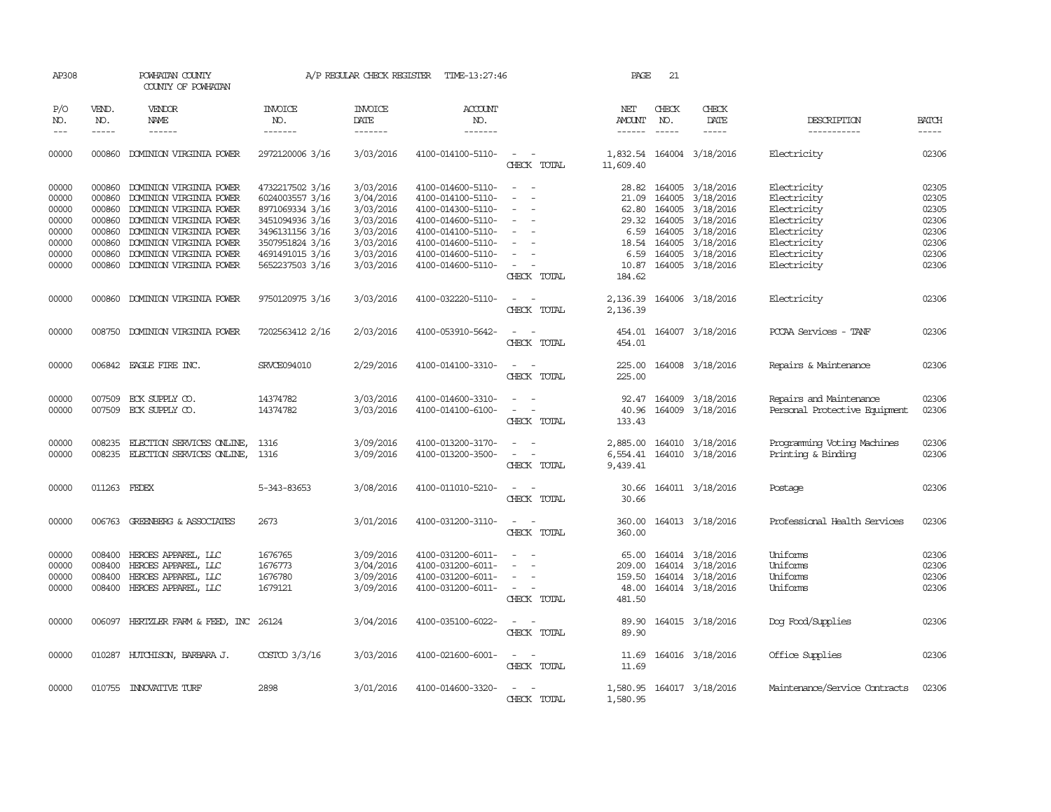AP308 POWHATAN COUNTY A/P REGULAR CHECK REGISTER TIME-13:27:46 PAGE 21

COUNTY OF POWHATAN

| P/O NO. | VEND. NO. | VENDOR NAME | INVOICE NO. | INVOICE DATE | ACCOUNT NO. | | NET AMOUNT | CHECK NO. | CHECK DATE | DESCRIPTION | BATCH |
|---|---|---|---|---|---|---|---|---|---|---|---|
| 00000 | 000860 | DOMINION VIRGINIA POWER | 2972120006 3/16 | 3/03/2016 | 4100-014100-5110- | - - | 1,832.54 | 164004 | 3/18/2016 | Electricity | 02306 |
| | | | | | | CHECK TOTAL | 11,609.40 | | | | |
| 00000 | 000860 | DOMINION VIRGINIA POWER | 4732217502 3/16 | 3/03/2016 | 4100-014600-5110- | - - | 28.82 | 164005 | 3/18/2016 | Electricity | 02305 |
| 00000 | 000860 | DOMINION VIRGINIA POWER | 6024003557 3/16 | 3/04/2016 | 4100-014100-5110- | - - | 21.09 | 164005 | 3/18/2016 | Electricity | 02305 |
| 00000 | 000860 | DOMINION VIRGINIA POWER | 8971069334 3/16 | 3/03/2016 | 4100-014300-5110- | - - | 62.80 | 164005 | 3/18/2016 | Electricity | 02305 |
| 00000 | 000860 | DOMINION VIRGINIA POWER | 3451094936 3/16 | 3/03/2016 | 4100-014600-5110- | - - | 29.32 | 164005 | 3/18/2016 | Electricity | 02306 |
| 00000 | 000860 | DOMINION VIRGINIA POWER | 3496131156 3/16 | 3/03/2016 | 4100-014100-5110- | - - | 6.59 | 164005 | 3/18/2016 | Electricity | 02306 |
| 00000 | 000860 | DOMINION VIRGINIA POWER | 3507951824 3/16 | 3/03/2016 | 4100-014600-5110- | - - | 18.54 | 164005 | 3/18/2016 | Electricity | 02306 |
| 00000 | 000860 | DOMINION VIRGINIA POWER | 4691491015 3/16 | 3/03/2016 | 4100-014600-5110- | - - | 6.59 | 164005 | 3/18/2016 | Electricity | 02306 |
| 00000 | 000860 | DOMINION VIRGINIA POWER | 5652237503 3/16 | 3/03/2016 | 4100-014600-5110- | - - | 10.87 | 164005 | 3/18/2016 | Electricity | 02306 |
| | | | | | | CHECK TOTAL | 184.62 | | | | |
| 00000 | 000860 | DOMINION VIRGINIA POWER | 9750120975 3/16 | 3/03/2016 | 4100-032220-5110- | - - | 2,136.39 | 164006 | 3/18/2016 | Electricity | 02306 |
| | | | | | | CHECK TOTAL | 2,136.39 | | | | |
| 00000 | 008750 | DOMINION VIRGINIA POWER | 7202563412 2/16 | 2/03/2016 | 4100-053910-5642- | - - | 454.01 | 164007 | 3/18/2016 | PCCAA Services - TANF | 02306 |
| | | | | | | CHECK TOTAL | 454.01 | | | | |
| 00000 | 006842 | EAGLE FIRE INC. | SRVCE094010 | 2/29/2016 | 4100-014100-3310- | - - | 225.00 | 164008 | 3/18/2016 | Repairs & Maintenance | 02306 |
| | | | | | | CHECK TOTAL | 225.00 | | | | |
| 00000 | 007509 | ECK SUPPLY CO. | 14374782 | 3/03/2016 | 4100-014600-3310- | - - | 92.47 | 164009 | 3/18/2016 | Repairs and Maintenance | 02306 |
| 00000 | 007509 | ECK SUPPLY CO. | 14374782 | 3/03/2016 | 4100-014100-6100- | - - | 40.96 | 164009 | 3/18/2016 | Personal Protective Equipment | 02306 |
| | | | | | | CHECK TOTAL | 133.43 | | | | |
| 00000 | 008235 | ELECTION SERVICES ONLINE, | 1316 | 3/09/2016 | 4100-013200-3170- | - - | 2,885.00 | 164010 | 3/18/2016 | Programming Voting Machines | 02306 |
| 00000 | 008235 | ELECTION SERVICES ONLINE, | 1316 | 3/09/2016 | 4100-013200-3500- | - - | 6,554.41 | 164010 | 3/18/2016 | Printing & Binding | 02306 |
| | | | | | | CHECK TOTAL | 9,439.41 | | | | |
| 00000 | 011263 | FEDEX | 5-343-83653 | 3/08/2016 | 4100-011010-5210- | - - | 30.66 | 164011 | 3/18/2016 | Postage | 02306 |
| | | | | | | CHECK TOTAL | 30.66 | | | | |
| 00000 | 006763 | GREENBERG & ASSOCIATES | 2673 | 3/01/2016 | 4100-031200-3110- | - - | 360.00 | 164013 | 3/18/2016 | Professional Health Services | 02306 |
| | | | | | | CHECK TOTAL | 360.00 | | | | |
| 00000 | 008400 | HEROES APPAREL, LLC | 1676765 | 3/09/2016 | 4100-031200-6011- | - - | 65.00 | 164014 | 3/18/2016 | Uniforms | 02306 |
| 00000 | 008400 | HEROES APPAREL, LLC | 1676773 | 3/04/2016 | 4100-031200-6011- | - - | 209.00 | 164014 | 3/18/2016 | Uniforms | 02306 |
| 00000 | 008400 | HEROES APPAREL, LLC | 1676780 | 3/09/2016 | 4100-031200-6011- | - - | 159.50 | 164014 | 3/18/2016 | Uniforms | 02306 |
| 00000 | 008400 | HEROES APPAREL, LLC | 1679121 | 3/09/2016 | 4100-031200-6011- | - - | 48.00 | 164014 | 3/18/2016 | Uniforms | 02306 |
| | | | | | | CHECK TOTAL | 481.50 | | | | |
| 00000 | 006097 | HERTZLER FARM & FEED, INC | 26124 | 3/04/2016 | 4100-035100-6022- | - - | 89.90 | 164015 | 3/18/2016 | Dog Food/Supplies | 02306 |
| | | | | | | CHECK TOTAL | 89.90 | | | | |
| 00000 | 010287 | HUTCHISON, BARBARA J. | COSTCO 3/3/16 | 3/03/2016 | 4100-021600-6001- | - - | 11.69 | 164016 | 3/18/2016 | Office Supplies | 02306 |
| | | | | | | CHECK TOTAL | 11.69 | | | | |
| 00000 | 010755 | INNOVATIVE TURF | 2898 | 3/01/2016 | 4100-014600-3320- | - - | 1,580.95 | 164017 | 3/18/2016 | Maintenance/Service Contracts | 02306 |
| | | | | | | CHECK TOTAL | 1,580.95 | | | | |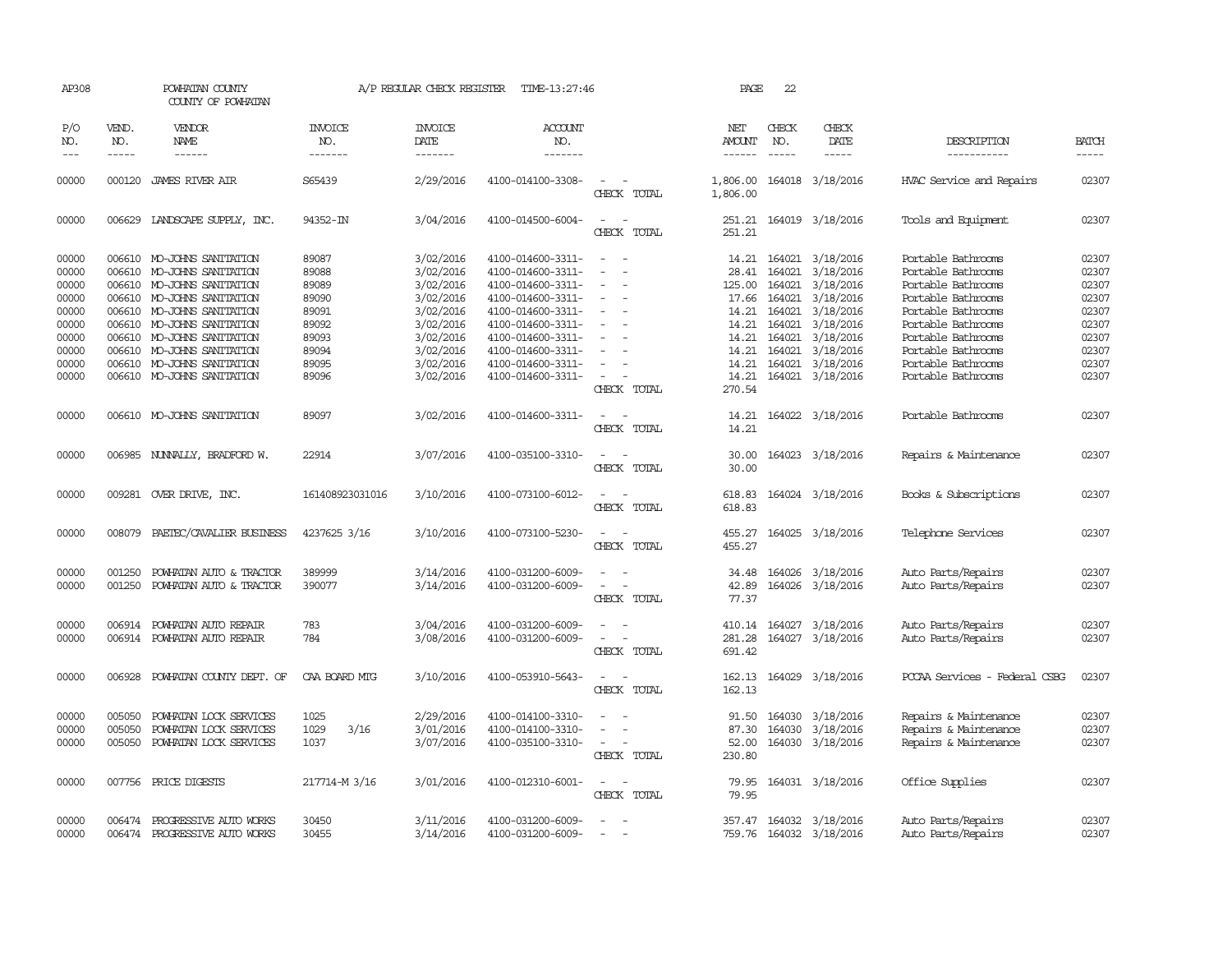AP308 POWHATAN COUNTY COUNTY OF POWHATAN A/P REGULAR CHECK REGISTER TIME-13:27:46 PAGE 22

| P/O NO. | VEND. NO. | VENDOR NAME | INVOICE NO. | INVOICE DATE | ACCOUNT NO. | | NET AMOUNT | CHECK NO. | CHECK DATE | DESCRIPTION | BATCH |
|---|---|---|---|---|---|---|---|---|---|---|---|
| --- | ----- | ------ | ------- | ------- | ------- | | ------ | ----- | ----- | ----------- | ----- |
| 00000 | 000120 | JAMES RIVER AIR | S65439 | 2/29/2016 | 4100-014100-3308- | - - | 1,806.00 | 164018 | 3/18/2016 | HVAC Service and Repairs | 02307 |
| | | | | | | CHECK TOTAL | 1,806.00 | | | | |
| 00000 | 006629 | LANDSCAPE SUPPLY, INC. | 94352-IN | 3/04/2016 | 4100-014500-6004- | - - | 251.21 | 164019 | 3/18/2016 | Tools and Equipment | 02307 |
| | | | | | | CHECK TOTAL | 251.21 | | | | |
| 00000 | 006610 | MO-JOHNS SANITATION | 89087 | 3/02/2016 | 4100-014600-3311- | - - | 14.21 | 164021 | 3/18/2016 | Portable Bathrooms | 02307 |
| 00000 | 006610 | MO-JOHNS SANITATION | 89088 | 3/02/2016 | 4100-014600-3311- | - - | 28.41 | 164021 | 3/18/2016 | Portable Bathrooms | 02307 |
| 00000 | 006610 | MO-JOHNS SANITATION | 89089 | 3/02/2016 | 4100-014600-3311- | - - | 125.00 | 164021 | 3/18/2016 | Portable Bathrooms | 02307 |
| 00000 | 006610 | MO-JOHNS SANITATION | 89090 | 3/02/2016 | 4100-014600-3311- | - - | 17.66 | 164021 | 3/18/2016 | Portable Bathrooms | 02307 |
| 00000 | 006610 | MO-JOHNS SANITATION | 89091 | 3/02/2016 | 4100-014600-3311- | - - | 14.21 | 164021 | 3/18/2016 | Portable Bathrooms | 02307 |
| 00000 | 006610 | MO-JOHNS SANITATION | 89092 | 3/02/2016 | 4100-014600-3311- | - - | 14.21 | 164021 | 3/18/2016 | Portable Bathrooms | 02307 |
| 00000 | 006610 | MO-JOHNS SANITATION | 89093 | 3/02/2016 | 4100-014600-3311- | - - | 14.21 | 164021 | 3/18/2016 | Portable Bathrooms | 02307 |
| 00000 | 006610 | MO-JOHNS SANITATION | 89094 | 3/02/2016 | 4100-014600-3311- | - - | 14.21 | 164021 | 3/18/2016 | Portable Bathrooms | 02307 |
| 00000 | 006610 | MO-JOHNS SANITATION | 89095 | 3/02/2016 | 4100-014600-3311- | - - | 14.21 | 164021 | 3/18/2016 | Portable Bathrooms | 02307 |
| 00000 | 006610 | MO-JOHNS SANITATION | 89096 | 3/02/2016 | 4100-014600-3311- | - - | 14.21 | 164021 | 3/18/2016 | Portable Bathrooms | 02307 |
| | | | | | | CHECK TOTAL | 270.54 | | | | |
| 00000 | 006610 | MO-JOHNS SANITATION | 89097 | 3/02/2016 | 4100-014600-3311- | - - | 14.21 | 164022 | 3/18/2016 | Portable Bathrooms | 02307 |
| | | | | | | CHECK TOTAL | 14.21 | | | | |
| 00000 | 006985 | NUNNALLY, BRADFORD W. | 22914 | 3/07/2016 | 4100-035100-3310- | - - | 30.00 | 164023 | 3/18/2016 | Repairs & Maintenance | 02307 |
| | | | | | | CHECK TOTAL | 30.00 | | | | |
| 00000 | 009281 | OVER DRIVE, INC. | 161408923031016 | 3/10/2016 | 4100-073100-6012- | - - | 618.83 | 164024 | 3/18/2016 | Books & Subscriptions | 02307 |
| | | | | | | CHECK TOTAL | 618.83 | | | | |
| 00000 | 008079 | PAETEC/CAVALIER BUSINESS | 4237625 3/16 | 3/10/2016 | 4100-073100-5230- | - - | 455.27 | 164025 | 3/18/2016 | Telephone Services | 02307 |
| | | | | | | CHECK TOTAL | 455.27 | | | | |
| 00000 | 001250 | POWHATAN AUTO & TRACTOR | 389999 | 3/14/2016 | 4100-031200-6009- | - - | 34.48 | 164026 | 3/18/2016 | Auto Parts/Repairs | 02307 |
| 00000 | 001250 | POWHATAN AUTO & TRACTOR | 390077 | 3/14/2016 | 4100-031200-6009- | - - | 42.89 | 164026 | 3/18/2016 | Auto Parts/Repairs | 02307 |
| | | | | | | CHECK TOTAL | 77.37 | | | | |
| 00000 | 006914 | POWHATAN AUTO REPAIR | 783 | 3/04/2016 | 4100-031200-6009- | - - | 410.14 | 164027 | 3/18/2016 | Auto Parts/Repairs | 02307 |
| 00000 | 006914 | POWHATAN AUTO REPAIR | 784 | 3/08/2016 | 4100-031200-6009- | - - | 281.28 | 164027 | 3/18/2016 | Auto Parts/Repairs | 02307 |
| | | | | | | CHECK TOTAL | 691.42 | | | | |
| 00000 | 006928 | POWHATAN COUNTY DEPT. OF | CAA BOARD MTG | 3/10/2016 | 4100-053910-5643- | - - | 162.13 | 164029 | 3/18/2016 | PCCAA Services - Federal CSBG | 02307 |
| | | | | | | CHECK TOTAL | 162.13 | | | | |
| 00000 | 005050 | POWHATAN LOCK SERVICES | 1025 | 2/29/2016 | 4100-014100-3310- | - - | 91.50 | 164030 | 3/18/2016 | Repairs & Maintenance | 02307 |
| 00000 | 005050 | POWHATAN LOCK SERVICES | 1029 3/16 | 3/01/2016 | 4100-014100-3310- | - - | 87.30 | 164030 | 3/18/2016 | Repairs & Maintenance | 02307 |
| 00000 | 005050 | POWHATAN LOCK SERVICES | 1037 | 3/07/2016 | 4100-035100-3310- | - - | 52.00 | 164030 | 3/18/2016 | Repairs & Maintenance | 02307 |
| | | | | | | CHECK TOTAL | 230.80 | | | | |
| 00000 | 007756 | PRICE DIGESTS | 217714-M 3/16 | 3/01/2016 | 4100-012310-6001- | - - | 79.95 | 164031 | 3/18/2016 | Office Supplies | 02307 |
| | | | | | | CHECK TOTAL | 79.95 | | | | |
| 00000 | 006474 | PROGRESSIVE AUTO WORKS | 30450 | 3/11/2016 | 4100-031200-6009- | - - | 357.47 | 164032 | 3/18/2016 | Auto Parts/Repairs | 02307 |
| 00000 | 006474 | PROGRESSIVE AUTO WORKS | 30455 | 3/14/2016 | 4100-031200-6009- | - - | 759.76 | 164032 | 3/18/2016 | Auto Parts/Repairs | 02307 |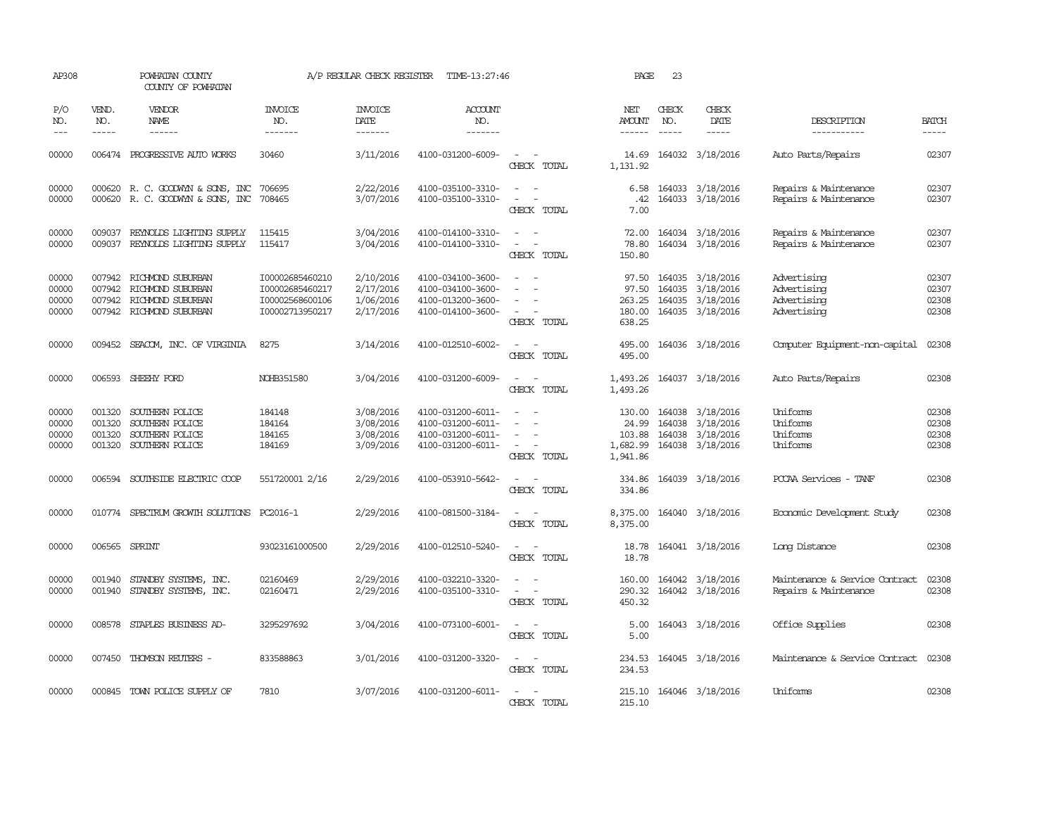AP308 POWHATAN COUNTY A/P REGULAR CHECK REGISTER TIME-13:27:46 PAGE 23

COUNTY OF POWHATAN

| P/O NO. | VEND. NO. | VENDOR NAME | INVOICE NO. | INVOICE DATE | ACCOUNT NO. | | NET AMOUNT | CHECK NO. | CHECK DATE | DESCRIPTION | BATCH |
|---|---|---|---|---|---|---|---|---|---|---|---|
| 00000 | 006474 | PROGRESSIVE AUTO WORKS | 30460 | 3/11/2016 | 4100-031200-6009- | - - | 14.69 | 164032 | 3/18/2016 | Auto Parts/Repairs | 02307 |
| | | | | | | CHECK TOTAL | 1,131.92 | | | | |
| 00000 | 000620 | R. C. GOODWYN & SONS, INC | 706695 | 2/22/2016 | 4100-035100-3310- | - - | 6.58 | 164033 | 3/18/2016 | Repairs & Maintenance | 02307 |
| 00000 | 000620 | R. C. GOODWYN & SONS, INC | 708465 | 3/07/2016 | 4100-035100-3310- | - - | .42 | 164033 | 3/18/2016 | Repairs & Maintenance | 02307 |
| | | | | | | CHECK TOTAL | 7.00 | | | | |
| 00000 | 009037 | REYNOLDS LIGHTING SUPPLY | 115415 | 3/04/2016 | 4100-014100-3310- | - - | 72.00 | 164034 | 3/18/2016 | Repairs & Maintenance | 02307 |
| 00000 | 009037 | REYNOLDS LIGHTING SUPPLY | 115417 | 3/04/2016 | 4100-014100-3310- | - - | 78.80 | 164034 | 3/18/2016 | Repairs & Maintenance | 02307 |
| | | | | | | CHECK TOTAL | 150.80 | | | | |
| 00000 | 007942 | RICHMOND SUBURBAN | I00002685460210 | 2/10/2016 | 4100-034100-3600- | - - | 97.50 | 164035 | 3/18/2016 | Advertising | 02307 |
| 00000 | 007942 | RICHMOND SUBURBAN | I00002685460217 | 2/17/2016 | 4100-034100-3600- | - - | 97.50 | 164035 | 3/18/2016 | Advertising | 02307 |
| 00000 | 007942 | RICHMOND SUBURBAN | I00002568600106 | 1/06/2016 | 4100-013200-3600- | - - | 263.25 | 164035 | 3/18/2016 | Advertising | 02308 |
| 00000 | 007942 | RICHMOND SUBURBAN | I00002713950217 | 2/17/2016 | 4100-014100-3600- | - - | 180.00 | 164035 | 3/18/2016 | Advertising | 02308 |
| | | | | | | CHECK TOTAL | 638.25 | | | | |
| 00000 | 009452 | SEACOM, INC. OF VIRGINIA | 8275 | 3/14/2016 | 4100-012510-6002- | - - | 495.00 | 164036 | 3/18/2016 | Computer Equipment-non-capital | 02308 |
| | | | | | | CHECK TOTAL | 495.00 | | | | |
| 00000 | 006593 | SHEEHY FORD | NOHB351580 | 3/04/2016 | 4100-031200-6009- | - - | 1,493.26 | 164037 | 3/18/2016 | Auto Parts/Repairs | 02308 |
| | | | | | | CHECK TOTAL | 1,493.26 | | | | |
| 00000 | 001320 | SOUTHERN POLICE | 184148 | 3/08/2016 | 4100-031200-6011- | - - | 130.00 | 164038 | 3/18/2016 | Uniforms | 02308 |
| 00000 | 001320 | SOUTHERN POLICE | 184164 | 3/08/2016 | 4100-031200-6011- | - - | 24.99 | 164038 | 3/18/2016 | Uniforms | 02308 |
| 00000 | 001320 | SOUTHERN POLICE | 184165 | 3/08/2016 | 4100-031200-6011- | - - | 103.88 | 164038 | 3/18/2016 | Uniforms | 02308 |
| 00000 | 001320 | SOUTHERN POLICE | 184169 | 3/09/2016 | 4100-031200-6011- | - - | 1,682.99 | 164038 | 3/18/2016 | Uniforms | 02308 |
| | | | | | | CHECK TOTAL | 1,941.86 | | | | |
| 00000 | 006594 | SOUTHSIDE ELECTRIC COOP | 551720001 2/16 | 2/29/2016 | 4100-053910-5642- | - - | 334.86 | 164039 | 3/18/2016 | PCCAA Services - TANF | 02308 |
| | | | | | | CHECK TOTAL | 334.86 | | | | |
| 00000 | 010774 | SPECTRUM GROWTH SOLUTIONS | PC2016-1 | 2/29/2016 | 4100-081500-3184- | - - | 8,375.00 | 164040 | 3/18/2016 | Economic Development Study | 02308 |
| | | | | | | CHECK TOTAL | 8,375.00 | | | | |
| 00000 | 006565 | SPRINT | 93023161000500 | 2/29/2016 | 4100-012510-5240- | - - | 18.78 | 164041 | 3/18/2016 | Long Distance | 02308 |
| | | | | | | CHECK TOTAL | 18.78 | | | | |
| 00000 | 001940 | STANDBY SYSTEMS, INC. | 02160469 | 2/29/2016 | 4100-032210-3320- | - - | 160.00 | 164042 | 3/18/2016 | Maintenance & Service Contract | 02308 |
| 00000 | 001940 | STANDBY SYSTEMS, INC. | 02160471 | 2/29/2016 | 4100-035100-3310- | - - | 290.32 | 164042 | 3/18/2016 | Repairs & Maintenance | 02308 |
| | | | | | | CHECK TOTAL | 450.32 | | | | |
| 00000 | 008578 | STAPLES BUSINESS AD- | 3295297692 | 3/04/2016 | 4100-073100-6001- | - - | 5.00 | 164043 | 3/18/2016 | Office Supplies | 02308 |
| | | | | | | CHECK TOTAL | 5.00 | | | | |
| 00000 | 007450 | THOMSON REUTERS - | 833588863 | 3/01/2016 | 4100-031200-3320- | - - | 234.53 | 164045 | 3/18/2016 | Maintenance & Service Contract | 02308 |
| | | | | | | CHECK TOTAL | 234.53 | | | | |
| 00000 | 000845 | TOWN POLICE SUPPLY OF | 7810 | 3/07/2016 | 4100-031200-6011- | - - | 215.10 | 164046 | 3/18/2016 | Uniforms | 02308 |
| | | | | | | CHECK TOTAL | 215.10 | | | | |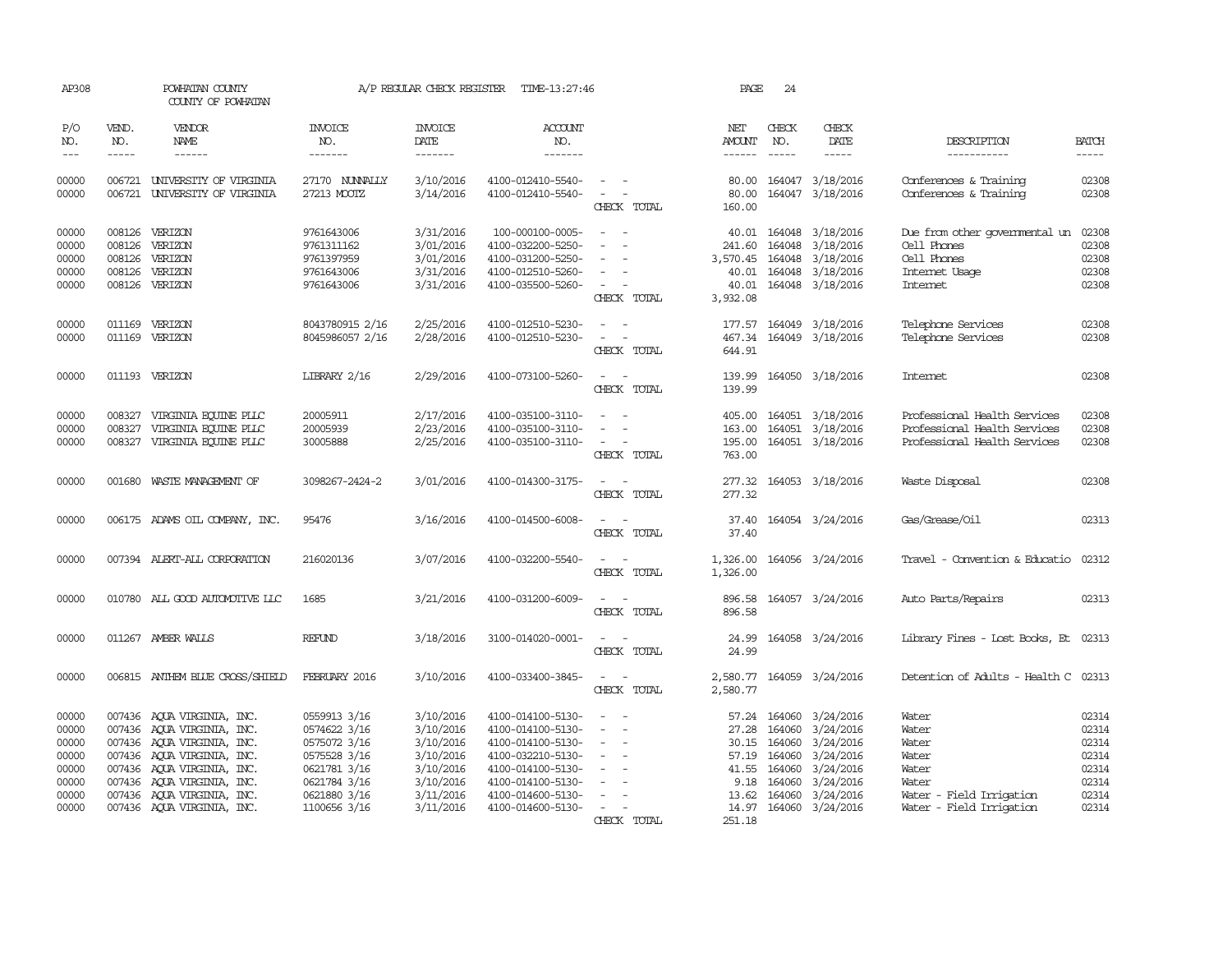AP308 POWHATAN COUNTY A/P REGULAR CHECK REGISTER TIME-13:27:46

COUNTY OF POWHATAN

| P/O NO. | VEND. NO. | VENDOR NAME | INVOICE NO. | INVOICE DATE | ACCOUNT NO. | | NET AMOUNT | CHECK NO. | CHECK DATE | DESCRIPTION | BATCH |
|---|---|---|---|---|---|---|---|---|---|---|---|
| 00000 | 006721 | UNIVERSITY OF VIRGINIA | 27170 NUNNALLY | 3/10/2016 | 4100-012410-5540- | - - | 80.00 | 164047 | 3/18/2016 | Conferences & Training | 02308 |
| 00000 | 006721 | UNIVERSITY OF VIRGINIA | 27213 MOOTZ | 3/14/2016 | 4100-012410-5540- | - - | 80.00 | 164047 | 3/18/2016 | Conferences & Training | 02308 |
| | | | | | | CHECK TOTAL | 160.00 | | | | |
| 00000 | 008126 | VERIZON | 9761643006 | 3/31/2016 | 100-000100-0005- | - - | 40.01 | 164048 | 3/18/2016 | Due from other governmental un | 02308 |
| 00000 | 008126 | VERIZON | 9761311162 | 3/01/2016 | 4100-032200-5250- | - - | 241.60 | 164048 | 3/18/2016 | Cell Phones | 02308 |
| 00000 | 008126 | VERIZON | 9761397959 | 3/01/2016 | 4100-031200-5250- | - - | 3,570.45 | 164048 | 3/18/2016 | Cell Phones | 02308 |
| 00000 | 008126 | VERIZON | 9761643006 | 3/31/2016 | 4100-012510-5260- | - - | 40.01 | 164048 | 3/18/2016 | Internet Usage | 02308 |
| 00000 | 008126 | VERIZON | 9761643006 | 3/31/2016 | 4100-035500-5260- | - - | 40.01 | 164048 | 3/18/2016 | Internet | 02308 |
| | | | | | | CHECK TOTAL | 3,932.08 | | | | |
| 00000 | 011169 | VERIZON | 8043780915 2/16 | 2/25/2016 | 4100-012510-5230- | - - | 177.57 | 164049 | 3/18/2016 | Telephone Services | 02308 |
| 00000 | 011169 | VERIZON | 8045986057 2/16 | 2/28/2016 | 4100-012510-5230- | - - | 467.34 | 164049 | 3/18/2016 | Telephone Services | 02308 |
| | | | | | | CHECK TOTAL | 644.91 | | | | |
| 00000 | 011193 | VERIZON | LIBRARY 2/16 | 2/29/2016 | 4100-073100-5260- | - - | 139.99 | 164050 | 3/18/2016 | Internet | 02308 |
| | | | | | | CHECK TOTAL | 139.99 | | | | |
| 00000 | 008327 | VIRGINIA EQUINE PLLC | 20005911 | 2/17/2016 | 4100-035100-3110- | - - | 405.00 | 164051 | 3/18/2016 | Professional Health Services | 02308 |
| 00000 | 008327 | VIRGINIA EQUINE PLLC | 20005939 | 2/23/2016 | 4100-035100-3110- | - - | 163.00 | 164051 | 3/18/2016 | Professional Health Services | 02308 |
| 00000 | 008327 | VIRGINIA EQUINE PLLC | 30005888 | 2/25/2016 | 4100-035100-3110- | - - | 195.00 | 164051 | 3/18/2016 | Professional Health Services | 02308 |
| | | | | | | CHECK TOTAL | 763.00 | | | | |
| 00000 | 001680 | WASTE MANAGEMENT OF | 3098267-2424-2 | 3/01/2016 | 4100-014300-3175- | - - | 277.32 | 164053 | 3/18/2016 | Waste Disposal | 02308 |
| | | | | | | CHECK TOTAL | 277.32 | | | | |
| 00000 | 006175 | ADAMS OIL COMPANY, INC. | 95476 | 3/16/2016 | 4100-014500-6008- | - - | 37.40 | 164054 | 3/24/2016 | Gas/Grease/Oil | 02313 |
| | | | | | | CHECK TOTAL | 37.40 | | | | |
| 00000 | 007394 | ALERT-ALL CORPORATION | 216020136 | 3/07/2016 | 4100-032200-5540- | - - | 1,326.00 | 164056 | 3/24/2016 | Travel - Convention & Educatio | 02312 |
| | | | | | | CHECK TOTAL | 1,326.00 | | | | |
| 00000 | 010780 | ALL GOOD AUTOMOTIVE LLC | 1685 | 3/21/2016 | 4100-031200-6009- | - - | 896.58 | 164057 | 3/24/2016 | Auto Parts/Repairs | 02313 |
| | | | | | | CHECK TOTAL | 896.58 | | | | |
| 00000 | 011267 | AMBER WALLS | REFUND | 3/18/2016 | 3100-014020-0001- | - - | 24.99 | 164058 | 3/24/2016 | Library Fines - Lost Books, Et | 02313 |
| | | | | | | CHECK TOTAL | 24.99 | | | | |
| 00000 | 006815 | ANTHEM BLUE CROSS/SHIELD | FEBRUARY 2016 | 3/10/2016 | 4100-033400-3845- | - - | 2,580.77 | 164059 | 3/24/2016 | Detention of Adults - Health C | 02313 |
| | | | | | | CHECK TOTAL | 2,580.77 | | | | |
| 00000 | 007436 | AQUA VIRGINIA, INC. | 0559913 3/16 | 3/10/2016 | 4100-014100-5130- | - - | 57.24 | 164060 | 3/24/2016 | Water | 02314 |
| 00000 | 007436 | AQUA VIRGINIA, INC. | 0574622 3/16 | 3/10/2016 | 4100-014100-5130- | - - | 27.28 | 164060 | 3/24/2016 | Water | 02314 |
| 00000 | 007436 | AQUA VIRGINIA, INC. | 0575072 3/16 | 3/10/2016 | 4100-014100-5130- | - - | 30.15 | 164060 | 3/24/2016 | Water | 02314 |
| 00000 | 007436 | AQUA VIRGINIA, INC. | 0575528 3/16 | 3/10/2016 | 4100-032210-5130- | - - | 57.19 | 164060 | 3/24/2016 | Water | 02314 |
| 00000 | 007436 | AQUA VIRGINIA, INC. | 0621781 3/16 | 3/10/2016 | 4100-014100-5130- | - - | 41.55 | 164060 | 3/24/2016 | Water | 02314 |
| 00000 | 007436 | AQUA VIRGINIA, INC. | 0621784 3/16 | 3/10/2016 | 4100-014100-5130- | - - | 9.18 | 164060 | 3/24/2016 | Water | 02314 |
| 00000 | 007436 | AQUA VIRGINIA, INC. | 0621880 3/16 | 3/11/2016 | 4100-014600-5130- | - - | 13.62 | 164060 | 3/24/2016 | Water - Field Irrigation | 02314 |
| 00000 | 007436 | AQUA VIRGINIA, INC. | 1100656 3/16 | 3/11/2016 | 4100-014600-5130- | - - | 14.97 | 164060 | 3/24/2016 | Water - Field Irrigation | 02314 |
| | | | | | | CHECK TOTAL | 251.18 | | | | |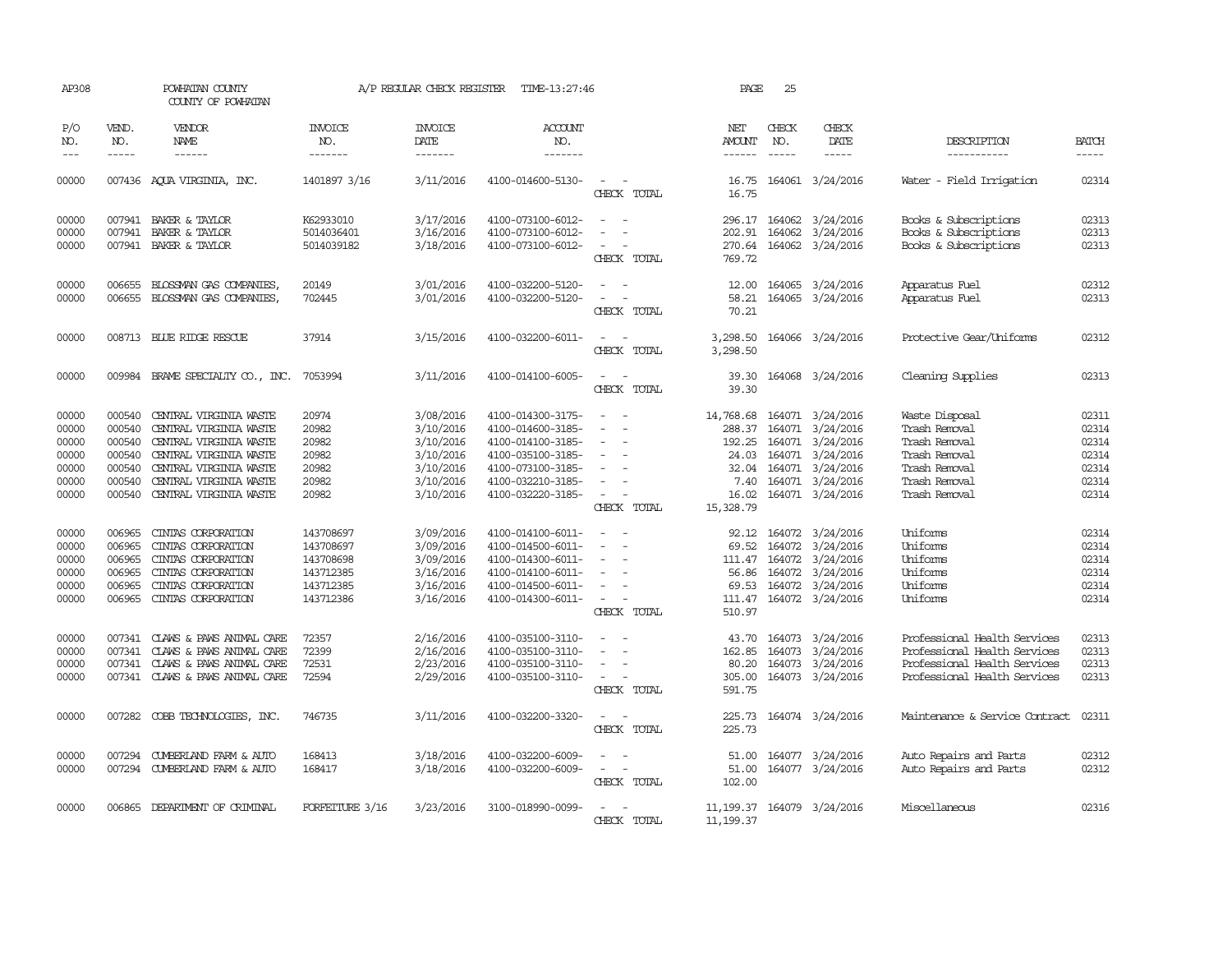AP308 POWHATAN COUNTY A/P REGULAR CHECK REGISTER TIME-13:27:46 PAGE 25

COUNTY OF POWHATAN

| P/O NO. | VEND. NO. | VENDOR NAME | INVOICE NO. | INVOICE DATE | ACCOUNT NO. | | NET AMOUNT | CHECK NO. | CHECK DATE | DESCRIPTION | BATCH |
|---|---|---|---|---|---|---|---|---|---|---|---|
| 00000 | 007436 | AQUA VIRGINIA, INC. | 1401897 3/16 | 3/11/2016 | 4100-014600-5130- | - - | 16.75 | 164061 | 3/24/2016 | Water - Field Irrigation | 02314 |
| | | | | | | CHECK TOTAL | 16.75 | | | | |
| 00000 | 007941 | BAKER & TAYLOR | K62933010 | 3/17/2016 | 4100-073100-6012- | - - | 296.17 | 164062 | 3/24/2016 | Books & Subscriptions | 02313 |
| 00000 | 007941 | BAKER & TAYLOR | 5014036401 | 3/16/2016 | 4100-073100-6012- | - - | 202.91 | 164062 | 3/24/2016 | Books & Subscriptions | 02313 |
| 00000 | 007941 | BAKER & TAYLOR | 5014039182 | 3/18/2016 | 4100-073100-6012- | - - | 270.64 | 164062 | 3/24/2016 | Books & Subscriptions | 02313 |
| | | | | | | CHECK TOTAL | 769.72 | | | | |
| 00000 | 006655 | BLOSSMAN GAS COMPANIES, | 20149 | 3/01/2016 | 4100-032200-5120- | - - | 12.00 | 164065 | 3/24/2016 | Apparatus Fuel | 02312 |
| 00000 | 006655 | BLOSSMAN GAS COMPANIES, | 702445 | 3/01/2016 | 4100-032200-5120- | - - | 58.21 | 164065 | 3/24/2016 | Apparatus Fuel | 02313 |
| | | | | | | CHECK TOTAL | 70.21 | | | | |
| 00000 | 008713 | BLUE RIDGE RESCUE | 37914 | 3/15/2016 | 4100-032200-6011- | - - | 3,298.50 | 164066 | 3/24/2016 | Protective Gear/Uniforms | 02312 |
| | | | | | | CHECK TOTAL | 3,298.50 | | | | |
| 00000 | 009984 | BRAME SPECIALTY CO., INC. | 7053994 | 3/11/2016 | 4100-014100-6005- | - - | 39.30 | 164068 | 3/24/2016 | Cleaning Supplies | 02313 |
| | | | | | | CHECK TOTAL | 39.30 | | | | |
| 00000 | 000540 | CENTRAL VIRGINIA WASTE | 20974 | 3/08/2016 | 4100-014300-3175- | - - | 14,768.68 | 164071 | 3/24/2016 | Waste Disposal | 02311 |
| 00000 | 000540 | CENTRAL VIRGINIA WASTE | 20982 | 3/10/2016 | 4100-014600-3185- | - - | 288.37 | 164071 | 3/24/2016 | Trash Removal | 02314 |
| 00000 | 000540 | CENTRAL VIRGINIA WASTE | 20982 | 3/10/2016 | 4100-014100-3185- | - - | 192.25 | 164071 | 3/24/2016 | Trash Removal | 02314 |
| 00000 | 000540 | CENTRAL VIRGINIA WASTE | 20982 | 3/10/2016 | 4100-035100-3185- | - - | 24.03 | 164071 | 3/24/2016 | Trash Removal | 02314 |
| 00000 | 000540 | CENTRAL VIRGINIA WASTE | 20982 | 3/10/2016 | 4100-073100-3185- | - - | 32.04 | 164071 | 3/24/2016 | Trash Removal | 02314 |
| 00000 | 000540 | CENTRAL VIRGINIA WASTE | 20982 | 3/10/2016 | 4100-032210-3185- | - - | 7.40 | 164071 | 3/24/2016 | Trash Removal | 02314 |
| 00000 | 000540 | CENTRAL VIRGINIA WASTE | 20982 | 3/10/2016 | 4100-032220-3185- | - - | 16.02 | 164071 | 3/24/2016 | Trash Removal | 02314 |
| | | | | | | CHECK TOTAL | 15,328.79 | | | | |
| 00000 | 006965 | CINTAS CORPORATION | 143708697 | 3/09/2016 | 4100-014100-6011- | - - | 92.12 | 164072 | 3/24/2016 | Uniforms | 02314 |
| 00000 | 006965 | CINTAS CORPORATION | 143708697 | 3/09/2016 | 4100-014500-6011- | - - | 69.52 | 164072 | 3/24/2016 | Uniforms | 02314 |
| 00000 | 006965 | CINTAS CORPORATION | 143708698 | 3/09/2016 | 4100-014300-6011- | - - | 111.47 | 164072 | 3/24/2016 | Uniforms | 02314 |
| 00000 | 006965 | CINTAS CORPORATION | 143712385 | 3/16/2016 | 4100-014100-6011- | - - | 56.86 | 164072 | 3/24/2016 | Uniforms | 02314 |
| 00000 | 006965 | CINTAS CORPORATION | 143712385 | 3/16/2016 | 4100-014500-6011- | - - | 69.53 | 164072 | 3/24/2016 | Uniforms | 02314 |
| 00000 | 006965 | CINTAS CORPORATION | 143712386 | 3/16/2016 | 4100-014300-6011- | - - | 111.47 | 164072 | 3/24/2016 | Uniforms | 02314 |
| | | | | | | CHECK TOTAL | 510.97 | | | | |
| 00000 | 007341 | CLAWS & PAWS ANIMAL CARE | 72357 | 2/16/2016 | 4100-035100-3110- | - - | 43.70 | 164073 | 3/24/2016 | Professional Health Services | 02313 |
| 00000 | 007341 | CLAWS & PAWS ANIMAL CARE | 72399 | 2/16/2016 | 4100-035100-3110- | - - | 162.85 | 164073 | 3/24/2016 | Professional Health Services | 02313 |
| 00000 | 007341 | CLAWS & PAWS ANIMAL CARE | 72531 | 2/23/2016 | 4100-035100-3110- | - - | 80.20 | 164073 | 3/24/2016 | Professional Health Services | 02313 |
| 00000 | 007341 | CLAWS & PAWS ANIMAL CARE | 72594 | 2/29/2016 | 4100-035100-3110- | - - | 305.00 | 164073 | 3/24/2016 | Professional Health Services | 02313 |
| | | | | | | CHECK TOTAL | 591.75 | | | | |
| 00000 | 007282 | COBB TECHNOLOGIES, INC. | 746735 | 3/11/2016 | 4100-032200-3320- | - - | 225.73 | 164074 | 3/24/2016 | Maintenance & Service Contract | 02311 |
| | | | | | | CHECK TOTAL | 225.73 | | | | |
| 00000 | 007294 | CUMBERLAND FARM & AUTO | 168413 | 3/18/2016 | 4100-032200-6009- | - - | 51.00 | 164077 | 3/24/2016 | Auto Repairs and Parts | 02312 |
| 00000 | 007294 | CUMBERLAND FARM & AUTO | 168417 | 3/18/2016 | 4100-032200-6009- | - - | 51.00 | 164077 | 3/24/2016 | Auto Repairs and Parts | 02312 |
| | | | | | | CHECK TOTAL | 102.00 | | | | |
| 00000 | 006865 | DEPARTMENT OF CRIMINAL | FORFEITURE 3/16 | 3/23/2016 | 3100-018990-0099- | - - | 11,199.37 | 164079 | 3/24/2016 | Miscellaneous | 02316 |
| | | | | | | CHECK TOTAL | 11,199.37 | | | | |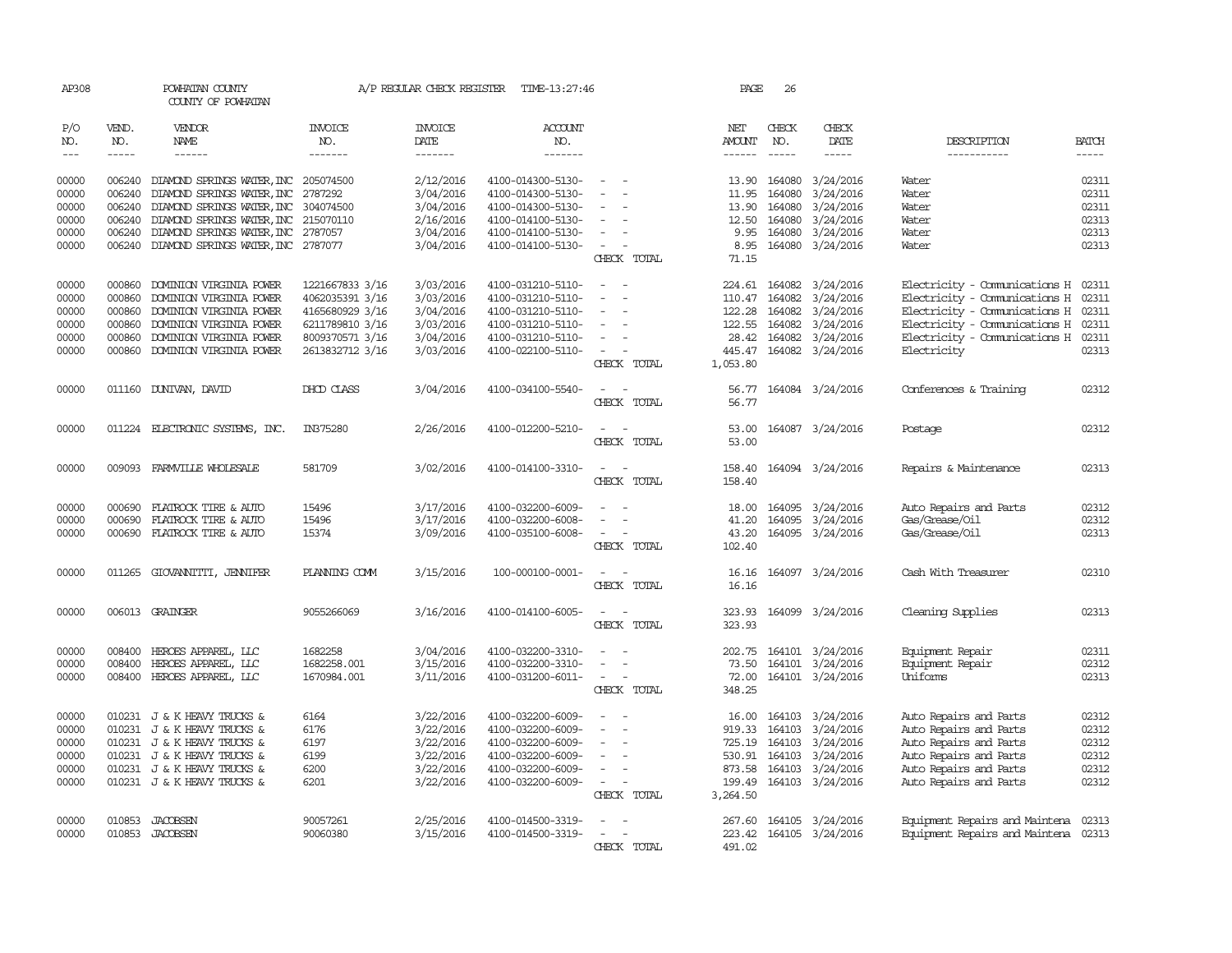AP308 POWHATAN COUNTY A/P REGULAR CHECK REGISTER TIME-13:27:46 PAGE 26

COUNTY OF POWHATAN

| P/O NO. | VEND. NO. | VENDOR NAME | INVOICE NO. | INVOICE DATE | ACCOUNT NO. | | NET AMOUNT | CHECK NO. | CHECK DATE | DESCRIPTION | BATCH |
|---|---|---|---|---|---|---|---|---|---|---|---|
| 00000 | 006240 | DIAMOND SPRINGS WATER, INC | 205074500 | 2/12/2016 | 4100-014300-5130- | - - | 13.90 | 164080 | 3/24/2016 | Water | 02311 |
| 00000 | 006240 | DIAMOND SPRINGS WATER, INC | 2787292 | 3/04/2016 | 4100-014300-5130- | - - | 11.95 | 164080 | 3/24/2016 | Water | 02311 |
| 00000 | 006240 | DIAMOND SPRINGS WATER, INC | 304074500 | 3/04/2016 | 4100-014300-5130- | - - | 13.90 | 164080 | 3/24/2016 | Water | 02311 |
| 00000 | 006240 | DIAMOND SPRINGS WATER, INC | 215070110 | 2/16/2016 | 4100-014100-5130- | - - | 12.50 | 164080 | 3/24/2016 | Water | 02313 |
| 00000 | 006240 | DIAMOND SPRINGS WATER, INC | 2787057 | 3/04/2016 | 4100-014100-5130- | - - | 9.95 | 164080 | 3/24/2016 | Water | 02313 |
| 00000 | 006240 | DIAMOND SPRINGS WATER, INC | 2787077 | 3/04/2016 | 4100-014100-5130- | - - | 8.95 | 164080 | 3/24/2016 | Water | 02313 |
| | | | | | | CHECK TOTAL | 71.15 | | | | |
| 00000 | 000860 | DOMINION VIRGINIA POWER | 1221667833 3/16 | 3/03/2016 | 4100-031210-5110- | - - | 224.61 | 164082 | 3/24/2016 | Electricity - Communications H | 02311 |
| 00000 | 000860 | DOMINION VIRGINIA POWER | 4062035391 3/16 | 3/03/2016 | 4100-031210-5110- | - - | 110.47 | 164082 | 3/24/2016 | Electricity - Communications H | 02311 |
| 00000 | 000860 | DOMINION VIRGINIA POWER | 4165680929 3/16 | 3/04/2016 | 4100-031210-5110- | - - | 122.28 | 164082 | 3/24/2016 | Electricity - Communications H | 02311 |
| 00000 | 000860 | DOMINION VIRGINIA POWER | 6211789810 3/16 | 3/03/2016 | 4100-031210-5110- | - - | 122.55 | 164082 | 3/24/2016 | Electricity - Communications H | 02311 |
| 00000 | 000860 | DOMINION VIRGINIA POWER | 8009370571 3/16 | 3/04/2016 | 4100-031210-5110- | - - | 28.42 | 164082 | 3/24/2016 | Electricity - Communications H | 02311 |
| 00000 | 000860 | DOMINION VIRGINIA POWER | 2613832712 3/16 | 3/03/2016 | 4100-022100-5110- | - - | 445.47 | 164082 | 3/24/2016 | Electricity | 02313 |
| | | | | | | CHECK TOTAL | 1,053.80 | | | | |
| 00000 | 011160 | DUNIVAN, DAVID | DHCD CLASS | 3/04/2016 | 4100-034100-5540- | - - | 56.77 | 164084 | 3/24/2016 | Conferences & Training | 02312 |
| | | | | | | CHECK TOTAL | 56.77 | | | | |
| 00000 | 011224 | ELECTRONIC SYSTEMS, INC. | IN375280 | 2/26/2016 | 4100-012200-5210- | - - | 53.00 | 164087 | 3/24/2016 | Postage | 02312 |
| | | | | | | CHECK TOTAL | 53.00 | | | | |
| 00000 | 009093 | FARMVILLE WHOLESALE | 581709 | 3/02/2016 | 4100-014100-3310- | - - | 158.40 | 164094 | 3/24/2016 | Repairs & Maintenance | 02313 |
| | | | | | | CHECK TOTAL | 158.40 | | | | |
| 00000 | 000690 | FLATROCK TIRE & AUTO | 15496 | 3/17/2016 | 4100-032200-6009- | - - | 18.00 | 164095 | 3/24/2016 | Auto Repairs and Parts | 02312 |
| 00000 | 000690 | FLATROCK TIRE & AUTO | 15496 | 3/17/2016 | 4100-032200-6008- | - - | 41.20 | 164095 | 3/24/2016 | Gas/Grease/Oil | 02312 |
| 00000 | 000690 | FLATROCK TIRE & AUTO | 15374 | 3/09/2016 | 4100-035100-6008- | - - | 43.20 | 164095 | 3/24/2016 | Gas/Grease/Oil | 02313 |
| | | | | | | CHECK TOTAL | 102.40 | | | | |
| 00000 | 011265 | GIOVANNITTI, JENNIFER | PLANNING COMM | 3/15/2016 | 100-000100-0001- | - - | 16.16 | 164097 | 3/24/2016 | Cash With Treasurer | 02310 |
| | | | | | | CHECK TOTAL | 16.16 | | | | |
| 00000 | 006013 | GRAINGER | 9055266069 | 3/16/2016 | 4100-014100-6005- | - - | 323.93 | 164099 | 3/24/2016 | Cleaning Supplies | 02313 |
| | | | | | | CHECK TOTAL | 323.93 | | | | |
| 00000 | 008400 | HEROES APPAREL, LLC | 1682258 | 3/04/2016 | 4100-032200-3310- | - - | 202.75 | 164101 | 3/24/2016 | Equipment Repair | 02311 |
| 00000 | 008400 | HEROES APPAREL, LLC | 1682258.001 | 3/15/2016 | 4100-032200-3310- | - - | 73.50 | 164101 | 3/24/2016 | Equipment Repair | 02312 |
| 00000 | 008400 | HEROES APPAREL, LLC | 1670984.001 | 3/11/2016 | 4100-031200-6011- | - - | 72.00 | 164101 | 3/24/2016 | Uniforms | 02313 |
| | | | | | | CHECK TOTAL | 348.25 | | | | |
| 00000 | 010231 | J & K HEAVY TRUCKS & | 6164 | 3/22/2016 | 4100-032200-6009- | - - | 16.00 | 164103 | 3/24/2016 | Auto Repairs and Parts | 02312 |
| 00000 | 010231 | J & K HEAVY TRUCKS & | 6176 | 3/22/2016 | 4100-032200-6009- | - - | 919.33 | 164103 | 3/24/2016 | Auto Repairs and Parts | 02312 |
| 00000 | 010231 | J & K HEAVY TRUCKS & | 6197 | 3/22/2016 | 4100-032200-6009- | - - | 725.19 | 164103 | 3/24/2016 | Auto Repairs and Parts | 02312 |
| 00000 | 010231 | J & K HEAVY TRUCKS & | 6199 | 3/22/2016 | 4100-032200-6009- | - - | 530.91 | 164103 | 3/24/2016 | Auto Repairs and Parts | 02312 |
| 00000 | 010231 | J & K HEAVY TRUCKS & | 6200 | 3/22/2016 | 4100-032200-6009- | - - | 873.58 | 164103 | 3/24/2016 | Auto Repairs and Parts | 02312 |
| 00000 | 010231 | J & K HEAVY TRUCKS & | 6201 | 3/22/2016 | 4100-032200-6009- | - - | 199.49 | 164103 | 3/24/2016 | Auto Repairs and Parts | 02312 |
| | | | | | | CHECK TOTAL | 3,264.50 | | | | |
| 00000 | 010853 | JACOBSEN | 90057261 | 2/25/2016 | 4100-014500-3319- | - - | 267.60 | 164105 | 3/24/2016 | Equipment Repairs and Maintena | 02313 |
| 00000 | 010853 | JACOBSEN | 90060380 | 3/15/2016 | 4100-014500-3319- | - - | 223.42 | 164105 | 3/24/2016 | Equipment Repairs and Maintena | 02313 |
| | | | | | | CHECK TOTAL | 491.02 | | | | |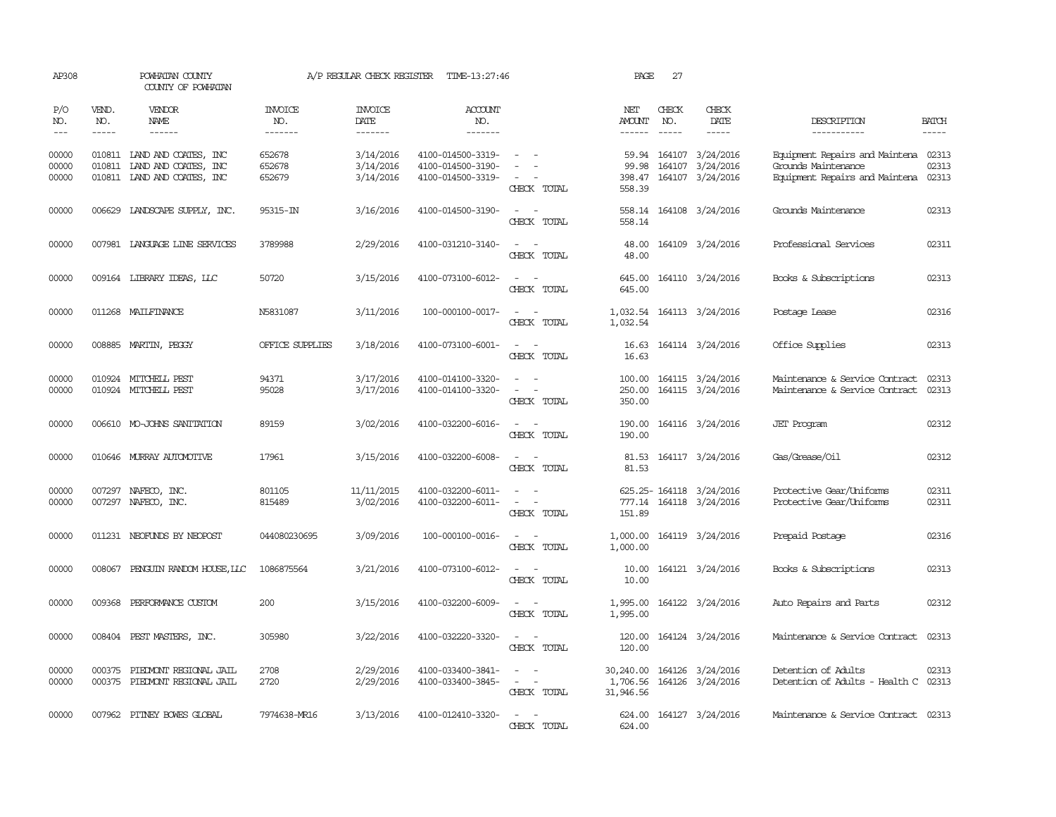AP308 POWHATAN COUNTY A/P REGULAR CHECK REGISTER TIME-13:27:46 PAGE 27

COUNTY OF POWHATAN

| P/O NO. | VEND. NO. | VENDOR NAME | INVOICE NO. | INVOICE DATE | ACCOUNT NO. | | NET AMOUNT | CHECK NO. | CHECK DATE | DESCRIPTION | BATCH |
|---|---|---|---|---|---|---|---|---|---|---|---|
| --- | ----- | ------ | ------- | ------- | ------- | | ------ | ----- | ----- | ----------- | ----- |
| 00000 | 010811 | LAND AND COATES, INC | 652678 | 3/14/2016 | 4100-014500-3319- | - - | 59.94 | 164107 | 3/24/2016 | Equipment Repairs and Maintena | 02313 |
| 00000 | 010811 | LAND AND COATES, INC | 652678 | 3/14/2016 | 4100-014500-3190- | - - | 99.98 | 164107 | 3/24/2016 | Grounds Maintenance | 02313 |
| 00000 | 010811 | LAND AND COATES, INC | 652679 | 3/14/2016 | 4100-014500-3319- | - - | 398.47 | 164107 | 3/24/2016 | Equipment Repairs and Maintena | 02313 |
| | | | | | | CHECK TOTAL | 558.39 | | | | |
| 00000 | 006629 | LANDSCAPE SUPPLY, INC. | 95315-IN | 3/16/2016 | 4100-014500-3190- | - - | 558.14 | 164108 | 3/24/2016 | Grounds Maintenance | 02313 |
| | | | | | | CHECK TOTAL | 558.14 | | | | |
| 00000 | 007981 | LANGUAGE LINE SERVICES | 3789988 | 2/29/2016 | 4100-031210-3140- | - - | 48.00 | 164109 | 3/24/2016 | Professional Services | 02311 |
| | | | | | | CHECK TOTAL | 48.00 | | | | |
| 00000 | 009164 | LIBRARY IDEAS, LLC | 50720 | 3/15/2016 | 4100-073100-6012- | - - | 645.00 | 164110 | 3/24/2016 | Books & Subscriptions | 02313 |
| | | | | | | CHECK TOTAL | 645.00 | | | | |
| 00000 | 011268 | MAILFINANCE | N5831087 | 3/11/2016 | 100-000100-0017- | - - | 1,032.54 | 164113 | 3/24/2016 | Postage Lease | 02316 |
| | | | | | | CHECK TOTAL | 1,032.54 | | | | |
| 00000 | 008885 | MARTIN, PEGGY | OFFICE SUPPLIES | 3/18/2016 | 4100-073100-6001- | - - | 16.63 | 164114 | 3/24/2016 | Office Supplies | 02313 |
| | | | | | | CHECK TOTAL | 16.63 | | | | |
| 00000 | 010924 | MITCHELL PEST | 94371 | 3/17/2016 | 4100-014100-3320- | - - | 100.00 | 164115 | 3/24/2016 | Maintenance & Service Contract | 02313 |
| 00000 | 010924 | MITCHELL PEST | 95028 | 3/17/2016 | 4100-014100-3320- | - - | 250.00 | 164115 | 3/24/2016 | Maintenance & Service Contract | 02313 |
| | | | | | | CHECK TOTAL | 350.00 | | | | |
| 00000 | 006610 | MO-JOHNS SANITATION | 89159 | 3/02/2016 | 4100-032200-6016- | - - | 190.00 | 164116 | 3/24/2016 | JET Program | 02312 |
| | | | | | | CHECK TOTAL | 190.00 | | | | |
| 00000 | 010646 | MURRAY AUTOMOTIVE | 17961 | 3/15/2016 | 4100-032200-6008- | - - | 81.53 | 164117 | 3/24/2016 | Gas/Grease/Oil | 02312 |
| | | | | | | CHECK TOTAL | 81.53 | | | | |
| 00000 | 007297 | NAFECO, INC. | 801105 | 11/11/2015 | 4100-032200-6011- | - - | 625.25- | 164118 | 3/24/2016 | Protective Gear/Uniforms | 02311 |
| 00000 | 007297 | NAFECO, INC. | 815489 | 3/02/2016 | 4100-032200-6011- | - - | 777.14 | 164118 | 3/24/2016 | Protective Gear/Uniforms | 02311 |
| | | | | | | CHECK TOTAL | 151.89 | | | | |
| 00000 | 011231 | NEOFUNDS BY NEOPOST | 044080230695 | 3/09/2016 | 100-000100-0016- | - - | 1,000.00 | 164119 | 3/24/2016 | Prepaid Postage | 02316 |
| | | | | | | CHECK TOTAL | 1,000.00 | | | | |
| 00000 | 008067 | PENGUIN RANDOM HOUSE,LLC | 1086875564 | 3/21/2016 | 4100-073100-6012- | - - | 10.00 | 164121 | 3/24/2016 | Books & Subscriptions | 02313 |
| | | | | | | CHECK TOTAL | 10.00 | | | | |
| 00000 | 009368 | PERFORMANCE CUSTOM | 200 | 3/15/2016 | 4100-032200-6009- | - - | 1,995.00 | 164122 | 3/24/2016 | Auto Repairs and Parts | 02312 |
| | | | | | | CHECK TOTAL | 1,995.00 | | | | |
| 00000 | 008404 | PEST MASTERS, INC. | 305980 | 3/22/2016 | 4100-032220-3320- | - - | 120.00 | 164124 | 3/24/2016 | Maintenance & Service Contract | 02313 |
| | | | | | | CHECK TOTAL | 120.00 | | | | |
| 00000 | 000375 | PIEDMONT REGIONAL JAIL | 2708 | 2/29/2016 | 4100-033400-3841- | - - | 30,240.00 | 164126 | 3/24/2016 | Detention of Adults | 02313 |
| 00000 | 000375 | PIEDMONT REGIONAL JAIL | 2720 | 2/29/2016 | 4100-033400-3845- | - - | 1,706.56 | 164126 | 3/24/2016 | Detention of Adults - Health C | 02313 |
| | | | | | | CHECK TOTAL | 31,946.56 | | | | |
| 00000 | 007962 | PITNEY BOWES GLOBAL | 7974638-MR16 | 3/13/2016 | 4100-012410-3320- | - - | 624.00 | 164127 | 3/24/2016 | Maintenance & Service Contract | 02313 |
| | | | | | | CHECK TOTAL | 624.00 | | | | |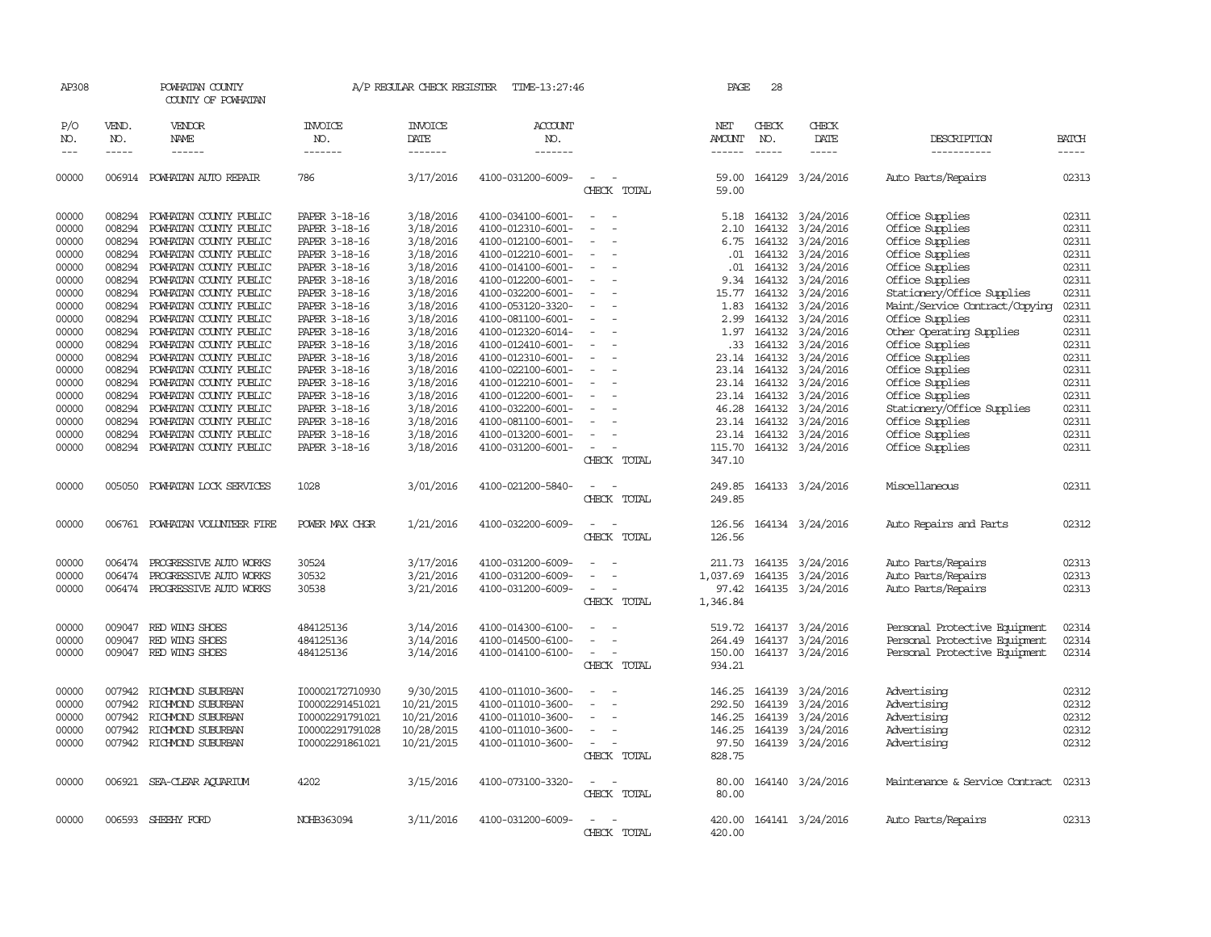AP308 POWHATAN COUNTY A/P REGULAR CHECK REGISTER TIME-13:27:46 PAGE 28

COUNTY OF POWHATAN

| P/O NO. | VEND. NO. | VENDOR NAME | INVOICE NO. | INVOICE DATE | ACCOUNT NO. | | NET AMOUNT | CHECK NO. | CHECK DATE | DESCRIPTION | BATCH |
|---|---|---|---|---|---|---|---|---|---|---|---|
| 00000 | 006914 | POWHATAN AUTO REPAIR | 786 | 3/17/2016 | 4100-031200-6009- | - - | 59.00 | 164129 | 3/24/2016 | Auto Parts/Repairs | 02313 |
| | | | | | | CHECK TOTAL | 59.00 | | | | |
| 00000 | 008294 | POWHATAN COUNTY PUBLIC | PAPER 3-18-16 | 3/18/2016 | 4100-034100-6001- | - - | 5.18 | 164132 | 3/24/2016 | Office Supplies | 02311 |
| 00000 | 008294 | POWHATAN COUNTY PUBLIC | PAPER 3-18-16 | 3/18/2016 | 4100-012310-6001- | - - | 2.10 | 164132 | 3/24/2016 | Office Supplies | 02311 |
| 00000 | 008294 | POWHATAN COUNTY PUBLIC | PAPER 3-18-16 | 3/18/2016 | 4100-012100-6001- | - - | 6.75 | 164132 | 3/24/2016 | Office Supplies | 02311 |
| 00000 | 008294 | POWHATAN COUNTY PUBLIC | PAPER 3-18-16 | 3/18/2016 | 4100-012210-6001- | - - | .01 | 164132 | 3/24/2016 | Office Supplies | 02311 |
| 00000 | 008294 | POWHATAN COUNTY PUBLIC | PAPER 3-18-16 | 3/18/2016 | 4100-014100-6001- | - - | .01 | 164132 | 3/24/2016 | Office Supplies | 02311 |
| 00000 | 008294 | POWHATAN COUNTY PUBLIC | PAPER 3-18-16 | 3/18/2016 | 4100-012200-6001- | - - | 9.34 | 164132 | 3/24/2016 | Office Supplies | 02311 |
| 00000 | 008294 | POWHATAN COUNTY PUBLIC | PAPER 3-18-16 | 3/18/2016 | 4100-032200-6001- | - - | 15.77 | 164132 | 3/24/2016 | Stationery/Office Supplies | 02311 |
| 00000 | 008294 | POWHATAN COUNTY PUBLIC | PAPER 3-18-16 | 3/18/2016 | 4100-053120-3320- | - - | 1.83 | 164132 | 3/24/2016 | Maint/Service Contract/Copying | 02311 |
| 00000 | 008294 | POWHATAN COUNTY PUBLIC | PAPER 3-18-16 | 3/18/2016 | 4100-081100-6001- | - - | 2.99 | 164132 | 3/24/2016 | Office Supplies | 02311 |
| 00000 | 008294 | POWHATAN COUNTY PUBLIC | PAPER 3-18-16 | 3/18/2016 | 4100-012320-6014- | - - | 1.97 | 164132 | 3/24/2016 | Other Operating Supplies | 02311 |
| 00000 | 008294 | POWHATAN COUNTY PUBLIC | PAPER 3-18-16 | 3/18/2016 | 4100-012410-6001- | - - | .33 | 164132 | 3/24/2016 | Office Supplies | 02311 |
| 00000 | 008294 | POWHATAN COUNTY PUBLIC | PAPER 3-18-16 | 3/18/2016 | 4100-012310-6001- | - - | 23.14 | 164132 | 3/24/2016 | Office Supplies | 02311 |
| 00000 | 008294 | POWHATAN COUNTY PUBLIC | PAPER 3-18-16 | 3/18/2016 | 4100-022100-6001- | - - | 23.14 | 164132 | 3/24/2016 | Office Supplies | 02311 |
| 00000 | 008294 | POWHATAN COUNTY PUBLIC | PAPER 3-18-16 | 3/18/2016 | 4100-012210-6001- | - - | 23.14 | 164132 | 3/24/2016 | Office Supplies | 02311 |
| 00000 | 008294 | POWHATAN COUNTY PUBLIC | PAPER 3-18-16 | 3/18/2016 | 4100-012200-6001- | - - | 23.14 | 164132 | 3/24/2016 | Office Supplies | 02311 |
| 00000 | 008294 | POWHATAN COUNTY PUBLIC | PAPER 3-18-16 | 3/18/2016 | 4100-032200-6001- | - - | 46.28 | 164132 | 3/24/2016 | Stationery/Office Supplies | 02311 |
| 00000 | 008294 | POWHATAN COUNTY PUBLIC | PAPER 3-18-16 | 3/18/2016 | 4100-081100-6001- | - - | 23.14 | 164132 | 3/24/2016 | Office Supplies | 02311 |
| 00000 | 008294 | POWHATAN COUNTY PUBLIC | PAPER 3-18-16 | 3/18/2016 | 4100-013200-6001- | - - | 23.14 | 164132 | 3/24/2016 | Office Supplies | 02311 |
| 00000 | 008294 | POWHATAN COUNTY PUBLIC | PAPER 3-18-16 | 3/18/2016 | 4100-031200-6001- | - - | 115.70 | 164132 | 3/24/2016 | Office Supplies | 02311 |
| | | | | | | CHECK TOTAL | 347.10 | | | | |
| 00000 | 005050 | POWHATAN LOCK SERVICES | 1028 | 3/01/2016 | 4100-021200-5840- | - - | 249.85 | 164133 | 3/24/2016 | Miscellaneous | 02311 |
| | | | | | | CHECK TOTAL | 249.85 | | | | |
| 00000 | 006761 | POWHATAN VOLUNTEER FIRE | POWER MAX CHGR | 1/21/2016 | 4100-032200-6009- | - - | 126.56 | 164134 | 3/24/2016 | Auto Repairs and Parts | 02312 |
| | | | | | | CHECK TOTAL | 126.56 | | | | |
| 00000 | 006474 | PROGRESSIVE AUTO WORKS | 30524 | 3/17/2016 | 4100-031200-6009- | - - | 211.73 | 164135 | 3/24/2016 | Auto Parts/Repairs | 02313 |
| 00000 | 006474 | PROGRESSIVE AUTO WORKS | 30532 | 3/21/2016 | 4100-031200-6009- | - - | 1,037.69 | 164135 | 3/24/2016 | Auto Parts/Repairs | 02313 |
| 00000 | 006474 | PROGRESSIVE AUTO WORKS | 30538 | 3/21/2016 | 4100-031200-6009- | - - | 97.42 | 164135 | 3/24/2016 | Auto Parts/Repairs | 02313 |
| | | | | | | CHECK TOTAL | 1,346.84 | | | | |
| 00000 | 009047 | RED WING SHOES | 484125136 | 3/14/2016 | 4100-014300-6100- | - - | 519.72 | 164137 | 3/24/2016 | Personal Protective Equipment | 02314 |
| 00000 | 009047 | RED WING SHOES | 484125136 | 3/14/2016 | 4100-014500-6100- | - - | 264.49 | 164137 | 3/24/2016 | Personal Protective Equipment | 02314 |
| 00000 | 009047 | RED WING SHOES | 484125136 | 3/14/2016 | 4100-014100-6100- | - - | 150.00 | 164137 | 3/24/2016 | Personal Protective Equipment | 02314 |
| | | | | | | CHECK TOTAL | 934.21 | | | | |
| 00000 | 007942 | RICHMOND SUBURBAN | I00002172710930 | 9/30/2015 | 4100-011010-3600- | - - | 146.25 | 164139 | 3/24/2016 | Advertising | 02312 |
| 00000 | 007942 | RICHMOND SUBURBAN | I00002291451021 | 10/21/2015 | 4100-011010-3600- | - - | 292.50 | 164139 | 3/24/2016 | Advertising | 02312 |
| 00000 | 007942 | RICHMOND SUBURBAN | I00002291791021 | 10/21/2015 | 4100-011010-3600- | - - | 146.25 | 164139 | 3/24/2016 | Advertising | 02312 |
| 00000 | 007942 | RICHMOND SUBURBAN | I00002291791028 | 10/28/2015 | 4100-011010-3600- | - - | 146.25 | 164139 | 3/24/2016 | Advertising | 02312 |
| 00000 | 007942 | RICHMOND SUBURBAN | I00002291861021 | 10/21/2015 | 4100-011010-3600- | - - | 97.50 | 164139 | 3/24/2016 | Advertising | 02312 |
| | | | | | | CHECK TOTAL | 828.75 | | | | |
| 00000 | 006921 | SEA-CLEAR AQUARIUM | 4202 | 3/15/2016 | 4100-073100-3320- | - - | 80.00 | 164140 | 3/24/2016 | Maintenance & Service Contract | 02313 |
| | | | | | | CHECK TOTAL | 80.00 | | | | |
| 00000 | 006593 | SHEEHY FORD | NOHB363094 | 3/11/2016 | 4100-031200-6009- | - - | 420.00 | 164141 | 3/24/2016 | Auto Parts/Repairs | 02313 |
| | | | | | | CHECK TOTAL | 420.00 | | | | |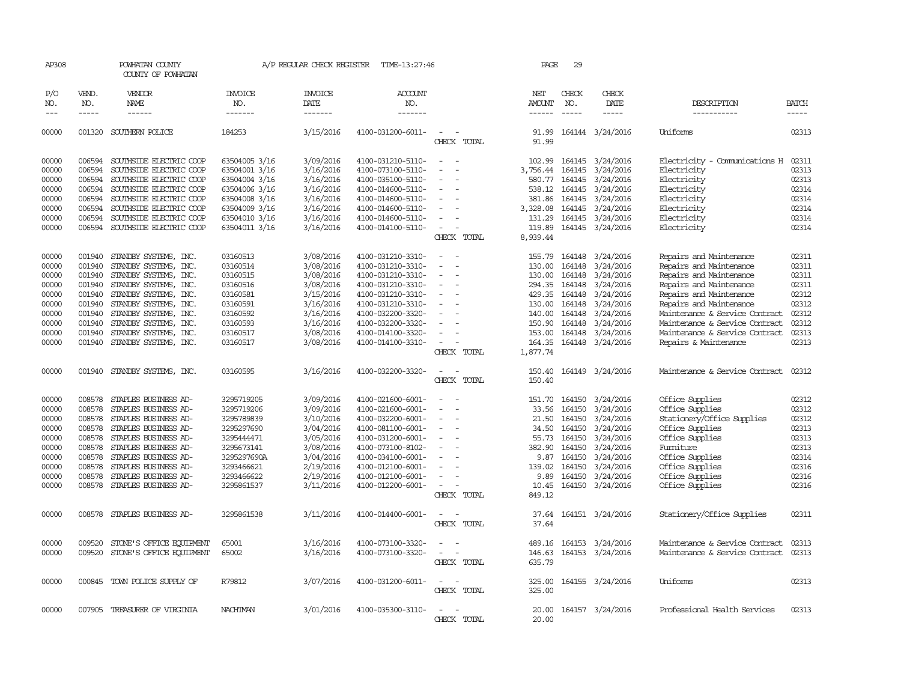AP308 POWHATAN COUNTY A/P REGULAR CHECK REGISTER TIME-13:27:46 PAGE 29

COUNTY OF POWHATAN

| P/O NO. | VEND. NO. | VENDOR NAME | INVOICE NO. | INVOICE DATE | ACCOUNT NO. | | NET AMOUNT | CHECK NO. | CHECK DATE | DESCRIPTION | BATCH |
|---|---|---|---|---|---|---|---|---|---|---|---|
| 00000 | 001320 | SOUTHERN POLICE | 184253 | 3/15/2016 | 4100-031200-6011- | - - | 91.99 | 164144 | 3/24/2016 | Uniforms | 02313 |
| | | | | | | CHECK TOTAL | 91.99 | | | | |
| 00000 | 006594 | SOUTHSIDE ELECTRIC COOP | 63504005 3/16 | 3/09/2016 | 4100-031210-5110- | - - | 102.99 | 164145 | 3/24/2016 | Electricity - Communications H | 02311 |
| 00000 | 006594 | SOUTHSIDE ELECTRIC COOP | 63504001 3/16 | 3/16/2016 | 4100-073100-5110- | - - | 3,756.44 | 164145 | 3/24/2016 | Electricity | 02313 |
| 00000 | 006594 | SOUTHSIDE ELECTRIC COOP | 63504004 3/16 | 3/16/2016 | 4100-035100-5110- | - - | 580.77 | 164145 | 3/24/2016 | Electricity | 02313 |
| 00000 | 006594 | SOUTHSIDE ELECTRIC COOP | 63504006 3/16 | 3/16/2016 | 4100-014600-5110- | - - | 538.12 | 164145 | 3/24/2016 | Electricity | 02314 |
| 00000 | 006594 | SOUTHSIDE ELECTRIC COOP | 63504008 3/16 | 3/16/2016 | 4100-014600-5110- | - - | 381.86 | 164145 | 3/24/2016 | Electricity | 02314 |
| 00000 | 006594 | SOUTHSIDE ELECTRIC COOP | 63504009 3/16 | 3/16/2016 | 4100-014600-5110- | - - | 3,328.08 | 164145 | 3/24/2016 | Electricity | 02314 |
| 00000 | 006594 | SOUTHSIDE ELECTRIC COOP | 63504010 3/16 | 3/16/2016 | 4100-014600-5110- | - - | 131.29 | 164145 | 3/24/2016 | Electricity | 02314 |
| 00000 | 006594 | SOUTHSIDE ELECTRIC COOP | 63504011 3/16 | 3/16/2016 | 4100-014100-5110- | - - | 119.89 | 164145 | 3/24/2016 | Electricity | 02314 |
| | | | | | | CHECK TOTAL | 8,939.44 | | | | |
| 00000 | 001940 | STANDBY SYSTEMS, INC. | 03160513 | 3/08/2016 | 4100-031210-3310- | - - | 155.79 | 164148 | 3/24/2016 | Repairs and Maintenance | 02311 |
| 00000 | 001940 | STANDBY SYSTEMS, INC. | 03160514 | 3/08/2016 | 4100-031210-3310- | - - | 130.00 | 164148 | 3/24/2016 | Repairs and Maintenance | 02311 |
| 00000 | 001940 | STANDBY SYSTEMS, INC. | 03160515 | 3/08/2016 | 4100-031210-3310- | - - | 130.00 | 164148 | 3/24/2016 | Repairs and Maintenance | 02311 |
| 00000 | 001940 | STANDBY SYSTEMS, INC. | 03160516 | 3/08/2016 | 4100-031210-3310- | - - | 294.35 | 164148 | 3/24/2016 | Repairs and Maintenance | 02311 |
| 00000 | 001940 | STANDBY SYSTEMS, INC. | 03160581 | 3/15/2016 | 4100-031210-3310- | - - | 429.35 | 164148 | 3/24/2016 | Repairs and Maintenance | 02312 |
| 00000 | 001940 | STANDBY SYSTEMS, INC. | 03160591 | 3/16/2016 | 4100-031210-3310- | - - | 130.00 | 164148 | 3/24/2016 | Repairs and Maintenance | 02312 |
| 00000 | 001940 | STANDBY SYSTEMS, INC. | 03160592 | 3/16/2016 | 4100-032200-3320- | - - | 140.00 | 164148 | 3/24/2016 | Maintenance & Service Contract | 02312 |
| 00000 | 001940 | STANDBY SYSTEMS, INC. | 03160593 | 3/16/2016 | 4100-032200-3320- | - - | 150.90 | 164148 | 3/24/2016 | Maintenance & Service Contract | 02312 |
| 00000 | 001940 | STANDBY SYSTEMS, INC. | 03160517 | 3/08/2016 | 4100-014100-3320- | - - | 153.00 | 164148 | 3/24/2016 | Maintenance & Service Contract | 02313 |
| 00000 | 001940 | STANDBY SYSTEMS, INC. | 03160517 | 3/08/2016 | 4100-014100-3310- | - - | 164.35 | 164148 | 3/24/2016 | Repairs & Maintenance | 02313 |
| | | | | | | CHECK TOTAL | 1,877.74 | | | | |
| 00000 | 001940 | STANDBY SYSTEMS, INC. | 03160595 | 3/16/2016 | 4100-032200-3320- | - - | 150.40 | 164149 | 3/24/2016 | Maintenance & Service Contract | 02312 |
| | | | | | | CHECK TOTAL | 150.40 | | | | |
| 00000 | 008578 | STAPLES BUSINESS AD- | 3295719205 | 3/09/2016 | 4100-021600-6001- | - - | 151.70 | 164150 | 3/24/2016 | Office Supplies | 02312 |
| 00000 | 008578 | STAPLES BUSINESS AD- | 3295719206 | 3/09/2016 | 4100-021600-6001- | - - | 33.56 | 164150 | 3/24/2016 | Office Supplies | 02312 |
| 00000 | 008578 | STAPLES BUSINESS AD- | 3295789839 | 3/10/2016 | 4100-032200-6001- | - - | 21.50 | 164150 | 3/24/2016 | Stationery/Office Supplies | 02312 |
| 00000 | 008578 | STAPLES BUSINESS AD- | 3295297690 | 3/04/2016 | 4100-081100-6001- | - - | 34.50 | 164150 | 3/24/2016 | Office Supplies | 02313 |
| 00000 | 008578 | STAPLES BUSINESS AD- | 3295444471 | 3/05/2016 | 4100-031200-6001- | - - | 55.73 | 164150 | 3/24/2016 | Office Supplies | 02313 |
| 00000 | 008578 | STAPLES BUSINESS AD- | 3295673141 | 3/08/2016 | 4100-073100-8102- | - - | 382.90 | 164150 | 3/24/2016 | Furniture | 02313 |
| 00000 | 008578 | STAPLES BUSINESS AD- | 3295297690A | 3/04/2016 | 4100-034100-6001- | - - | 9.87 | 164150 | 3/24/2016 | Office Supplies | 02314 |
| 00000 | 008578 | STAPLES BUSINESS AD- | 3293466621 | 2/19/2016 | 4100-012100-6001- | - - | 139.02 | 164150 | 3/24/2016 | Office Supplies | 02316 |
| 00000 | 008578 | STAPLES BUSINESS AD- | 3293466622 | 2/19/2016 | 4100-012100-6001- | - - | 9.89 | 164150 | 3/24/2016 | Office Supplies | 02316 |
| 00000 | 008578 | STAPLES BUSINESS AD- | 3295861537 | 3/11/2016 | 4100-012200-6001- | - - | 10.45 | 164150 | 3/24/2016 | Office Supplies | 02316 |
| | | | | | | CHECK TOTAL | 849.12 | | | | |
| 00000 | 008578 | STAPLES BUSINESS AD- | 3295861538 | 3/11/2016 | 4100-014400-6001- | - - | 37.64 | 164151 | 3/24/2016 | Stationery/Office Supplies | 02311 |
| | | | | | | CHECK TOTAL | 37.64 | | | | |
| 00000 | 009520 | STONE'S OFFICE EQUIPMENT | 65001 | 3/16/2016 | 4100-073100-3320- | - - | 489.16 | 164153 | 3/24/2016 | Maintenance & Service Contract | 02313 |
| 00000 | 009520 | STONE'S OFFICE EQUIPMENT | 65002 | 3/16/2016 | 4100-073100-3320- | - - | 146.63 | 164153 | 3/24/2016 | Maintenance & Service Contract | 02313 |
| | | | | | | CHECK TOTAL | 635.79 | | | | |
| 00000 | 000845 | TOWN POLICE SUPPLY OF | R79812 | 3/07/2016 | 4100-031200-6011- | - - | 325.00 | 164155 | 3/24/2016 | Uniforms | 02313 |
| | | | | | | CHECK TOTAL | 325.00 | | | | |
| 00000 | 007905 | TREASURER OF VIRGINIA | NACHTMAN | 3/01/2016 | 4100-035300-3110- | - - | 20.00 | 164157 | 3/24/2016 | Professional Health Services | 02313 |
| | | | | | | CHECK TOTAL | 20.00 | | | | |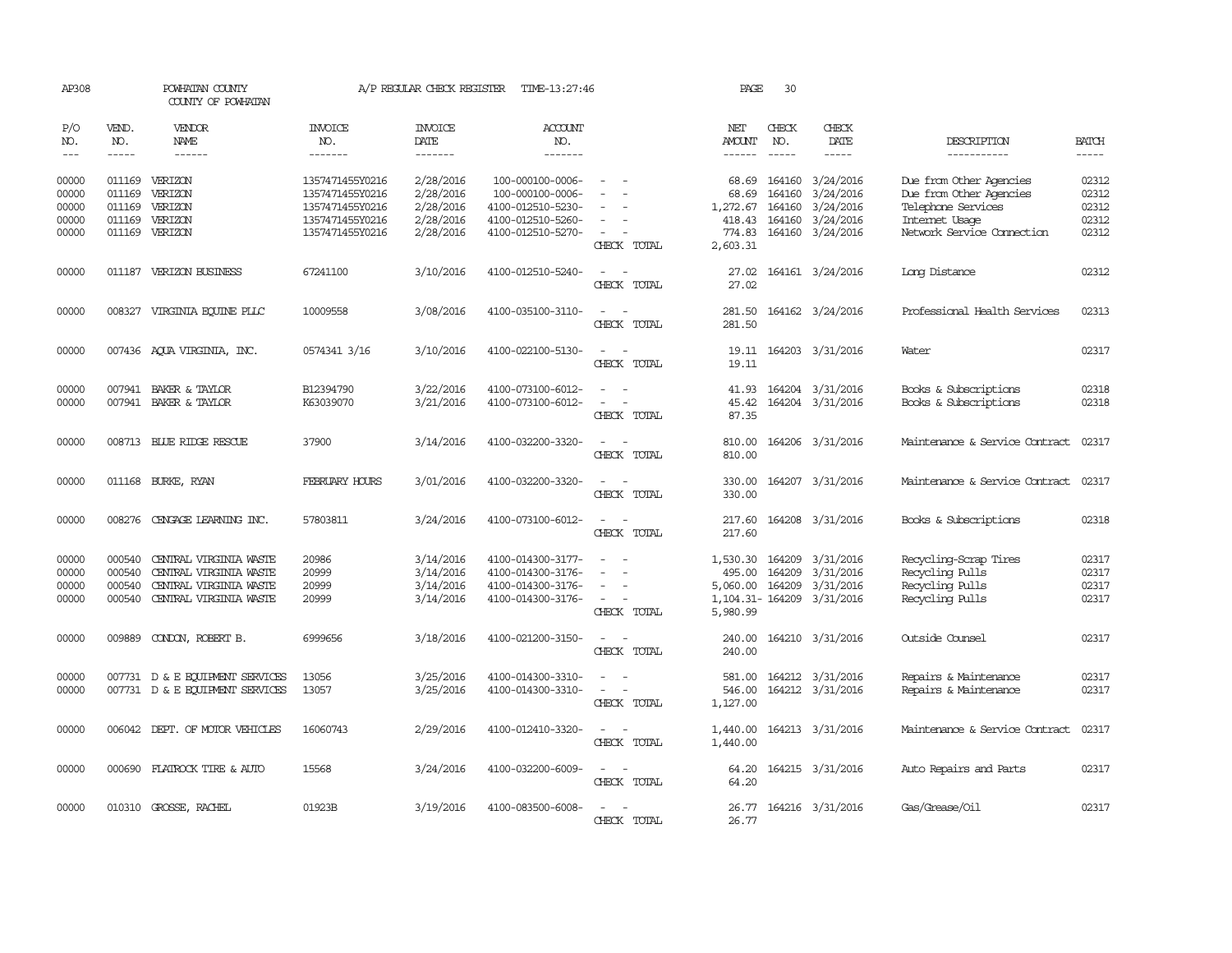AP308 POWHATAN COUNTY A/P REGULAR CHECK REGISTER TIME-13:27:46 PAGE 30

COUNTY OF POWHATAN

| P/O NO. | VEND. NO. | VENDOR NAME | INVOICE NO. | INVOICE DATE | ACCOUNT NO. | | NET AMOUNT | CHECK NO. | CHECK DATE | DESCRIPTION | BATCH |
|---|---|---|---|---|---|---|---|---|---|---|---|
| --- | ----- | ------ | ------- | ------- | ------- | | ------ | ----- | ----- | ----------- | ----- |
| 00000 | 011169 | VERIZON | 1357471455Y0216 | 2/28/2016 | 100-000100-0006- | - - | 68.69 | 164160 | 3/24/2016 | Due from Other Agencies | 02312 |
| 00000 | 011169 | VERIZON | 1357471455Y0216 | 2/28/2016 | 100-000100-0006- | - - | 68.69 | 164160 | 3/24/2016 | Due from Other Agencies | 02312 |
| 00000 | 011169 | VERIZON | 1357471455Y0216 | 2/28/2016 | 4100-012510-5230- | - - | 1,272.67 | 164160 | 3/24/2016 | Telephone Services | 02312 |
| 00000 | 011169 | VERIZON | 1357471455Y0216 | 2/28/2016 | 4100-012510-5260- | - - | 418.43 | 164160 | 3/24/2016 | Internet Usage | 02312 |
| 00000 | 011169 | VERIZON | 1357471455Y0216 | 2/28/2016 | 4100-012510-5270- | - - | 774.83 | 164160 | 3/24/2016 | Network Service Connection | 02312 |
| | | | | | | CHECK TOTAL | 2,603.31 | | | | |
| 00000 | 011187 | VERIZON BUSINESS | 67241100 | 3/10/2016 | 4100-012510-5240- | - - | 27.02 | 164161 | 3/24/2016 | Long Distance | 02312 |
| | | | | | | CHECK TOTAL | 27.02 | | | | |
| 00000 | 008327 | VIRGINIA EQUINE PLLC | 10009558 | 3/08/2016 | 4100-035100-3110- | - - | 281.50 | 164162 | 3/24/2016 | Professional Health Services | 02313 |
| | | | | | | CHECK TOTAL | 281.50 | | | | |
| 00000 | 007436 | AQUA VIRGINIA, INC. | 0574341 3/16 | 3/10/2016 | 4100-022100-5130- | - - | 19.11 | 164203 | 3/31/2016 | Water | 02317 |
| | | | | | | CHECK TOTAL | 19.11 | | | | |
| 00000 | 007941 | BAKER & TAYLOR | B12394790 | 3/22/2016 | 4100-073100-6012- | - - | 41.93 | 164204 | 3/31/2016 | Books & Subscriptions | 02318 |
| 00000 | 007941 | BAKER & TAYLOR | K63039070 | 3/21/2016 | 4100-073100-6012- | - - | 45.42 | 164204 | 3/31/2016 | Books & Subscriptions | 02318 |
| | | | | | | CHECK TOTAL | 87.35 | | | | |
| 00000 | 008713 | BLUE RIDGE RESCUE | 37900 | 3/14/2016 | 4100-032200-3320- | - - | 810.00 | 164206 | 3/31/2016 | Maintenance & Service Contract | 02317 |
| | | | | | | CHECK TOTAL | 810.00 | | | | |
| 00000 | 011168 | BURKE, RYAN | FEBRUARY HOURS | 3/01/2016 | 4100-032200-3320- | - - | 330.00 | 164207 | 3/31/2016 | Maintenance & Service Contract | 02317 |
| | | | | | | CHECK TOTAL | 330.00 | | | | |
| 00000 | 008276 | CENGAGE LEARNING INC. | 57803811 | 3/24/2016 | 4100-073100-6012- | - - | 217.60 | 164208 | 3/31/2016 | Books & Subscriptions | 02318 |
| | | | | | | CHECK TOTAL | 217.60 | | | | |
| 00000 | 000540 | CENTRAL VIRGINIA WASTE | 20986 | 3/14/2016 | 4100-014300-3177- | - - | 1,530.30 | 164209 | 3/31/2016 | Recycling-Scrap Tires | 02317 |
| 00000 | 000540 | CENTRAL VIRGINIA WASTE | 20999 | 3/14/2016 | 4100-014300-3176- | - - | 495.00 | 164209 | 3/31/2016 | Recycling Pulls | 02317 |
| 00000 | 000540 | CENTRAL VIRGINIA WASTE | 20999 | 3/14/2016 | 4100-014300-3176- | - - | 5,060.00 | 164209 | 3/31/2016 | Recycling Pulls | 02317 |
| 00000 | 000540 | CENTRAL VIRGINIA WASTE | 20999 | 3/14/2016 | 4100-014300-3176- | - - | 1,104.31- | 164209 | 3/31/2016 | Recycling Pulls | 02317 |
| | | | | | | CHECK TOTAL | 5,980.99 | | | | |
| 00000 | 009889 | CONDON, ROBERT B. | 6999656 | 3/18/2016 | 4100-021200-3150- | - - | 240.00 | 164210 | 3/31/2016 | Outside Counsel | 02317 |
| | | | | | | CHECK TOTAL | 240.00 | | | | |
| 00000 | 007731 | D & E EQUIPMENT SERVICES | 13056 | 3/25/2016 | 4100-014300-3310- | - - | 581.00 | 164212 | 3/31/2016 | Repairs & Maintenance | 02317 |
| 00000 | 007731 | D & E EQUIPMENT SERVICES | 13057 | 3/25/2016 | 4100-014300-3310- | - - | 546.00 | 164212 | 3/31/2016 | Repairs & Maintenance | 02317 |
| | | | | | | CHECK TOTAL | 1,127.00 | | | | |
| 00000 | 006042 | DEPT. OF MOTOR VEHICLES | 16060743 | 2/29/2016 | 4100-012410-3320- | - - | 1,440.00 | 164213 | 3/31/2016 | Maintenance & Service Contract | 02317 |
| | | | | | | CHECK TOTAL | 1,440.00 | | | | |
| 00000 | 000690 | FLATROCK TIRE & AUTO | 15568 | 3/24/2016 | 4100-032200-6009- | - - | 64.20 | 164215 | 3/31/2016 | Auto Repairs and Parts | 02317 |
| | | | | | | CHECK TOTAL | 64.20 | | | | |
| 00000 | 010310 | GROSSE, RACHEL | 01923B | 3/19/2016 | 4100-083500-6008- | - - | 26.77 | 164216 | 3/31/2016 | Gas/Grease/Oil | 02317 |
| | | | | | | CHECK TOTAL | 26.77 | | | | |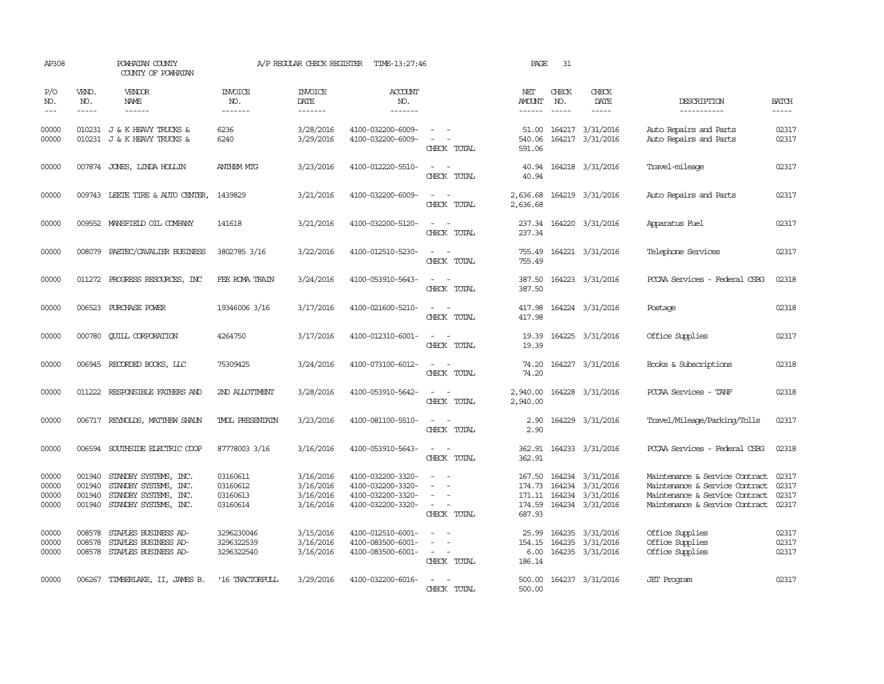AP308 POWHATAN COUNTY A/P REGULAR CHECK REGISTER TIME-13:27:46 PAGE 31

COUNTY OF POWHATAN

| P/O NO. | VEND. NO. | VENDOR NAME | INVOICE NO. | INVOICE DATE | ACCOUNT NO. | | NET AMOUNT | CHECK NO. | CHECK DATE | DESCRIPTION | BATCH |
|---|---|---|---|---|---|---|---|---|---|---|---|
| 00000 | 010231 | J & K HEAVY TRUCKS & | 6236 | 3/28/2016 | 4100-032200-6009- | - - | 51.00 | 164217 | 3/31/2016 | Auto Repairs and Parts | 02317 |
| 00000 | 010231 | J & K HEAVY TRUCKS & | 6240 | 3/29/2016 | 4100-032200-6009- | - - | 540.06 | 164217 | 3/31/2016 | Auto Repairs and Parts | 02317 |
| | | | | | | CHECK TOTAL | 591.06 | | | | |
| 00000 | 007874 | JONES, LINDA HOLLIN | ANTHEM MTG | 3/23/2016 | 4100-012220-5510- | - - | 40.94 | 164218 | 3/31/2016 | Travel-mileage | 02317 |
| | | | | | | CHECK TOTAL | 40.94 | | | | |
| 00000 | 009743 | LEETE TIRE & AUTO CENTER, | 1439829 | 3/21/2016 | 4100-032200-6009- | - - | 2,636.68 | 164219 | 3/31/2016 | Auto Repairs and Parts | 02317 |
| | | | | | | CHECK TOTAL | 2,636.68 | | | | |
| 00000 | 009552 | MANSFIELD OIL COMPANY | 141618 | 3/21/2016 | 4100-032200-5120- | - - | 237.34 | 164220 | 3/31/2016 | Apparatus Fuel | 02317 |
| | | | | | | CHECK TOTAL | 237.34 | | | | |
| 00000 | 008079 | PAETEC/CAVALIER BUSINESS | 3802785 3/16 | 3/22/2016 | 4100-012510-5230- | - - | 755.49 | 164221 | 3/31/2016 | Telephone Services | 02317 |
| | | | | | | CHECK TOTAL | 755.49 | | | | |
| 00000 | 011272 | PROGRESS RESOURCES, INC | FEE ROMA TRAIN | 3/24/2016 | 4100-053910-5643- | - - | 387.50 | 164223 | 3/31/2016 | PCCAA Services - Federal CSBG | 02318 |
| | | | | | | CHECK TOTAL | 387.50 | | | | |
| 00000 | 006523 | PURCHASE POWER | 19346006 3/16 | 3/17/2016 | 4100-021600-5210- | - - | 417.98 | 164224 | 3/31/2016 | Postage | 02318 |
| | | | | | | CHECK TOTAL | 417.98 | | | | |
| 00000 | 000780 | QUILL CORPORATION | 4264750 | 3/17/2016 | 4100-012310-6001- | - - | 19.39 | 164225 | 3/31/2016 | Office Supplies | 02317 |
| | | | | | | CHECK TOTAL | 19.39 | | | | |
| 00000 | 006945 | RECORDED BOOKS, LLC | 75309425 | 3/24/2016 | 4100-073100-6012- | - - | 74.20 | 164227 | 3/31/2016 | Books & Subscriptions | 02318 |
| | | | | | | CHECK TOTAL | 74.20 | | | | |
| 00000 | 011222 | RESPONSIBLE FATHERS AND | 2ND ALLOTMENT | 3/28/2016 | 4100-053910-5642- | - - | 2,940.00 | 164228 | 3/31/2016 | PCCAA Services - TANF | 02318 |
| | | | | | | CHECK TOTAL | 2,940.00 | | | | |
| 00000 | 006717 | REYNOLDS, MATTHEW SHAUN | TMDL PRESENTATN | 3/23/2016 | 4100-081100-5510- | - - | 2.90 | 164229 | 3/31/2016 | Travel/Mileage/Parking/Tolls | 02317 |
| | | | | | | CHECK TOTAL | 2.90 | | | | |
| 00000 | 006594 | SOUTHSIDE ELECTRIC COOP | 87778003 3/16 | 3/16/2016 | 4100-053910-5643- | - - | 362.91 | 164233 | 3/31/2016 | PCCAA Services - Federal CSBG | 02318 |
| | | | | | | CHECK TOTAL | 362.91 | | | | |
| 00000 | 001940 | STANDBY SYSTEMS, INC. | 03160611 | 3/16/2016 | 4100-032200-3320- | - - | 167.50 | 164234 | 3/31/2016 | Maintenance & Service Contract | 02317 |
| 00000 | 001940 | STANDBY SYSTEMS, INC. | 03160612 | 3/16/2016 | 4100-032200-3320- | - - | 174.73 | 164234 | 3/31/2016 | Maintenance & Service Contract | 02317 |
| 00000 | 001940 | STANDBY SYSTEMS, INC. | 03160613 | 3/16/2016 | 4100-032200-3320- | - - | 171.11 | 164234 | 3/31/2016 | Maintenance & Service Contract | 02317 |
| 00000 | 001940 | STANDBY SYSTEMS, INC. | 03160614 | 3/16/2016 | 4100-032200-3320- | - - | 174.59 | 164234 | 3/31/2016 | Maintenance & Service Contract | 02317 |
| | | | | | | CHECK TOTAL | 687.93 | | | | |
| 00000 | 008578 | STAPLES BUSINESS AD- | 3296230046 | 3/15/2016 | 4100-012510-6001- | - - | 25.99 | 164235 | 3/31/2016 | Office Supplies | 02317 |
| 00000 | 008578 | STAPLES BUSINESS AD- | 3296322539 | 3/16/2016 | 4100-083500-6001- | - - | 154.15 | 164235 | 3/31/2016 | Office Supplies | 02317 |
| 00000 | 008578 | STAPLES BUSINESS AD- | 3296322540 | 3/16/2016 | 4100-083500-6001- | - - | 6.00 | 164235 | 3/31/2016 | Office Supplies | 02317 |
| | | | | | | CHECK TOTAL | 186.14 | | | | |
| 00000 | 006267 | TIMBERLAKE, II, JAMES B. | '16 TRACTORPULL | 3/29/2016 | 4100-032200-6016- | - - | 500.00 | 164237 | 3/31/2016 | JET Program | 02317 |
| | | | | | | CHECK TOTAL | 500.00 | | | | |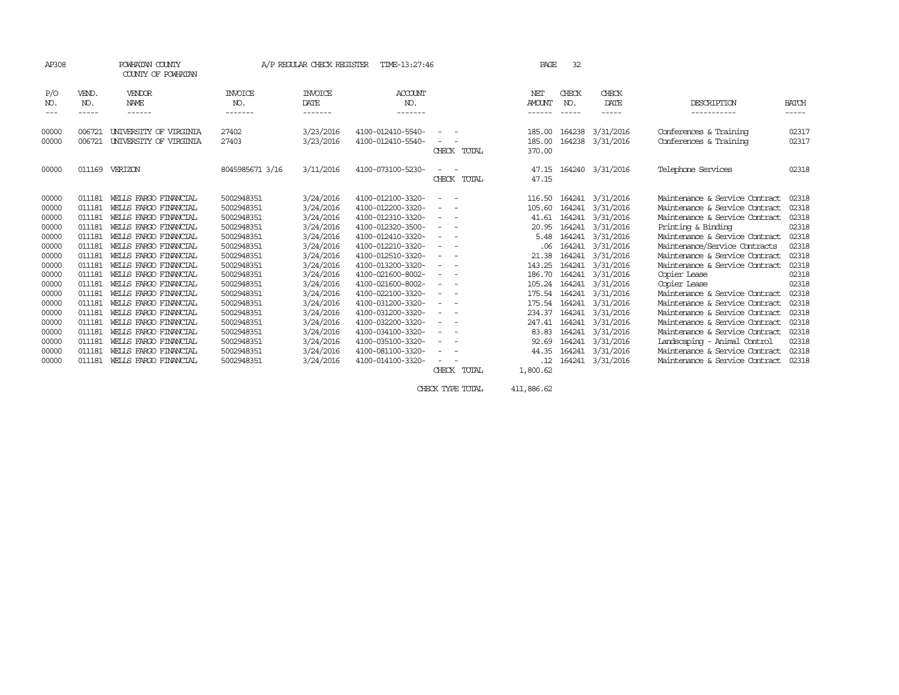AP308 POWHATAN COUNTY A/P REGULAR CHECK REGISTER TIME-13:27:46 PAGE 32

COUNTY OF POWHATAN

| P/O NO. | VEND. NO. | VENDOR NAME | INVOICE NO. | INVOICE DATE | ACCOUNT NO. | | NET AMOUNT | CHECK NO. | CHECK DATE | DESCRIPTION | BATCH |
|---|---|---|---|---|---|---|---|---|---|---|---|
| 00000 | 006721 | UNIVERSITY OF VIRGINIA | 27402 | 3/23/2016 | 4100-012410-5540- | - - | 185.00 | 164238 | 3/31/2016 | Conferences & Training | 02317 |
| 00000 | 006721 | UNIVERSITY OF VIRGINIA | 27403 | 3/23/2016 | 4100-012410-5540- | - - | 185.00 | 164238 | 3/31/2016 | Conferences & Training | 02317 |
| | | | | | | CHECK TOTAL | 370.00 | | | | |
| 00000 | 011169 | VERIZON | 8045985671 3/16 | 3/11/2016 | 4100-073100-5230- | - - | 47.15 | 164240 | 3/31/2016 | Telephone Services | 02318 |
| | | | | | | CHECK TOTAL | 47.15 | | | | |
| 00000 | 011181 | WELLS FARGO FINANCIAL | 5002948351 | 3/24/2016 | 4100-012100-3320- | - - | 116.50 | 164241 | 3/31/2016 | Maintenance & Service Contract | 02318 |
| 00000 | 011181 | WELLS FARGO FINANCIAL | 5002948351 | 3/24/2016 | 4100-012200-3320- | - - | 105.60 | 164241 | 3/31/2016 | Maintenance & Service Contract | 02318 |
| 00000 | 011181 | WELLS FARGO FINANCIAL | 5002948351 | 3/24/2016 | 4100-012310-3320- | - - | 41.61 | 164241 | 3/31/2016 | Maintenance & Service Contract | 02318 |
| 00000 | 011181 | WELLS FARGO FINANCIAL | 5002948351 | 3/24/2016 | 4100-012320-3500- | - - | 20.95 | 164241 | 3/31/2016 | Printing & Binding | 02318 |
| 00000 | 011181 | WELLS FARGO FINANCIAL | 5002948351 | 3/24/2016 | 4100-012410-3320- | - - | 5.48 | 164241 | 3/31/2016 | Maintenance & Service Contract | 02318 |
| 00000 | 011181 | WELLS FARGO FINANCIAL | 5002948351 | 3/24/2016 | 4100-012210-3320- | - - | .06 | 164241 | 3/31/2016 | Maintenance/Service Contracts | 02318 |
| 00000 | 011181 | WELLS FARGO FINANCIAL | 5002948351 | 3/24/2016 | 4100-012510-3320- | - - | 21.38 | 164241 | 3/31/2016 | Maintenance & Service Contract | 02318 |
| 00000 | 011181 | WELLS FARGO FINANCIAL | 5002948351 | 3/24/2016 | 4100-013200-3320- | - - | 143.25 | 164241 | 3/31/2016 | Maintenance & Service Contract | 02318 |
| 00000 | 011181 | WELLS FARGO FINANCIAL | 5002948351 | 3/24/2016 | 4100-021600-8002- | - - | 186.70 | 164241 | 3/31/2016 | Copier Lease | 02318 |
| 00000 | 011181 | WELLS FARGO FINANCIAL | 5002948351 | 3/24/2016 | 4100-021600-8002- | - - | 105.24 | 164241 | 3/31/2016 | Copier Lease | 02318 |
| 00000 | 011181 | WELLS FARGO FINANCIAL | 5002948351 | 3/24/2016 | 4100-022100-3320- | - - | 175.54 | 164241 | 3/31/2016 | Maintenance & Service Contract | 02318 |
| 00000 | 011181 | WELLS FARGO FINANCIAL | 5002948351 | 3/24/2016 | 4100-031200-3320- | - - | 175.54 | 164241 | 3/31/2016 | Maintenance & Service Contract | 02318 |
| 00000 | 011181 | WELLS FARGO FINANCIAL | 5002948351 | 3/24/2016 | 4100-031200-3320- | - - | 234.37 | 164241 | 3/31/2016 | Maintenance & Service Contract | 02318 |
| 00000 | 011181 | WELLS FARGO FINANCIAL | 5002948351 | 3/24/2016 | 4100-032200-3320- | - - | 247.41 | 164241 | 3/31/2016 | Maintenance & Service Contract | 02318 |
| 00000 | 011181 | WELLS FARGO FINANCIAL | 5002948351 | 3/24/2016 | 4100-034100-3320- | - - | 83.83 | 164241 | 3/31/2016 | Maintenance & Service Contract | 02318 |
| 00000 | 011181 | WELLS FARGO FINANCIAL | 5002948351 | 3/24/2016 | 4100-035100-3320- | - - | 92.69 | 164241 | 3/31/2016 | Landscaping - Animal Control | 02318 |
| 00000 | 011181 | WELLS FARGO FINANCIAL | 5002948351 | 3/24/2016 | 4100-081100-3320- | - - | 44.35 | 164241 | 3/31/2016 | Maintenance & Service Contract | 02318 |
| 00000 | 011181 | WELLS FARGO FINANCIAL | 5002948351 | 3/24/2016 | 4100-014100-3320- | - - | .12 | 164241 | 3/31/2016 | Maintenance & Service Contract | 02318 |
| | | | | | | CHECK TOTAL | 1,800.62 | | | | |
| | | | | | | CHECK TYPE TOTAL | 411,886.62 | | | | |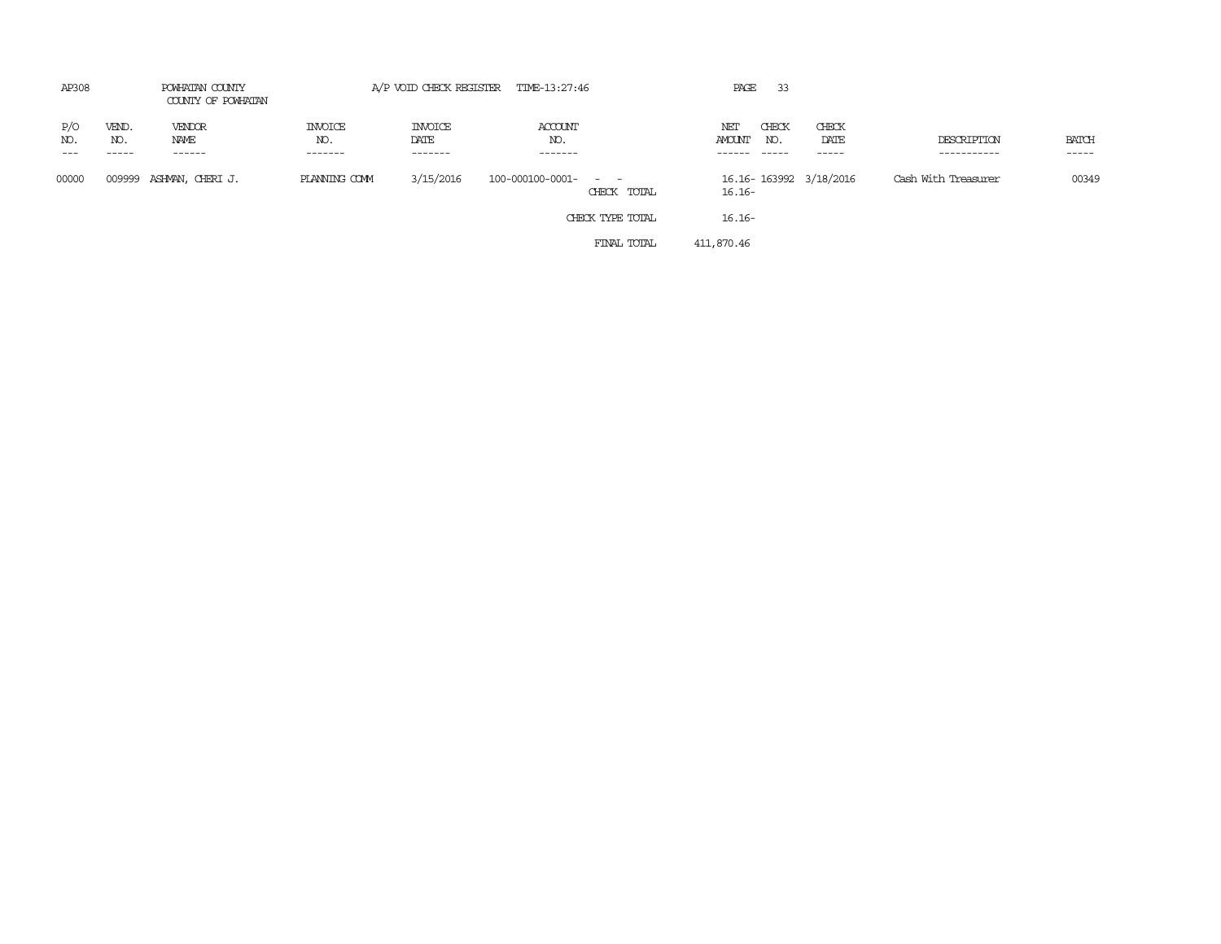AP308 POWHATAN COUNTY A/P VOID CHECK REGISTER TIME-13:27:46

COUNTY OF POWHATAN

| P/O NO. | VEND. NO. | VENDOR NAME | INVOICE NO. | INVOICE DATE | ACCOUNT NO. | | NET AMOUNT | CHECK NO. | CHECK DATE | DESCRIPTION | BATCH |
|---|---|---|---|---|---|---|---|---|---|---|---|
| 00000 | 009999 | ASHMAN, CHERI J. | PLANNING COMM | 3/15/2016 | 100-000100-0001- - - | | 16.16- | 163992 | 3/18/2016 | Cash With Treasurer | 00349 |
| | | | | | | CHECK TOTAL | 16.16- | | | | |
| | | | | | | CHECK TYPE TOTAL | 16.16- | | | | |
| | | | | | | FINAL TOTAL | 411,870.46 | | | | |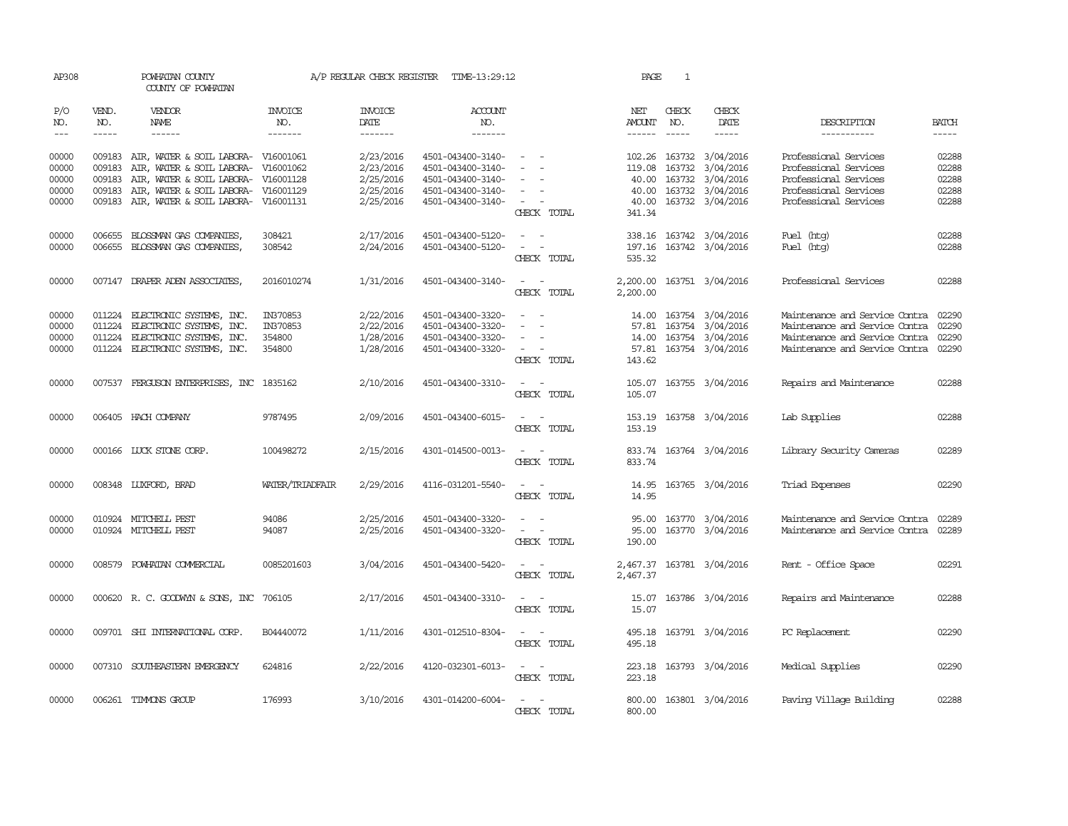AP308 POWHATAN COUNTY A/P REGULAR CHECK REGISTER TIME-13:29:12 PAGE 1

COUNTY OF POWHATAN

| P/O NO. | VEND. NO. | VENDOR NAME | INVOICE NO. | INVOICE DATE | ACCOUNT NO. | | NET AMOUNT | CHECK NO. | CHECK DATE | DESCRIPTION | BATCH |
|---|---|---|---|---|---|---|---|---|---|---|---|
| --- | ----- | ------ | ------- | ------- | ------- | | ------ | ----- | ----- | ----------- | ----- |
| 00000 | 009183 | AIR, WATER & SOIL LABORA- | V16001061 | 2/23/2016 | 4501-043400-3140- | - - | 102.26 | 163732 | 3/04/2016 | Professional Services | 02288 |
| 00000 | 009183 | AIR, WATER & SOIL LABORA- | V16001062 | 2/23/2016 | 4501-043400-3140- | - - | 119.08 | 163732 | 3/04/2016 | Professional Services | 02288 |
| 00000 | 009183 | AIR, WATER & SOIL LABORA- | V16001128 | 2/25/2016 | 4501-043400-3140- | - - | 40.00 | 163732 | 3/04/2016 | Professional Services | 02288 |
| 00000 | 009183 | AIR, WATER & SOIL LABORA- | V16001129 | 2/25/2016 | 4501-043400-3140- | - - | 40.00 | 163732 | 3/04/2016 | Professional Services | 02288 |
| 00000 | 009183 | AIR, WATER & SOIL LABORA- | V16001131 | 2/25/2016 | 4501-043400-3140- | - - | 40.00 | 163732 | 3/04/2016 | Professional Services | 02288 |
| | | | | | | CHECK TOTAL | 341.34 | | | | |
| 00000 | 006655 | BLOSSMAN GAS COMPANIES, | 308421 | 2/17/2016 | 4501-043400-5120- | - - | 338.16 | 163742 | 3/04/2016 | Fuel (htg) | 02288 |
| 00000 | 006655 | BLOSSMAN GAS COMPANIES, | 308542 | 2/24/2016 | 4501-043400-5120- | - - | 197.16 | 163742 | 3/04/2016 | Fuel (htg) | 02288 |
| | | | | | | CHECK TOTAL | 535.32 | | | | |
| 00000 | 007147 | DRAPER ADEN ASSOCIATES, | 2016010274 | 1/31/2016 | 4501-043400-3140- | - - | 2,200.00 | 163751 | 3/04/2016 | Professional Services | 02288 |
| | | | | | | CHECK TOTAL | 2,200.00 | | | | |
| 00000 | 011224 | ELECTRONIC SYSTEMS, INC. | IN370853 | 2/22/2016 | 4501-043400-3320- | - - | 14.00 | 163754 | 3/04/2016 | Maintenance and Service Contra | 02290 |
| 00000 | 011224 | ELECTRONIC SYSTEMS, INC. | IN370853 | 2/22/2016 | 4501-043400-3320- | - - | 57.81 | 163754 | 3/04/2016 | Maintenance and Service Contra | 02290 |
| 00000 | 011224 | ELECTRONIC SYSTEMS, INC. | 354800 | 1/28/2016 | 4501-043400-3320- | - - | 14.00 | 163754 | 3/04/2016 | Maintenance and Service Contra | 02290 |
| 00000 | 011224 | ELECTRONIC SYSTEMS, INC. | 354800 | 1/28/2016 | 4501-043400-3320- | - - | 57.81 | 163754 | 3/04/2016 | Maintenance and Service Contra | 02290 |
| | | | | | | CHECK TOTAL | 143.62 | | | | |
| 00000 | 007537 | FERGUSON ENTERPRISES, INC | 1835162 | 2/10/2016 | 4501-043400-3310- | - - | 105.07 | 163755 | 3/04/2016 | Repairs and Maintenance | 02288 |
| | | | | | | CHECK TOTAL | 105.07 | | | | |
| 00000 | 006405 | HACH COMPANY | 9787495 | 2/09/2016 | 4501-043400-6015- | - - | 153.19 | 163758 | 3/04/2016 | Lab Supplies | 02288 |
| | | | | | | CHECK TOTAL | 153.19 | | | | |
| 00000 | 000166 | LUCK STONE CORP. | 100498272 | 2/15/2016 | 4301-014500-0013- | - - | 833.74 | 163764 | 3/04/2016 | Library Security Cameras | 02289 |
| | | | | | | CHECK TOTAL | 833.74 | | | | |
| 00000 | 008348 | LUXFORD, BRAD | WATER/TRIADFAIR | 2/29/2016 | 4116-031201-5540- | - - | 14.95 | 163765 | 3/04/2016 | Triad Expenses | 02290 |
| | | | | | | CHECK TOTAL | 14.95 | | | | |
| 00000 | 010924 | MITCHELL PEST | 94086 | 2/25/2016 | 4501-043400-3320- | - - | 95.00 | 163770 | 3/04/2016 | Maintenance and Service Contra | 02289 |
| 00000 | 010924 | MITCHELL PEST | 94087 | 2/25/2016 | 4501-043400-3320- | - - | 95.00 | 163770 | 3/04/2016 | Maintenance and Service Contra | 02289 |
| | | | | | | CHECK TOTAL | 190.00 | | | | |
| 00000 | 008579 | POWHATAN COMMERCIAL | 0085201603 | 3/04/2016 | 4501-043400-5420- | - - | 2,467.37 | 163781 | 3/04/2016 | Rent - Office Space | 02291 |
| | | | | | | CHECK TOTAL | 2,467.37 | | | | |
| 00000 | 000620 | R. C. GOODWYN & SONS, INC | 706105 | 2/17/2016 | 4501-043400-3310- | - - | 15.07 | 163786 | 3/04/2016 | Repairs and Maintenance | 02288 |
| | | | | | | CHECK TOTAL | 15.07 | | | | |
| 00000 | 009701 | SHI INTERNATIONAL CORP. | B04440072 | 1/11/2016 | 4301-012510-8304- | - - | 495.18 | 163791 | 3/04/2016 | PC Replacement | 02290 |
| | | | | | | CHECK TOTAL | 495.18 | | | | |
| 00000 | 007310 | SOUTHEASTERN EMERGENCY | 624816 | 2/22/2016 | 4120-032301-6013- | - - | 223.18 | 163793 | 3/04/2016 | Medical Supplies | 02290 |
| | | | | | | CHECK TOTAL | 223.18 | | | | |
| 00000 | 006261 | TIMMONS GROUP | 176993 | 3/10/2016 | 4301-014200-6004- | - - | 800.00 | 163801 | 3/04/2016 | Paving Village Building | 02288 |
| | | | | | | CHECK TOTAL | 800.00 | | | | |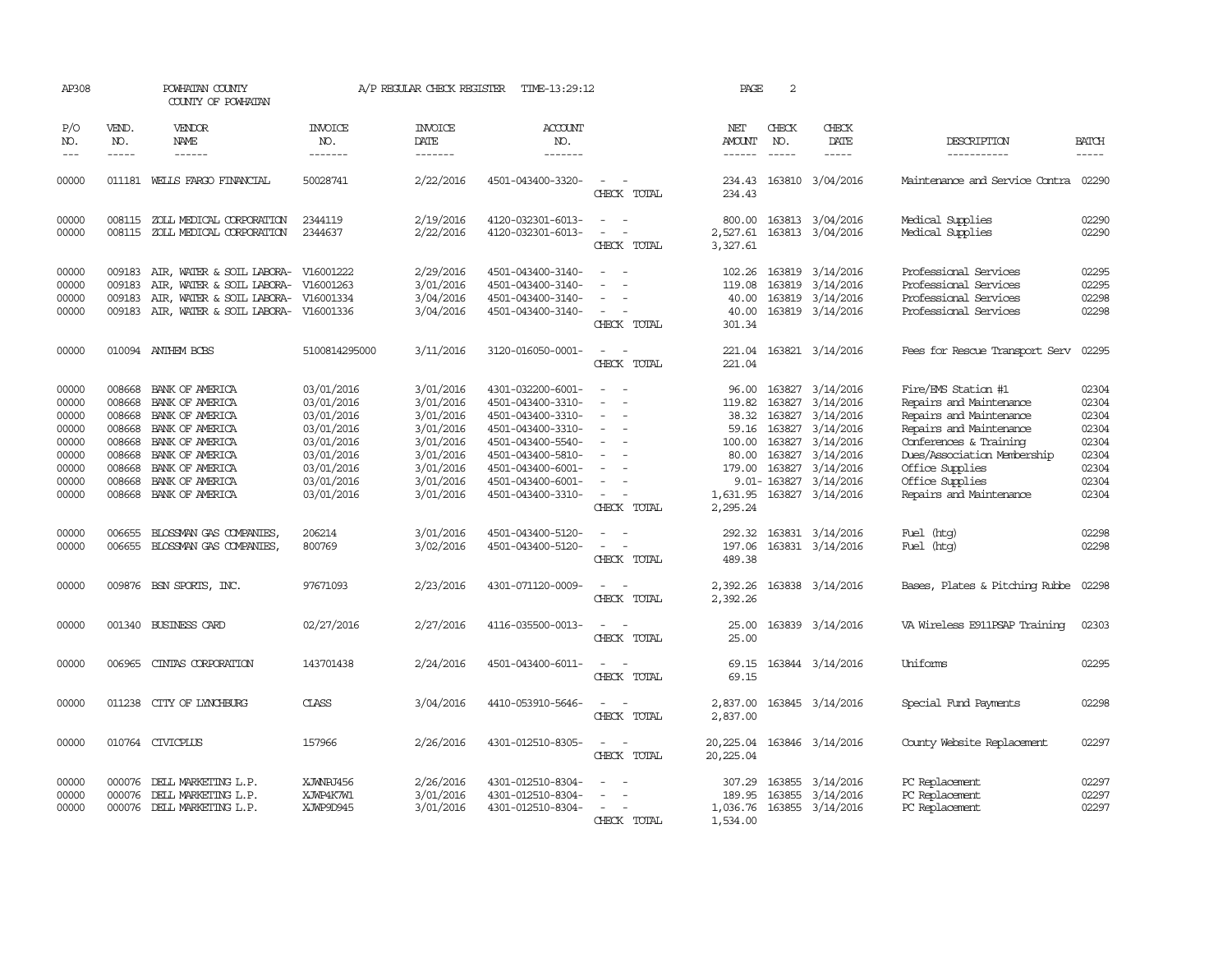AP308 POWHATAN COUNTY A/P REGULAR CHECK REGISTER TIME-13:29:12 PAGE 2

COUNTY OF POWHATAN

| P/O NO. | VEND. NO. | VENDOR NAME | INVOICE NO. | INVOICE DATE | ACCOUNT NO. | | NET AMOUNT | CHECK NO. | CHECK DATE | DESCRIPTION | BATCH |
|---|---|---|---|---|---|---|---|---|---|---|---|
| 00000 | 011181 | WELLS FARGO FINANCIAL | 50028741 | 2/22/2016 | 4501-043400-3320- | - - | 234.43 | 163810 | 3/04/2016 | Maintenance and Service Contra | 02290 |
| | | | | | | CHECK TOTAL | 234.43 | | | | |
| 00000 | 008115 | ZOLL MEDICAL CORPORATION | 2344119 | 2/19/2016 | 4120-032301-6013- | - - | 800.00 | 163813 | 3/04/2016 | Medical Supplies | 02290 |
| 00000 | 008115 | ZOLL MEDICAL CORPORATION | 2344637 | 2/22/2016 | 4120-032301-6013- | - - | 2,527.61 | 163813 | 3/04/2016 | Medical Supplies | 02290 |
| | | | | | | CHECK TOTAL | 3,327.61 | | | | |
| 00000 | 009183 | AIR, WATER & SOIL LABORA- | V16001222 | 2/29/2016 | 4501-043400-3140- | - - | 102.26 | 163819 | 3/14/2016 | Professional Services | 02295 |
| 00000 | 009183 | AIR, WATER & SOIL LABORA- | V16001263 | 3/01/2016 | 4501-043400-3140- | - - | 119.08 | 163819 | 3/14/2016 | Professional Services | 02295 |
| 00000 | 009183 | AIR, WATER & SOIL LABORA- | V16001334 | 3/04/2016 | 4501-043400-3140- | - - | 40.00 | 163819 | 3/14/2016 | Professional Services | 02298 |
| 00000 | 009183 | AIR, WATER & SOIL LABORA- | V16001336 | 3/04/2016 | 4501-043400-3140- | - - | 40.00 | 163819 | 3/14/2016 | Professional Services | 02298 |
| | | | | | | CHECK TOTAL | 301.34 | | | | |
| 00000 | 010094 | ANTHEM BCBS | 5100814295000 | 3/11/2016 | 3120-016050-0001- | - - | 221.04 | 163821 | 3/14/2016 | Fees for Rescue Transport Serv | 02295 |
| | | | | | | CHECK TOTAL | 221.04 | | | | |
| 00000 | 008668 | BANK OF AMERICA | 03/01/2016 | 3/01/2016 | 4301-032200-6001- | - - | 96.00 | 163827 | 3/14/2016 | Fire/EMS Station #1 | 02304 |
| 00000 | 008668 | BANK OF AMERICA | 03/01/2016 | 3/01/2016 | 4501-043400-3310- | - - | 119.82 | 163827 | 3/14/2016 | Repairs and Maintenance | 02304 |
| 00000 | 008668 | BANK OF AMERICA | 03/01/2016 | 3/01/2016 | 4501-043400-3310- | - - | 38.32 | 163827 | 3/14/2016 | Repairs and Maintenance | 02304 |
| 00000 | 008668 | BANK OF AMERICA | 03/01/2016 | 3/01/2016 | 4501-043400-3310- | - - | 59.16 | 163827 | 3/14/2016 | Repairs and Maintenance | 02304 |
| 00000 | 008668 | BANK OF AMERICA | 03/01/2016 | 3/01/2016 | 4501-043400-5540- | - - | 100.00 | 163827 | 3/14/2016 | Conferences & Training | 02304 |
| 00000 | 008668 | BANK OF AMERICA | 03/01/2016 | 3/01/2016 | 4501-043400-5810- | - - | 80.00 | 163827 | 3/14/2016 | Dues/Association Membership | 02304 |
| 00000 | 008668 | BANK OF AMERICA | 03/01/2016 | 3/01/2016 | 4501-043400-6001- | - - | 179.00 | 163827 | 3/14/2016 | Office Supplies | 02304 |
| 00000 | 008668 | BANK OF AMERICA | 03/01/2016 | 3/01/2016 | 4501-043400-6001- | - - | 9.01- | 163827 | 3/14/2016 | Office Supplies | 02304 |
| 00000 | 008668 | BANK OF AMERICA | 03/01/2016 | 3/01/2016 | 4501-043400-3310- | - - | 1,631.95 | 163827 | 3/14/2016 | Repairs and Maintenance | 02304 |
| | | | | | | CHECK TOTAL | 2,295.24 | | | | |
| 00000 | 006655 | BLOSSMAN GAS COMPANIES, | 206214 | 3/01/2016 | 4501-043400-5120- | - - | 292.32 | 163831 | 3/14/2016 | Fuel (htg) | 02298 |
| 00000 | 006655 | BLOSSMAN GAS COMPANIES, | 800769 | 3/02/2016 | 4501-043400-5120- | - - | 197.06 | 163831 | 3/14/2016 | Fuel (htg) | 02298 |
| | | | | | | CHECK TOTAL | 489.38 | | | | |
| 00000 | 009876 | BSN SPORTS, INC. | 97671093 | 2/23/2016 | 4301-071120-0009- | - - | 2,392.26 | 163838 | 3/14/2016 | Bases, Plates & Pitching Rubbe | 02298 |
| | | | | | | CHECK TOTAL | 2,392.26 | | | | |
| 00000 | 001340 | BUSINESS CARD | 02/27/2016 | 2/27/2016 | 4116-035500-0013- | - - | 25.00 | 163839 | 3/14/2016 | VA Wireless E911PSAP Training | 02303 |
| | | | | | | CHECK TOTAL | 25.00 | | | | |
| 00000 | 006965 | CINTAS CORPORATION | 143701438 | 2/24/2016 | 4501-043400-6011- | - - | 69.15 | 163844 | 3/14/2016 | Uniforms | 02295 |
| | | | | | | CHECK TOTAL | 69.15 | | | | |
| 00000 | 011238 | CITY OF LYNCHBURG | CLASS | 3/04/2016 | 4410-053910-5646- | - - | 2,837.00 | 163845 | 3/14/2016 | Special Fund Payments | 02298 |
| | | | | | | CHECK TOTAL | 2,837.00 | | | | |
| 00000 | 010764 | CIVICPLUS | 157966 | 2/26/2016 | 4301-012510-8305- | - - | 20,225.04 | 163846 | 3/14/2016 | County Website Replacement | 02297 |
| | | | | | | CHECK TOTAL | 20,225.04 | | | | |
| 00000 | 000076 | DELL MARKETING L.P. | XJWNRJ456 | 2/26/2016 | 4301-012510-8304- | - - | 307.29 | 163855 | 3/14/2016 | PC Replacement | 02297 |
| 00000 | 000076 | DELL MARKETING L.P. | XJWP4K7W1 | 3/01/2016 | 4301-012510-8304- | - - | 189.95 | 163855 | 3/14/2016 | PC Replacement | 02297 |
| 00000 | 000076 | DELL MARKETING L.P. | XJWP9D945 | 3/01/2016 | 4301-012510-8304- | - - | 1,036.76 | 163855 | 3/14/2016 | PC Replacement | 02297 |
| | | | | | | CHECK TOTAL | 1,534.00 | | | | |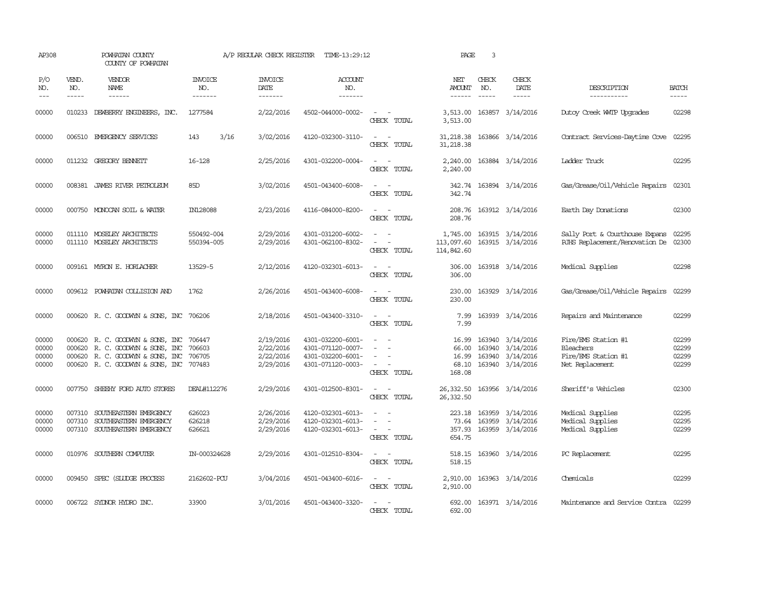AP308 POWHATAN COUNTY A/P REGULAR CHECK REGISTER TIME-13:29:12 PAGE 3

COUNTY OF POWHATAN

| P/O NO. | VEND. NO. | VENDOR NAME | INVOICE NO. | INVOICE DATE | ACCOUNT NO. | | NET AMOUNT | CHECK NO. | CHECK DATE | DESCRIPTION | BATCH |
|---|---|---|---|---|---|---|---|---|---|---|---|
| 00000 | 010233 | DEWBERRY ENGINEERS, INC. | 1277584 | 2/22/2016 | 4502-044000-0002- | - - | 3,513.00 | 163857 | 3/14/2016 | Dutoy Creek WWTP Upgrades | 02298 |
| | | | | | | CHECK TOTAL | 3,513.00 | | | | |
| 00000 | 006510 | EMERGENCY SERVICES | 143 3/16 | 3/02/2016 | 4120-032300-3110- | - - | 31,218.38 | 163866 | 3/14/2016 | Contract Services-Daytime Cove | 02295 |
| | | | | | | CHECK TOTAL | 31,218.38 | | | | |
| 00000 | 011232 | GREGORY BENNETT | 16-128 | 2/25/2016 | 4301-032200-0004- | - - | 2,240.00 | 163884 | 3/14/2016 | Ladder Truck | 02295 |
| | | | | | | CHECK TOTAL | 2,240.00 | | | | |
| 00000 | 008381 | JAMES RIVER PETROLEUM | 85D | 3/02/2016 | 4501-043400-6008- | - - | 342.74 | 163894 | 3/14/2016 | Gas/Grease/Oil/Vehicle Repairs | 02301 |
| | | | | | | CHECK TOTAL | 342.74 | | | | |
| 00000 | 000750 | MONOCAN SOIL & WATER | IN128088 | 2/23/2016 | 4116-084000-8200- | - - | 208.76 | 163912 | 3/14/2016 | Earth Day Donations | 02300 |
| | | | | | | CHECK TOTAL | 208.76 | | | | |
| 00000 | 011110 | MOSELEY ARCHITECTS | 550492-004 | 2/29/2016 | 4301-031200-6002- | - - | 1,745.00 | 163915 | 3/14/2016 | Sally Port & Courthouse Expans | 02295 |
| 00000 | 011110 | MOSELEY ARCHITECTS | 550394-005 | 2/29/2016 | 4301-062100-8302- | - - | 113,097.60 | 163915 | 3/14/2016 | PJHS Replacement/Renovation De | 02300 |
| | | | | | | CHECK TOTAL | 114,842.60 | | | | |
| 00000 | 009161 | MYRON E. HORLACHER | 13529-5 | 2/12/2016 | 4120-032301-6013- | - - | 306.00 | 163918 | 3/14/2016 | Medical Supplies | 02298 |
| | | | | | | CHECK TOTAL | 306.00 | | | | |
| 00000 | 009612 | POWHATAN COLLISION AND | 1762 | 2/26/2016 | 4501-043400-6008- | - - | 230.00 | 163929 | 3/14/2016 | Gas/Grease/Oil/Vehicle Repairs | 02299 |
| | | | | | | CHECK TOTAL | 230.00 | | | | |
| 00000 | 000620 | R. C. GOODWYN & SONS, INC | 706206 | 2/18/2016 | 4501-043400-3310- | - - | 7.99 | 163939 | 3/14/2016 | Repairs and Maintenance | 02299 |
| | | | | | | CHECK TOTAL | 7.99 | | | | |
| 00000 | 000620 | R. C. GOODWYN & SONS, INC | 706447 | 2/19/2016 | 4301-032200-6001- | - - | 16.99 | 163940 | 3/14/2016 | Fire/EMS Station #1 | 02299 |
| 00000 | 000620 | R. C. GOODWYN & SONS, INC | 706603 | 2/22/2016 | 4301-071120-0007- | - - | 66.00 | 163940 | 3/14/2016 | Bleachers | 02299 |
| 00000 | 000620 | R. C. GOODWYN & SONS, INC | 706705 | 2/22/2016 | 4301-032200-6001- | - - | 16.99 | 163940 | 3/14/2016 | Fire/EMS Station #1 | 02299 |
| 00000 | 000620 | R. C. GOODWYN & SONS, INC | 707483 | 2/29/2016 | 4301-071120-0003- | - - | 68.10 | 163940 | 3/14/2016 | Net Replacement | 02299 |
| | | | | | | CHECK TOTAL | 168.08 | | | | |
| 00000 | 007750 | SHEEHY FORD AUTO STORES | DEAL#112276 | 2/29/2016 | 4301-012500-8301- | - - | 26,332.50 | 163956 | 3/14/2016 | Sheriff's Vehicles | 02300 |
| | | | | | | CHECK TOTAL | 26,332.50 | | | | |
| 00000 | 007310 | SOUTHEASTERN EMERGENCY | 626023 | 2/26/2016 | 4120-032301-6013- | - - | 223.18 | 163959 | 3/14/2016 | Medical Supplies | 02295 |
| 00000 | 007310 | SOUTHEASTERN EMERGENCY | 626218 | 2/29/2016 | 4120-032301-6013- | - - | 73.64 | 163959 | 3/14/2016 | Medical Supplies | 02295 |
| 00000 | 007310 | SOUTHEASTERN EMERGENCY | 626621 | 2/29/2016 | 4120-032301-6013- | - - | 357.93 | 163959 | 3/14/2016 | Medical Supplies | 02299 |
| | | | | | | CHECK TOTAL | 654.75 | | | | |
| 00000 | 010976 | SOUTHERN COMPUTER | IN-000324628 | 2/29/2016 | 4301-012510-8304- | - - | 518.15 | 163960 | 3/14/2016 | PC Replacement | 02295 |
| | | | | | | CHECK TOTAL | 518.15 | | | | |
| 00000 | 009450 | SPEC (SLUDGE PROCESS | 2162602-PCU | 3/04/2016 | 4501-043400-6016- | - - | 2,910.00 | 163963 | 3/14/2016 | Chemicals | 02299 |
| | | | | | | CHECK TOTAL | 2,910.00 | | | | |
| 00000 | 006722 | SYDNOR HYDRO INC. | 33900 | 3/01/2016 | 4501-043400-3320- | - - | 692.00 | 163971 | 3/14/2016 | Maintenance and Service Contra | 02299 |
| | | | | | | CHECK TOTAL | 692.00 | | | | |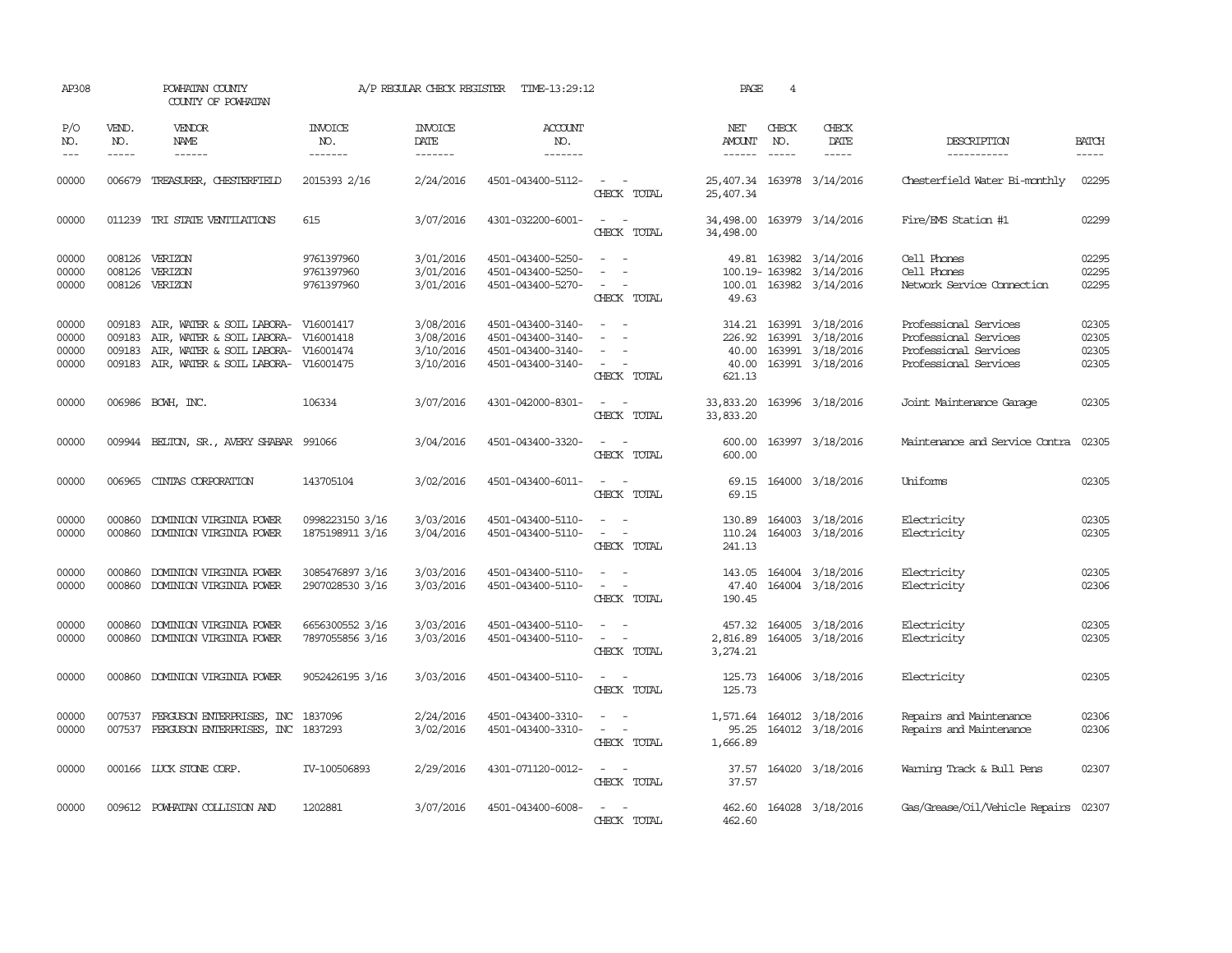AP308 POWHATAN COUNTY A/P REGULAR CHECK REGISTER TIME-13:29:12 PAGE 4

COUNTY OF POWHATAN

| P/O NO. | VEND. NO. | VENDOR NAME | INVOICE NO. | INVOICE DATE | ACCOUNT NO. | | NET AMOUNT | CHECK NO. | CHECK DATE | DESCRIPTION | BATCH |
|---|---|---|---|---|---|---|---|---|---|---|---|
| --- | ----- | ------ | ------- | ------- | ------- | | ------ | ----- | ----- | ----------- | ----- |
| 00000 | 006679 | TREASURER, CHESTERFIELD | 2015393 2/16 | 2/24/2016 | 4501-043400-5112- | - - | 25,407.34 | 163978 | 3/14/2016 | Chesterfield Water Bi-monthly | 02295 |
| | | | | | | CHECK TOTAL | 25,407.34 | | | | |
| 00000 | 011239 | TRI STATE VENTILATIONS | 615 | 3/07/2016 | 4301-032200-6001- | - - | 34,498.00 | 163979 | 3/14/2016 | Fire/EMS Station #1 | 02299 |
| | | | | | | CHECK TOTAL | 34,498.00 | | | | |
| 00000 | 008126 | VERIZON | 9761397960 | 3/01/2016 | 4501-043400-5250- | - - | 49.81 | 163982 | 3/14/2016 | Cell Phones | 02295 |
| 00000 | 008126 | VERIZON | 9761397960 | 3/01/2016 | 4501-043400-5250- | - - | 100.19- | 163982 | 3/14/2016 | Cell Phones | 02295 |
| 00000 | 008126 | VERIZON | 9761397960 | 3/01/2016 | 4501-043400-5270- | - - | 100.01 | 163982 | 3/14/2016 | Network Service Connection | 02295 |
| | | | | | | CHECK TOTAL | 49.63 | | | | |
| 00000 | 009183 | AIR, WATER & SOIL LABORA- | V16001417 | 3/08/2016 | 4501-043400-3140- | - - | 314.21 | 163991 | 3/18/2016 | Professional Services | 02305 |
| 00000 | 009183 | AIR, WATER & SOIL LABORA- | V16001418 | 3/08/2016 | 4501-043400-3140- | - - | 226.92 | 163991 | 3/18/2016 | Professional Services | 02305 |
| 00000 | 009183 | AIR, WATER & SOIL LABORA- | V16001474 | 3/10/2016 | 4501-043400-3140- | - - | 40.00 | 163991 | 3/18/2016 | Professional Services | 02305 |
| 00000 | 009183 | AIR, WATER & SOIL LABORA- | V16001475 | 3/10/2016 | 4501-043400-3140- | - - | 40.00 | 163991 | 3/18/2016 | Professional Services | 02305 |
| | | | | | | CHECK TOTAL | 621.13 | | | | |
| 00000 | 006986 | BCWH, INC. | 106334 | 3/07/2016 | 4301-042000-8301- | - - | 33,833.20 | 163996 | 3/18/2016 | Joint Maintenance Garage | 02305 |
| | | | | | | CHECK TOTAL | 33,833.20 | | | | |
| 00000 | 009944 | BELTON, SR., AVERY SHABAR | 991066 | 3/04/2016 | 4501-043400-3320- | - - | 600.00 | 163997 | 3/18/2016 | Maintenance and Service Contra | 02305 |
| | | | | | | CHECK TOTAL | 600.00 | | | | |
| 00000 | 006965 | CINTAS CORPORATION | 143705104 | 3/02/2016 | 4501-043400-6011- | - - | 69.15 | 164000 | 3/18/2016 | Uniforms | 02305 |
| | | | | | | CHECK TOTAL | 69.15 | | | | |
| 00000 | 000860 | DOMINION VIRGINIA POWER | 0998223150 3/16 | 3/03/2016 | 4501-043400-5110- | - - | 130.89 | 164003 | 3/18/2016 | Electricity | 02305 |
| 00000 | 000860 | DOMINION VIRGINIA POWER | 1875198911 3/16 | 3/04/2016 | 4501-043400-5110- | - - | 110.24 | 164003 | 3/18/2016 | Electricity | 02305 |
| | | | | | | CHECK TOTAL | 241.13 | | | | |
| 00000 | 000860 | DOMINION VIRGINIA POWER | 3085476897 3/16 | 3/03/2016 | 4501-043400-5110- | - - | 143.05 | 164004 | 3/18/2016 | Electricity | 02305 |
| 00000 | 000860 | DOMINION VIRGINIA POWER | 2907028530 3/16 | 3/03/2016 | 4501-043400-5110- | - - | 47.40 | 164004 | 3/18/2016 | Electricity | 02306 |
| | | | | | | CHECK TOTAL | 190.45 | | | | |
| 00000 | 000860 | DOMINION VIRGINIA POWER | 6656300552 3/16 | 3/03/2016 | 4501-043400-5110- | - - | 457.32 | 164005 | 3/18/2016 | Electricity | 02305 |
| 00000 | 000860 | DOMINION VIRGINIA POWER | 7897055856 3/16 | 3/03/2016 | 4501-043400-5110- | - - | 2,816.89 | 164005 | 3/18/2016 | Electricity | 02305 |
| | | | | | | CHECK TOTAL | 3,274.21 | | | | |
| 00000 | 000860 | DOMINION VIRGINIA POWER | 9052426195 3/16 | 3/03/2016 | 4501-043400-5110- | - - | 125.73 | 164006 | 3/18/2016 | Electricity | 02305 |
| | | | | | | CHECK TOTAL | 125.73 | | | | |
| 00000 | 007537 | FERGUSON ENTERPRISES, INC | 1837096 | 2/24/2016 | 4501-043400-3310- | - - | 1,571.64 | 164012 | 3/18/2016 | Repairs and Maintenance | 02306 |
| 00000 | 007537 | FERGUSON ENTERPRISES, INC | 1837293 | 3/02/2016 | 4501-043400-3310- | - - | 95.25 | 164012 | 3/18/2016 | Repairs and Maintenance | 02306 |
| | | | | | | CHECK TOTAL | 1,666.89 | | | | |
| 00000 | 000166 | LUCK STONE CORP. | IV-100506893 | 2/29/2016 | 4301-071120-0012- | - - | 37.57 | 164020 | 3/18/2016 | Warning Track & Bull Pens | 02307 |
| | | | | | | CHECK TOTAL | 37.57 | | | | |
| 00000 | 009612 | POWHATAN COLLISION AND | 1202881 | 3/07/2016 | 4501-043400-6008- | - - | 462.60 | 164028 | 3/18/2016 | Gas/Grease/Oil/Vehicle Repairs | 02307 |
| | | | | | | CHECK TOTAL | 462.60 | | | | |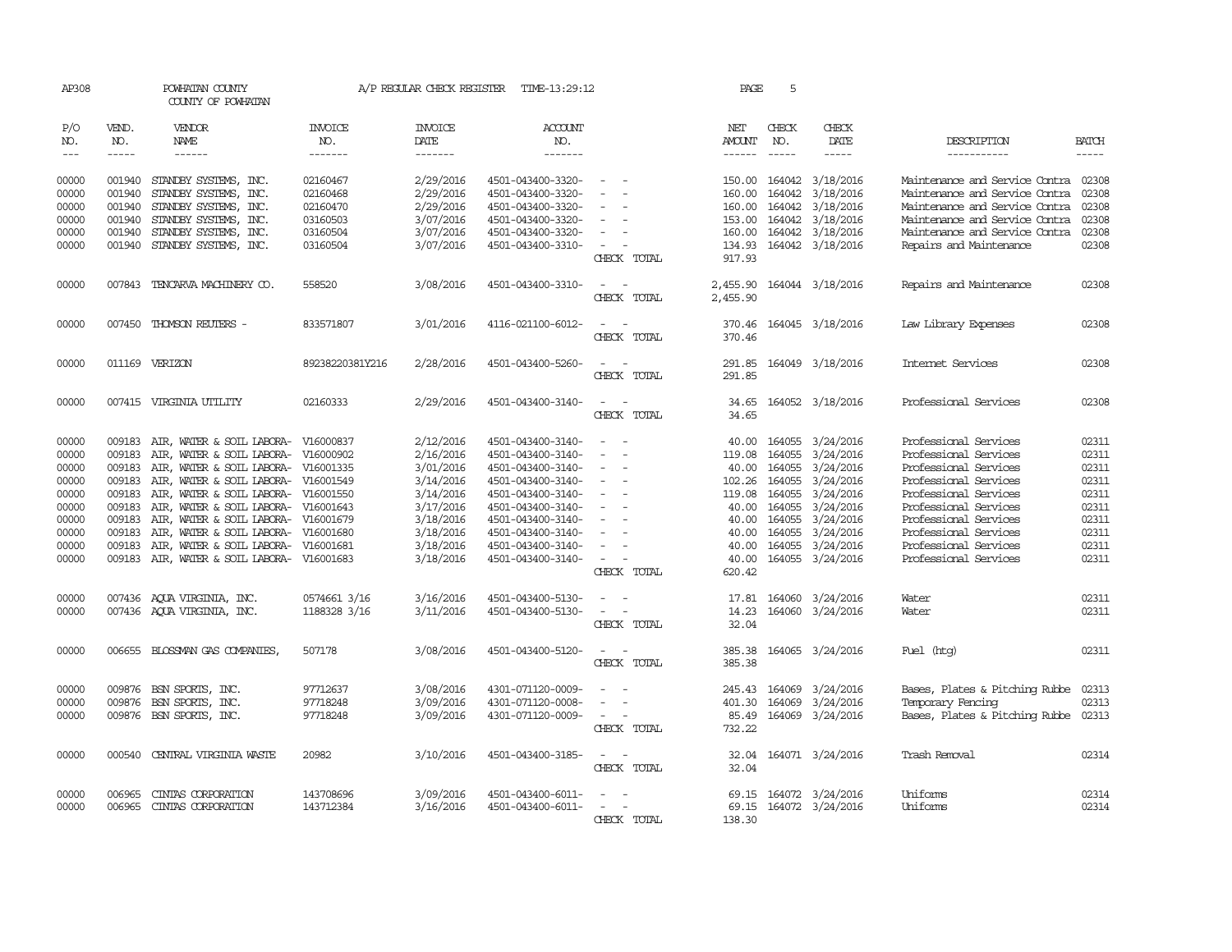AP308 POWHATAN COUNTY COUNTY OF POWHATAN — A/P REGULAR CHECK REGISTER TIME-13:29:12 PAGE 5

| P/O NO. | VEND. NO. | VENDOR NAME | INVOICE NO. | INVOICE DATE | ACCOUNT NO. | | NET AMOUNT | CHECK NO. | CHECK DATE | DESCRIPTION | BATCH |
|---|---|---|---|---|---|---|---|---|---|---|---|
| 00000 | 001940 | STANDBY SYSTEMS, INC. | 02160467 | 2/29/2016 | 4501-043400-3320- | - - | 150.00 | 164042 | 3/18/2016 | Maintenance and Service Contra | 02308 |
| 00000 | 001940 | STANDBY SYSTEMS, INC. | 02160468 | 2/29/2016 | 4501-043400-3320- | - - | 160.00 | 164042 | 3/18/2016 | Maintenance and Service Contra | 02308 |
| 00000 | 001940 | STANDBY SYSTEMS, INC. | 02160470 | 2/29/2016 | 4501-043400-3320- | - - | 160.00 | 164042 | 3/18/2016 | Maintenance and Service Contra | 02308 |
| 00000 | 001940 | STANDBY SYSTEMS, INC. | 03160503 | 3/07/2016 | 4501-043400-3320- | - - | 153.00 | 164042 | 3/18/2016 | Maintenance and Service Contra | 02308 |
| 00000 | 001940 | STANDBY SYSTEMS, INC. | 03160504 | 3/07/2016 | 4501-043400-3320- | - - | 160.00 | 164042 | 3/18/2016 | Maintenance and Service Contra | 02308 |
| 00000 | 001940 | STANDBY SYSTEMS, INC. | 03160504 | 3/07/2016 | 4501-043400-3310- | - - | 134.93 | 164042 | 3/18/2016 | Repairs and Maintenance | 02308 |
| | | | | | | CHECK TOTAL | 917.93 | | | | |
| 00000 | 007843 | TENCARVA MACHINERY CO. | 558520 | 3/08/2016 | 4501-043400-3310- | - - | 2,455.90 | 164044 | 3/18/2016 | Repairs and Maintenance | 02308 |
| | | | | | | CHECK TOTAL | 2,455.90 | | | | |
| 00000 | 007450 | THOMSON REUTERS - | 833571807 | 3/01/2016 | 4116-021100-6012- | - - | 370.46 | 164045 | 3/18/2016 | Law Library Expenses | 02308 |
| | | | | | | CHECK TOTAL | 370.46 | | | | |
| 00000 | 011169 | VERIZON | 89238220381Y216 | 2/28/2016 | 4501-043400-5260- | - - | 291.85 | 164049 | 3/18/2016 | Internet Services | 02308 |
| | | | | | | CHECK TOTAL | 291.85 | | | | |
| 00000 | 007415 | VIRGINIA UTILITY | 02160333 | 2/29/2016 | 4501-043400-3140- | - - | 34.65 | 164052 | 3/18/2016 | Professional Services | 02308 |
| | | | | | | CHECK TOTAL | 34.65 | | | | |
| 00000 | 009183 | AIR, WATER & SOIL LABORA- | V16000837 | 2/12/2016 | 4501-043400-3140- | - - | 40.00 | 164055 | 3/24/2016 | Professional Services | 02311 |
| 00000 | 009183 | AIR, WATER & SOIL LABORA- | V16000902 | 2/16/2016 | 4501-043400-3140- | - - | 119.08 | 164055 | 3/24/2016 | Professional Services | 02311 |
| 00000 | 009183 | AIR, WATER & SOIL LABORA- | V16001335 | 3/01/2016 | 4501-043400-3140- | - - | 40.00 | 164055 | 3/24/2016 | Professional Services | 02311 |
| 00000 | 009183 | AIR, WATER & SOIL LABORA- | V16001549 | 3/14/2016 | 4501-043400-3140- | - - | 102.26 | 164055 | 3/24/2016 | Professional Services | 02311 |
| 00000 | 009183 | AIR, WATER & SOIL LABORA- | V16001550 | 3/14/2016 | 4501-043400-3140- | - - | 119.08 | 164055 | 3/24/2016 | Professional Services | 02311 |
| 00000 | 009183 | AIR, WATER & SOIL LABORA- | V16001643 | 3/17/2016 | 4501-043400-3140- | - - | 40.00 | 164055 | 3/24/2016 | Professional Services | 02311 |
| 00000 | 009183 | AIR, WATER & SOIL LABORA- | V16001679 | 3/18/2016 | 4501-043400-3140- | - - | 40.00 | 164055 | 3/24/2016 | Professional Services | 02311 |
| 00000 | 009183 | AIR, WATER & SOIL LABORA- | V16001680 | 3/18/2016 | 4501-043400-3140- | - - | 40.00 | 164055 | 3/24/2016 | Professional Services | 02311 |
| 00000 | 009183 | AIR, WATER & SOIL LABORA- | V16001681 | 3/18/2016 | 4501-043400-3140- | - - | 40.00 | 164055 | 3/24/2016 | Professional Services | 02311 |
| 00000 | 009183 | AIR, WATER & SOIL LABORA- | V16001683 | 3/18/2016 | 4501-043400-3140- | - - | 40.00 | 164055 | 3/24/2016 | Professional Services | 02311 |
| | | | | | | CHECK TOTAL | 620.42 | | | | |
| 00000 | 007436 | AQUA VIRGINIA, INC. | 0574661 3/16 | 3/16/2016 | 4501-043400-5130- | - - | 17.81 | 164060 | 3/24/2016 | Water | 02311 |
| 00000 | 007436 | AQUA VIRGINIA, INC. | 1188328 3/16 | 3/11/2016 | 4501-043400-5130- | - - | 14.23 | 164060 | 3/24/2016 | Water | 02311 |
| | | | | | | CHECK TOTAL | 32.04 | | | | |
| 00000 | 006655 | BLOSSMAN GAS COMPANIES, | 507178 | 3/08/2016 | 4501-043400-5120- | - - | 385.38 | 164065 | 3/24/2016 | Fuel (htg) | 02311 |
| | | | | | | CHECK TOTAL | 385.38 | | | | |
| 00000 | 009876 | BSN SPORTS, INC. | 97712637 | 3/08/2016 | 4301-071120-0009- | - - | 245.43 | 164069 | 3/24/2016 | Bases, Plates & Pitching Rubbe | 02313 |
| 00000 | 009876 | BSN SPORTS, INC. | 97718248 | 3/09/2016 | 4301-071120-0008- | - - | 401.30 | 164069 | 3/24/2016 | Temporary Fencing | 02313 |
| 00000 | 009876 | BSN SPORTS, INC. | 97718248 | 3/09/2016 | 4301-071120-0009- | - - | 85.49 | 164069 | 3/24/2016 | Bases, Plates & Pitching Rubbe | 02313 |
| | | | | | | CHECK TOTAL | 732.22 | | | | |
| 00000 | 000540 | CENTRAL VIRGINIA WASTE | 20982 | 3/10/2016 | 4501-043400-3185- | - - | 32.04 | 164071 | 3/24/2016 | Trash Removal | 02314 |
| | | | | | | CHECK TOTAL | 32.04 | | | | |
| 00000 | 006965 | CINTAS CORPORATION | 143708696 | 3/09/2016 | 4501-043400-6011- | - - | 69.15 | 164072 | 3/24/2016 | Uniforms | 02314 |
| 00000 | 006965 | CINTAS CORPORATION | 143712384 | 3/16/2016 | 4501-043400-6011- | - - | 69.15 | 164072 | 3/24/2016 | Uniforms | 02314 |
| | | | | | | CHECK TOTAL | 138.30 | | | | |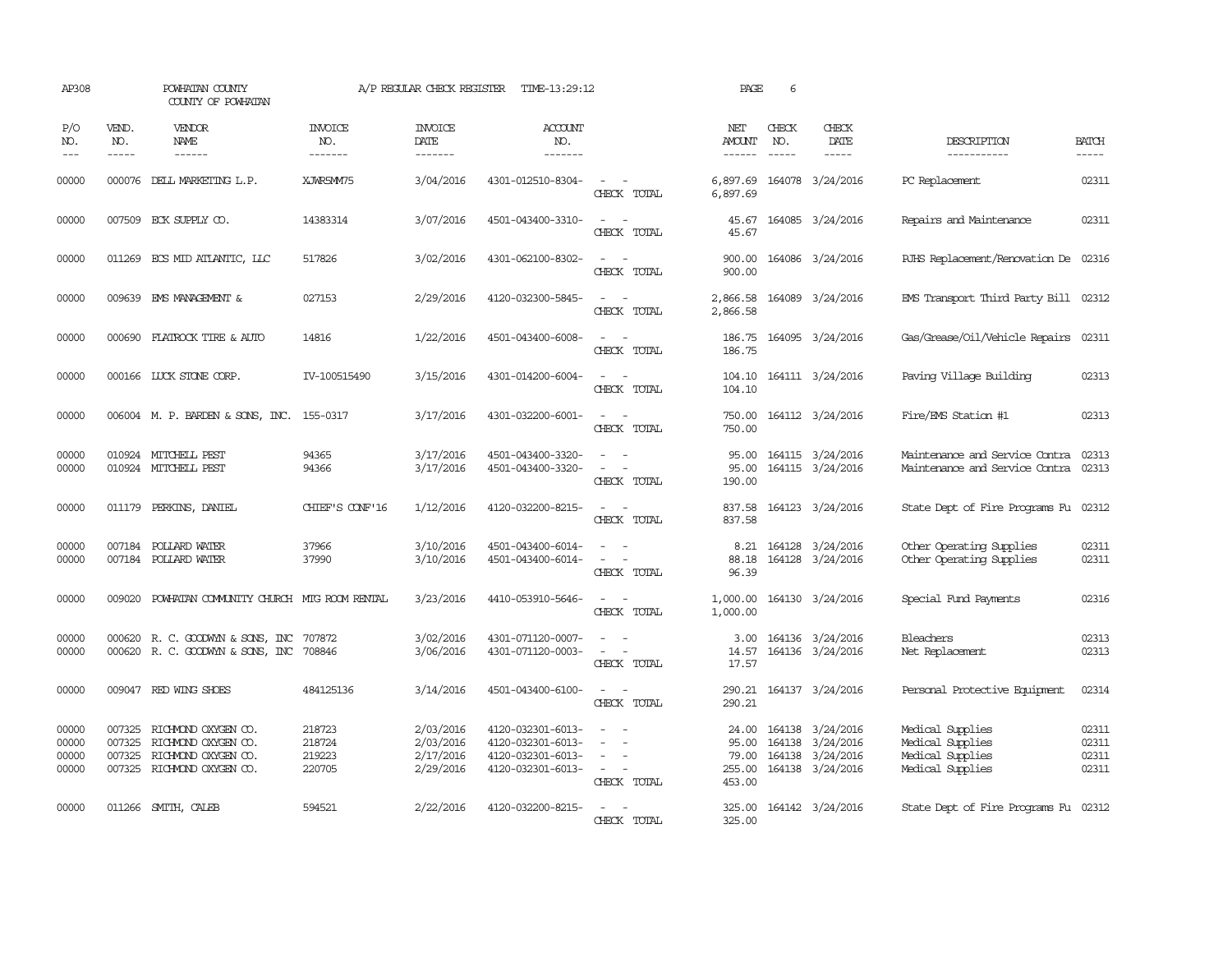AP308 POWHATAN COUNTY A/P REGULAR CHECK REGISTER TIME-13:29:12 PAGE 6
COUNTY OF POWHATAN

| P/O NO. | VEND. NO. | VENDOR NAME | INVOICE NO. | INVOICE DATE | ACCOUNT NO. | | NET AMOUNT | CHECK NO. | CHECK DATE | DESCRIPTION | BATCH |
|---|---|---|---|---|---|---|---|---|---|---|---|
| 00000 | 000076 | DELL MARKETING L.P. | XJWR5MM75 | 3/04/2016 | 4301-012510-8304- | - - | 6,897.69 | 164078 | 3/24/2016 | PC Replacement | 02311 |
| | | | | | | CHECK TOTAL | 6,897.69 | | | | |
| 00000 | 007509 | ECK SUPPLY CO. | 14383314 | 3/07/2016 | 4501-043400-3310- | - - | 45.67 | 164085 | 3/24/2016 | Repairs and Maintenance | 02311 |
| | | | | | | CHECK TOTAL | 45.67 | | | | |
| 00000 | 011269 | ECS MID ATLANTIC, LLC | 517826 | 3/02/2016 | 4301-062100-8302- | - - | 900.00 | 164086 | 3/24/2016 | PJHS Replacement/Renovation De | 02316 |
| | | | | | | CHECK TOTAL | 900.00 | | | | |
| 00000 | 009639 | EMS MANAGEMENT & | 027153 | 2/29/2016 | 4120-032300-5845- | - - | 2,866.58 | 164089 | 3/24/2016 | EMS Transport Third Party Bill | 02312 |
| | | | | | | CHECK TOTAL | 2,866.58 | | | | |
| 00000 | 000690 | FLATROCK TIRE & AUTO | 14816 | 1/22/2016 | 4501-043400-6008- | - - | 186.75 | 164095 | 3/24/2016 | Gas/Grease/Oil/Vehicle Repairs | 02311 |
| | | | | | | CHECK TOTAL | 186.75 | | | | |
| 00000 | 000166 | LUCK STONE CORP. | IV-100515490 | 3/15/2016 | 4301-014200-6004- | - - | 104.10 | 164111 | 3/24/2016 | Paving Village Building | 02313 |
| | | | | | | CHECK TOTAL | 104.10 | | | | |
| 00000 | 006004 | M. P. BARDEN & SONS, INC. | 155-0317 | 3/17/2016 | 4301-032200-6001- | - - | 750.00 | 164112 | 3/24/2016 | Fire/EMS Station #1 | 02313 |
| | | | | | | CHECK TOTAL | 750.00 | | | | |
| 00000 | 010924 | MITCHELL PEST | 94365 | 3/17/2016 | 4501-043400-3320- | - - | 95.00 | 164115 | 3/24/2016 | Maintenance and Service Contra | 02313 |
| 00000 | 010924 | MITCHELL PEST | 94366 | 3/17/2016 | 4501-043400-3320- | - - | 95.00 | 164115 | 3/24/2016 | Maintenance and Service Contra | 02313 |
| | | | | | | CHECK TOTAL | 190.00 | | | | |
| 00000 | 011179 | PERKINS, DANIEL | CHIEF'S CONF'16 | 1/12/2016 | 4120-032200-8215- | - - | 837.58 | 164123 | 3/24/2016 | State Dept of Fire Programs Fu | 02312 |
| | | | | | | CHECK TOTAL | 837.58 | | | | |
| 00000 | 007184 | POLLARD WATER | 37966 | 3/10/2016 | 4501-043400-6014- | - - | 8.21 | 164128 | 3/24/2016 | Other Operating Supplies | 02311 |
| 00000 | 007184 | POLLARD WATER | 37990 | 3/10/2016 | 4501-043400-6014- | - - | 88.18 | 164128 | 3/24/2016 | Other Operating Supplies | 02311 |
| | | | | | | CHECK TOTAL | 96.39 | | | | |
| 00000 | 009020 | POWHATAN COMMUNITY CHURCH | MTG ROOM RENTAL | 3/23/2016 | 4410-053910-5646- | - - | 1,000.00 | 164130 | 3/24/2016 | Special Fund Payments | 02316 |
| | | | | | | CHECK TOTAL | 1,000.00 | | | | |
| 00000 | 000620 | R. C. GOODWYN & SONS, INC | 707872 | 3/02/2016 | 4301-071120-0007- | - - | 3.00 | 164136 | 3/24/2016 | Bleachers | 02313 |
| 00000 | 000620 | R. C. GOODWYN & SONS, INC | 708846 | 3/06/2016 | 4301-071120-0003- | - - | 14.57 | 164136 | 3/24/2016 | Net Replacement | 02313 |
| | | | | | | CHECK TOTAL | 17.57 | | | | |
| 00000 | 009047 | RED WING SHOES | 484125136 | 3/14/2016 | 4501-043400-6100- | - - | 290.21 | 164137 | 3/24/2016 | Personal Protective Equipment | 02314 |
| | | | | | | CHECK TOTAL | 290.21 | | | | |
| 00000 | 007325 | RICHMOND OXYGEN CO. | 218723 | 2/03/2016 | 4120-032301-6013- | - - | 24.00 | 164138 | 3/24/2016 | Medical Supplies | 02311 |
| 00000 | 007325 | RICHMOND OXYGEN CO. | 218724 | 2/03/2016 | 4120-032301-6013- | - - | 95.00 | 164138 | 3/24/2016 | Medical Supplies | 02311 |
| 00000 | 007325 | RICHMOND OXYGEN CO. | 219223 | 2/17/2016 | 4120-032301-6013- | - - | 79.00 | 164138 | 3/24/2016 | Medical Supplies | 02311 |
| 00000 | 007325 | RICHMOND OXYGEN CO. | 220705 | 2/29/2016 | 4120-032301-6013- | - - | 255.00 | 164138 | 3/24/2016 | Medical Supplies | 02311 |
| | | | | | | CHECK TOTAL | 453.00 | | | | |
| 00000 | 011266 | SMITH, CALEB | 594521 | 2/22/2016 | 4120-032200-8215- | - - | 325.00 | 164142 | 3/24/2016 | State Dept of Fire Programs Fu | 02312 |
| | | | | | | CHECK TOTAL | 325.00 | | | | |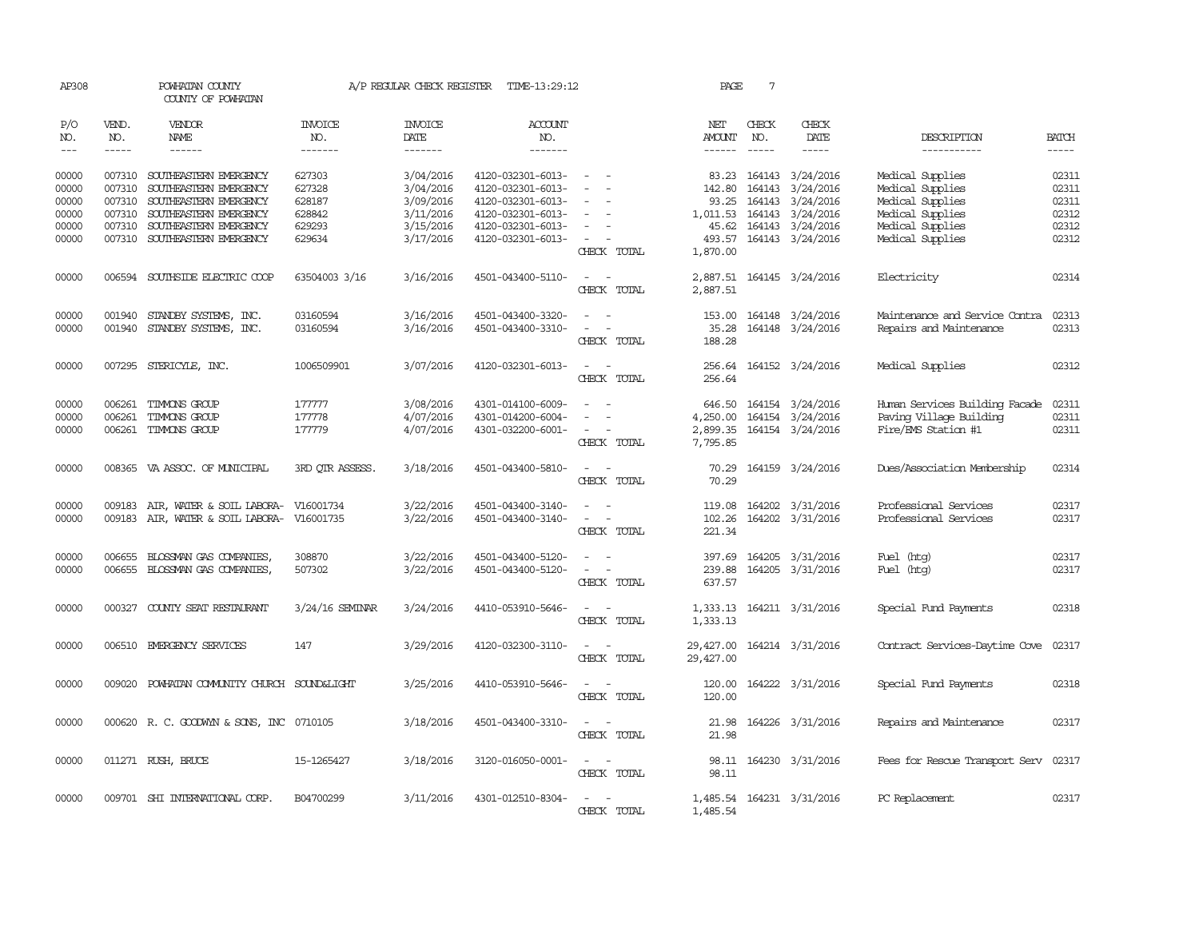AP308 POWHATAN COUNTY A/P REGULAR CHECK REGISTER TIME-13:29:12 PAGE 7

COUNTY OF POWHATAN

| P/O NO. | VEND. NO. | VENDOR NAME | INVOICE NO. | INVOICE DATE | ACCOUNT NO. | | NET AMOUNT | CHECK NO. | CHECK DATE | DESCRIPTION | BATCH |
|---|---|---|---|---|---|---|---|---|---|---|---|
| 00000 | 007310 | SOUTHEASTERN EMERGENCY | 627303 | 3/04/2016 | 4120-032301-6013- | - - | 83.23 | 164143 | 3/24/2016 | Medical Supplies | 02311 |
| 00000 | 007310 | SOUTHEASTERN EMERGENCY | 627328 | 3/04/2016 | 4120-032301-6013- | - - | 142.80 | 164143 | 3/24/2016 | Medical Supplies | 02311 |
| 00000 | 007310 | SOUTHEASTERN EMERGENCY | 628187 | 3/09/2016 | 4120-032301-6013- | - - | 93.25 | 164143 | 3/24/2016 | Medical Supplies | 02311 |
| 00000 | 007310 | SOUTHEASTERN EMERGENCY | 628842 | 3/11/2016 | 4120-032301-6013- | - - | 1,011.53 | 164143 | 3/24/2016 | Medical Supplies | 02312 |
| 00000 | 007310 | SOUTHEASTERN EMERGENCY | 629293 | 3/15/2016 | 4120-032301-6013- | - - | 45.62 | 164143 | 3/24/2016 | Medical Supplies | 02312 |
| 00000 | 007310 | SOUTHEASTERN EMERGENCY | 629634 | 3/17/2016 | 4120-032301-6013- | - - | 493.57 | 164143 | 3/24/2016 | Medical Supplies | 02312 |
| | | | | | | CHECK TOTAL | 1,870.00 | | | | |
| 00000 | 006594 | SOUTHSIDE ELECTRIC COOP | 63504003 3/16 | 3/16/2016 | 4501-043400-5110- | - - | 2,887.51 | 164145 | 3/24/2016 | Electricity | 02314 |
| | | | | | | CHECK TOTAL | 2,887.51 | | | | |
| 00000 | 001940 | STANDBY SYSTEMS, INC. | 03160594 | 3/16/2016 | 4501-043400-3320- | - - | 153.00 | 164148 | 3/24/2016 | Maintenance and Service Contra | 02313 |
| 00000 | 001940 | STANDBY SYSTEMS, INC. | 03160594 | 3/16/2016 | 4501-043400-3310- | - - | 35.28 | 164148 | 3/24/2016 | Repairs and Maintenance | 02313 |
| | | | | | | CHECK TOTAL | 188.28 | | | | |
| 00000 | 007295 | STERICYLE, INC. | 1006509901 | 3/07/2016 | 4120-032301-6013- | - - | 256.64 | 164152 | 3/24/2016 | Medical Supplies | 02312 |
| | | | | | | CHECK TOTAL | 256.64 | | | | |
| 00000 | 006261 | TIMMONS GROUP | 177777 | 3/08/2016 | 4301-014100-6009- | - - | 646.50 | 164154 | 3/24/2016 | Human Services Building Facade | 02311 |
| 00000 | 006261 | TIMMONS GROUP | 177778 | 4/07/2016 | 4301-014200-6004- | - - | 4,250.00 | 164154 | 3/24/2016 | Paving Village Building | 02311 |
| 00000 | 006261 | TIMMONS GROUP | 177779 | 4/07/2016 | 4301-032200-6001- | - - | 2,899.35 | 164154 | 3/24/2016 | Fire/EMS Station #1 | 02311 |
| | | | | | | CHECK TOTAL | 7,795.85 | | | | |
| 00000 | 008365 | VA ASSOC. OF MUNICIPAL | 3RD QTR ASSESS. | 3/18/2016 | 4501-043400-5810- | - - | 70.29 | 164159 | 3/24/2016 | Dues/Association Membership | 02314 |
| | | | | | | CHECK TOTAL | 70.29 | | | | |
| 00000 | 009183 | AIR, WATER & SOIL LABORA- | V16001734 | 3/22/2016 | 4501-043400-3140- | - - | 119.08 | 164202 | 3/31/2016 | Professional Services | 02317 |
| 00000 | 009183 | AIR, WATER & SOIL LABORA- | V16001735 | 3/22/2016 | 4501-043400-3140- | - - | 102.26 | 164202 | 3/31/2016 | Professional Services | 02317 |
| | | | | | | CHECK TOTAL | 221.34 | | | | |
| 00000 | 006655 | BLOSSMAN GAS COMPANIES, | 308870 | 3/22/2016 | 4501-043400-5120- | - - | 397.69 | 164205 | 3/31/2016 | Fuel (htg) | 02317 |
| 00000 | 006655 | BLOSSMAN GAS COMPANIES, | 507302 | 3/22/2016 | 4501-043400-5120- | - - | 239.88 | 164205 | 3/31/2016 | Fuel (htg) | 02317 |
| | | | | | | CHECK TOTAL | 637.57 | | | | |
| 00000 | 000327 | COUNTY SEAT RESTAURANT | 3/24/16 SEMINAR | 3/24/2016 | 4410-053910-5646- | - - | 1,333.13 | 164211 | 3/31/2016 | Special Fund Payments | 02318 |
| | | | | | | CHECK TOTAL | 1,333.13 | | | | |
| 00000 | 006510 | EMERGENCY SERVICES | 147 | 3/29/2016 | 4120-032300-3110- | - - | 29,427.00 | 164214 | 3/31/2016 | Contract Services-Daytime Cove | 02317 |
| | | | | | | CHECK TOTAL | 29,427.00 | | | | |
| 00000 | 009020 | POWHATAN COMMUNITY CHURCH | SOUND&LIGHT | 3/25/2016 | 4410-053910-5646- | - - | 120.00 | 164222 | 3/31/2016 | Special Fund Payments | 02318 |
| | | | | | | CHECK TOTAL | 120.00 | | | | |
| 00000 | 000620 | R. C. GOODWYN & SONS, INC | 0710105 | 3/18/2016 | 4501-043400-3310- | - - | 21.98 | 164226 | 3/31/2016 | Repairs and Maintenance | 02317 |
| | | | | | | CHECK TOTAL | 21.98 | | | | |
| 00000 | 011271 | RUSH, BRUCE | 15-1265427 | 3/18/2016 | 3120-016050-0001- | - - | 98.11 | 164230 | 3/31/2016 | Fees for Rescue Transport Serv | 02317 |
| | | | | | | CHECK TOTAL | 98.11 | | | | |
| 00000 | 009701 | SHI INTERNATIONAL CORP. | B04700299 | 3/11/2016 | 4301-012510-8304- | - - | 1,485.54 | 164231 | 3/31/2016 | PC Replacement | 02317 |
| | | | | | | CHECK TOTAL | 1,485.54 | | | | |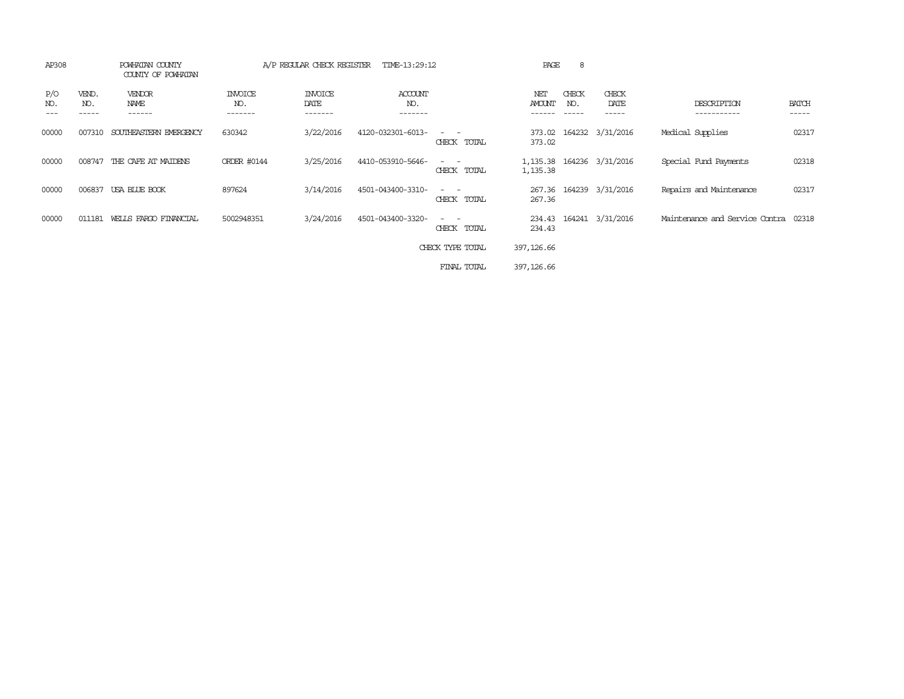AP308 POWHATAN COUNTY A/P REGULAR CHECK REGISTER TIME-13:29:12 PAGE 8
COUNTY OF POWHATAN

| P/O NO. | VEND. NO. | VENDOR NAME | INVOICE NO. | INVOICE DATE | ACCOUNT NO. | | NET AMOUNT | CHECK NO. | CHECK DATE | DESCRIPTION | BATCH |
|---|---|---|---|---|---|---|---|---|---|---|---|
| 00000 | 007310 | SOUTHEASTERN EMERGENCY | 630342 | 3/22/2016 | 4120-032301-6013- | - - | 373.02 | 164232 | 3/31/2016 | Medical Supplies | 02317 |
| | | | | | | CHECK TOTAL | 373.02 | | | | |
| 00000 | 008747 | THE CAFE AT MAIDENS | ORDER #0144 | 3/25/2016 | 4410-053910-5646- | - - | 1,135.38 | 164236 | 3/31/2016 | Special Fund Payments | 02318 |
| | | | | | | CHECK TOTAL | 1,135.38 | | | | |
| 00000 | 006837 | USA BLUE BOOK | 897624 | 3/14/2016 | 4501-043400-3310- | - - | 267.36 | 164239 | 3/31/2016 | Repairs and Maintenance | 02317 |
| | | | | | | CHECK TOTAL | 267.36 | | | | |
| 00000 | 011181 | WELLS FARGO FINANCIAL | 5002948351 | 3/24/2016 | 4501-043400-3320- | - - | 234.43 | 164241 | 3/31/2016 | Maintenance and Service Contra | 02318 |
| | | | | | | CHECK TOTAL | 234.43 | | | | |
| | | | | | | CHECK TYPE TOTAL | 397,126.66 | | | | |
| | | | | | | FINAL TOTAL | 397,126.66 | | | | |